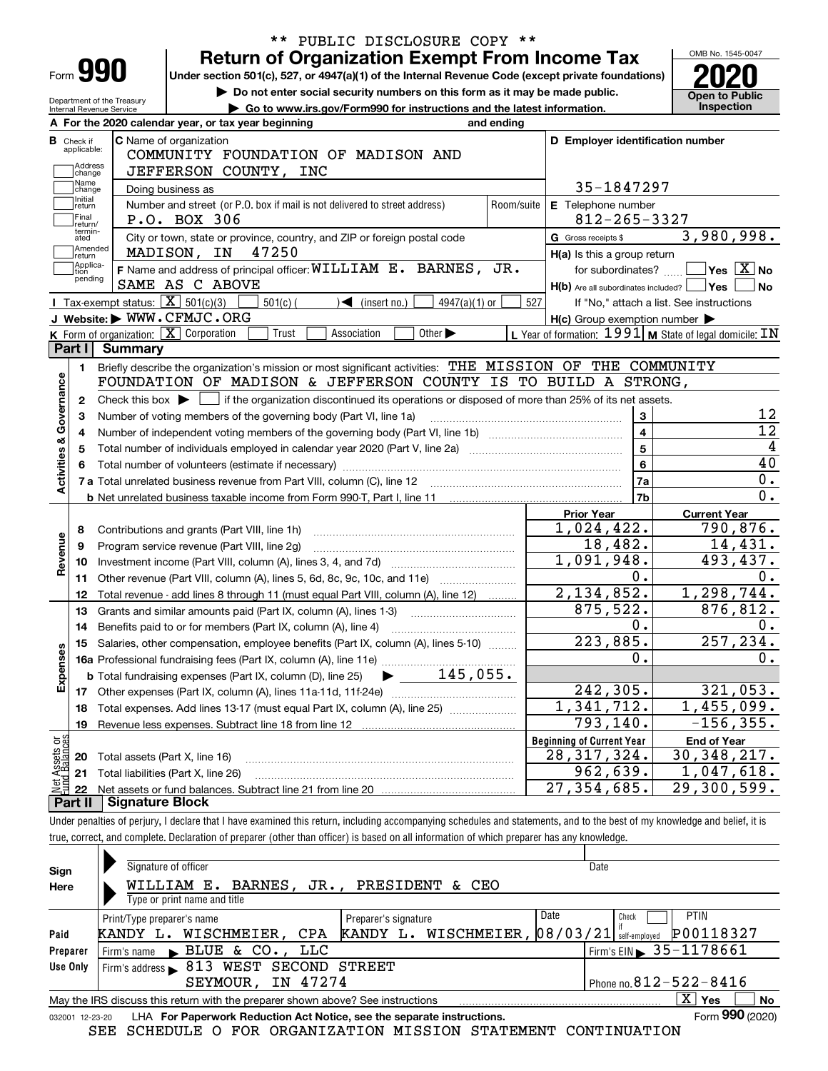\*\* PUBLIC DISCLOSURE COPY \*\*

# Form 990 — Return of Organization Exempt From Income Tax

Under section 501(c), 527, or 4947(a)(1) of the Internal Revenue Code (except private foundations)

▶ Do not enter social security numbers on this form as it may be made public.

▶ Go to www.irs.gov/Form990 for instructions and the latest information.

Department of the Treasury
Internal Revenue Service

OMB No. 1545-0047

**2020**

**Open to Public Inspection**

**A** For the 2020 calendar year, or tax year beginning                and ending

**B** Check if applicable: Address change, Name change, Initial return, Final return/terminated, Amended return, Application pending

**C** Name of organization
COMMUNITY FOUNDATION OF MADISON AND JEFFERSON COUNTY, INC

Doing business as

Number and street (or P.O. box if mail is not delivered to street address): P.O. BOX 306    Room/suite

City or town, state or province, country, and ZIP or foreign postal code: MADISON, IN 47250

**D** Employer identification number: 35-1847297

**E** Telephone number: 812-265-3327

**G** Gross receipts $ 3,980,998.

**F** Name and address of principal officer: WILLIAM E. BARNES, JR.
SAME AS C ABOVE

**H(a)** Is this a group return for subordinates? ☐ Yes ☒ No

**H(b)** Are all subordinates included? ☐ Yes ☐ No
If "No," attach a list. See instructions

**H(c)** Group exemption number ▶

**I** Tax-exempt status: ☒ 501(c)(3) ☐ 501(c) ( ) ◀ (insert no.) ☐ 4947(a)(1) or ☐ 527

**J** Website: ▶ WWW.CFMJC.ORG

**K** Form of organization: ☒ Corporation ☐ Trust ☐ Association ☐ Other ▶

**L** Year of formation: 1991  **M** State of legal domicile: IN

## Part I Summary

**Activities & Governance**

1. Briefly describe the organization's mission or most significant activities: THE MISSION OF THE COMMUNITY FOUNDATION OF MADISON & JEFFERSON COUNTY IS TO BUILD A STRONG,
2. Check this box ▶ ☐ if the organization discontinued its operations or disposed of more than 25% of its net assets.

| | | | |
|---|---|---|---|
| 3 | Number of voting members of the governing body (Part VI, line 1a) | 3 | 12 |
| 4 | Number of independent voting members of the governing body (Part VI, line 1b) | 4 | 12 |
| 5 | Total number of individuals employed in calendar year 2020 (Part V, line 2a) | 5 | 4 |
| 6 | Total number of volunteers (estimate if necessary) | 6 | 40 |
| 7a | Total unrelated business revenue from Part VIII, column (C), line 12 | 7a | 0. |
| b | Net unrelated business taxable income from Form 990-T, Part I, line 11 | 7b | 0. |

| | | Prior Year | Current Year |
|---|---|---|---|
| **Revenue** | | | |
| 8 | Contributions and grants (Part VIII, line 1h) | 1,024,422. | 790,876. |
| 9 | Program service revenue (Part VIII, line 2g) | 18,482. | 14,431. |
| 10 | Investment income (Part VIII, column (A), lines 3, 4, and 7d) | 1,091,948. | 493,437. |
| 11 | Other revenue (Part VIII, column (A), lines 5, 6d, 8c, 9c, 10c, and 11e) | 0. | 0. |
| 12 | Total revenue - add lines 8 through 11 (must equal Part VIII, column (A), line 12) | 2,134,852. | 1,298,744. |
| **Expenses** | | | |
| 13 | Grants and similar amounts paid (Part IX, column (A), lines 1-3) | 875,522. | 876,812. |
| 14 | Benefits paid to or for members (Part IX, column (A), line 4) | 0. | 0. |
| 15 | Salaries, other compensation, employee benefits (Part IX, column (A), lines 5-10) | 223,885. | 257,234. |
| 16a | Professional fundraising fees (Part IX, column (A), line 11e) | 0. | 0. |
| b | Total fundraising expenses (Part IX, column (D), line 25) ▶ 145,055. | | |
| 17 | Other expenses (Part IX, column (A), lines 11a-11d, 11f-24e) | 242,305. | 321,053. |
| 18 | Total expenses. Add lines 13-17 (must equal Part IX, column (A), line 25) | 1,341,712. | 1,455,099. |
| 19 | Revenue less expenses. Subtract line 18 from line 12 | 793,140. | -156,355. |

| **Net Assets or Fund Balances** | | Beginning of Current Year | End of Year |
|---|---|---|---|
| 20 | Total assets (Part X, line 16) | 28,317,324. | 30,348,217. |
| 21 | Total liabilities (Part X, line 26) | 962,639. | 1,047,618. |
| 22 | Net assets or fund balances. Subtract line 21 from line 20 | 27,354,685. | 29,300,599. |

## Part II Signature Block

Under penalties of perjury, I declare that I have examined this return, including accompanying schedules and statements, and to the best of my knowledge and belief, it is true, correct, and complete. Declaration of preparer (other than officer) is based on all information of which preparer has any knowledge.

**Sign Here**

Signature of officer    Date

WILLIAM E. BARNES, JR., PRESIDENT & CEO
Type or print name and title

| **Paid Preparer Use Only** | | | | |
|---|---|---|---|---|
| Print/Type preparer's name | Preparer's signature | Date | Check ☐ if self-employed | PTIN |
| KANDY L. WISCHMEIER, CPA | KANDY L. WISCHMEIER, | 08/03/21 | | P00118327 |
| Firm's name ▶ BLUE & CO., LLC | | | Firm's EIN ▶ 35-1178661 | |
| Firm's address ▶ 813 WEST SECOND STREET SEYMOUR, IN 47274 | | | Phone no. 812-522-8416 | |

May the IRS discuss this return with the preparer shown above? See instructions ☒ Yes ☐ No

032001 12-23-20 LHA For Paperwork Reduction Act Notice, see the separate instructions. Form **990** (2020)

SEE SCHEDULE O FOR ORGANIZATION MISSION STATEMENT CONTINUATION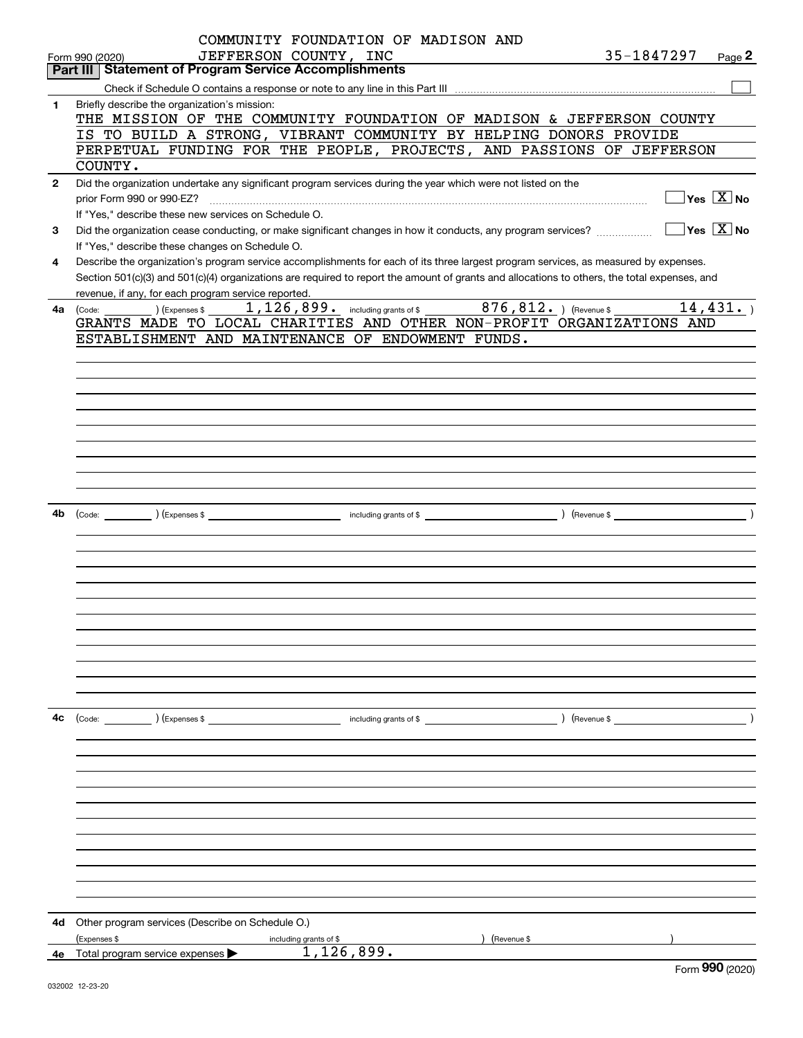Form 990 (2020) COMMUNITY FOUNDATION OF MADISON AND JEFFERSON COUNTY, INC 35-1847297 Page **2**

## Part III Statement of Program Service Accomplishments

Check if Schedule O contains a response or note to any line in this Part III ☐

**1** Briefly describe the organization's mission:

THE MISSION OF THE COMMUNITY FOUNDATION OF MADISON & JEFFERSON COUNTY IS TO BUILD A STRONG, VIBRANT COMMUNITY BY HELPING DONORS PROVIDE PERPETUAL FUNDING FOR THE PEOPLE, PROJECTS, AND PASSIONS OF JEFFERSON COUNTY.

**2** Did the organization undertake any significant program services during the year which were not listed on the prior Form 990 or 990-EZ? ☐ Yes ☒ No

If "Yes," describe these new services on Schedule O.

**3** Did the organization cease conducting, or make significant changes in how it conducts, any program services? ☐ Yes ☒ No

If "Yes," describe these changes on Schedule O.

**4** Describe the organization's program service accomplishments for each of its three largest program services, as measured by expenses. Section 501(c)(3) and 501(c)(4) organizations are required to report the amount of grants and allocations to others, the total expenses, and revenue, if any, for each program service reported.

**4a** (Code: ) (Expenses $ 1,126,899. including grants of $ 876,812. ) (Revenue $ 14,431. )

GRANTS MADE TO LOCAL CHARITIES AND OTHER NON-PROFIT ORGANIZATIONS AND ESTABLISHMENT AND MAINTENANCE OF ENDOWMENT FUNDS.

**4b** (Code: ) (Expenses $ including grants of $ ) (Revenue $ )

**4c** (Code: ) (Expenses $ including grants of $ ) (Revenue $ )

**4d** Other program services (Describe on Schedule O.)

(Expenses $ including grants of $ ) (Revenue $ )

**4e** Total program service expenses ▶ 1,126,899.

Form **990** (2020)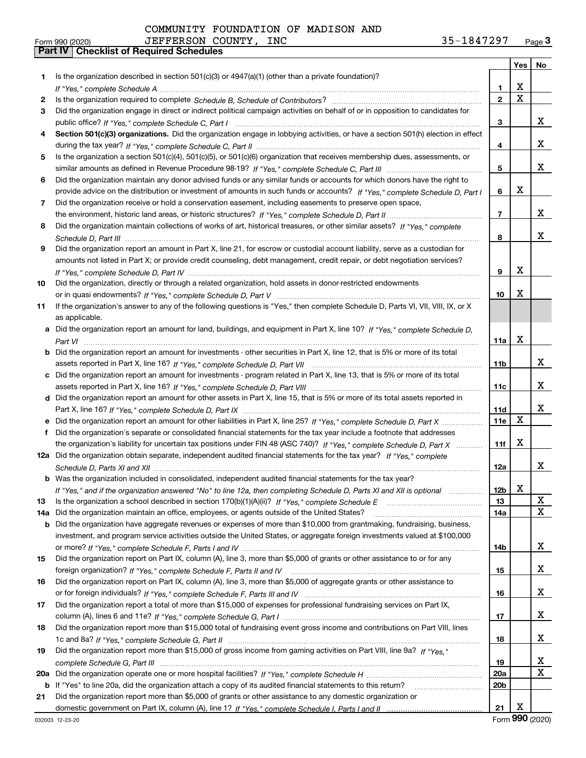COMMUNITY FOUNDATION OF MADISON AND JEFFERSON COUNTY, INC    35-1847297

Form 990 (2020)

## Part IV Checklist of Required Schedules

| | | | Yes | No |
|---|---|---|---|---|
| 1 | Is the organization described in section 501(c)(3) or 4947(a)(1) (other than a private foundation)? *If "Yes," complete Schedule A* | 1 | X | |
| 2 | Is the organization required to complete *Schedule B, Schedule of Contributors*? | 2 | X | |
| 3 | Did the organization engage in direct or indirect political campaign activities on behalf of or in opposition to candidates for public office? *If "Yes," complete Schedule C, Part I* | 3 | | X |
| 4 | **Section 501(c)(3) organizations.** Did the organization engage in lobbying activities, or have a section 501(h) election in effect during the tax year? *If "Yes," complete Schedule C, Part II* | 4 | | X |
| 5 | Is the organization a section 501(c)(4), 501(c)(5), or 501(c)(6) organization that receives membership dues, assessments, or similar amounts as defined in Revenue Procedure 98-19? *If "Yes," complete Schedule C, Part III* | 5 | | X |
| 6 | Did the organization maintain any donor advised funds or any similar funds or accounts for which donors have the right to provide advice on the distribution or investment of amounts in such funds or accounts? *If "Yes," complete Schedule D, Part I* | 6 | X | |
| 7 | Did the organization receive or hold a conservation easement, including easements to preserve open space, the environment, historic land areas, or historic structures? *If "Yes," complete Schedule D, Part II* | 7 | | X |
| 8 | Did the organization maintain collections of works of art, historical treasures, or other similar assets? *If "Yes," complete Schedule D, Part III* | 8 | | X |
| 9 | Did the organization report an amount in Part X, line 21, for escrow or custodial account liability, serve as a custodian for amounts not listed in Part X; or provide credit counseling, debt management, credit repair, or debt negotiation services? *If "Yes," complete Schedule D, Part IV* | 9 | X | |
| 10 | Did the organization, directly or through a related organization, hold assets in donor-restricted endowments or in quasi endowments? *If "Yes," complete Schedule D, Part V* | 10 | X | |
| 11 | If the organization's answer to any of the following questions is "Yes," then complete Schedule D, Parts VI, VII, VIII, IX, or X as applicable. | | | |
| a | Did the organization report an amount for land, buildings, and equipment in Part X, line 10? *If "Yes," complete Schedule D, Part VI* | 11a | X | |
| b | Did the organization report an amount for investments - other securities in Part X, line 12, that is 5% or more of its total assets reported in Part X, line 16? *If "Yes," complete Schedule D, Part VII* | 11b | | X |
| c | Did the organization report an amount for investments - program related in Part X, line 13, that is 5% or more of its total assets reported in Part X, line 16? *If "Yes," complete Schedule D, Part VIII* | 11c | | X |
| d | Did the organization report an amount for other assets in Part X, line 15, that is 5% or more of its total assets reported in Part X, line 16? *If "Yes," complete Schedule D, Part IX* | 11d | | X |
| e | Did the organization report an amount for other liabilities in Part X, line 25? *If "Yes," complete Schedule D, Part X* | 11e | X | |
| f | Did the organization's separate or consolidated financial statements for the tax year include a footnote that addresses the organization's liability for uncertain tax positions under FIN 48 (ASC 740)? *If "Yes," complete Schedule D, Part X* | 11f | X | |
| 12a | Did the organization obtain separate, independent audited financial statements for the tax year? *If "Yes," complete Schedule D, Parts XI and XII* | 12a | | X |
| b | Was the organization included in consolidated, independent audited financial statements for the tax year? *If "Yes," and if the organization answered "No" to line 12a, then completing Schedule D, Parts XI and XII is optional* | 12b | X | |
| 13 | Is the organization a school described in section 170(b)(1)(A)(ii)? *If "Yes," complete Schedule E* | 13 | | X |
| 14a | Did the organization maintain an office, employees, or agents outside of the United States? | 14a | | X |
| b | Did the organization have aggregate revenues or expenses of more than $10,000 from grantmaking, fundraising, business, investment, and program service activities outside the United States, or aggregate foreign investments valued at $100,000 or more? *If "Yes," complete Schedule F, Parts I and IV* | 14b | | X |
| 15 | Did the organization report on Part IX, column (A), line 3, more than $5,000 of grants or other assistance to or for any foreign organization? *If "Yes," complete Schedule F, Parts II and IV* | 15 | | X |
| 16 | Did the organization report on Part IX, column (A), line 3, more than $5,000 of aggregate grants or other assistance to or for foreign individuals? *If "Yes," complete Schedule F, Parts III and IV* | 16 | | X |
| 17 | Did the organization report a total of more than $15,000 of expenses for professional fundraising services on Part IX, column (A), lines 6 and 11e? *If "Yes," complete Schedule G, Part I* | 17 | | X |
| 18 | Did the organization report more than $15,000 total of fundraising event gross income and contributions on Part VIII, lines 1c and 8a? *If "Yes," complete Schedule G, Part II* | 18 | | X |
| 19 | Did the organization report more than $15,000 of gross income from gaming activities on Part VIII, line 9a? *If "Yes," complete Schedule G, Part III* | 19 | | X |
| 20a | Did the organization operate one or more hospital facilities? *If "Yes," complete Schedule H* | 20a | | X |
| b | If "Yes" to line 20a, did the organization attach a copy of its audited financial statements to this return? | 20b | | |
| 21 | Did the organization report more than $5,000 of grants or other assistance to any domestic organization or domestic government on Part IX, column (A), line 1? *If "Yes," complete Schedule I, Parts I and II* | 21 | X | |

032003 12-23-20    Form **990** (2020)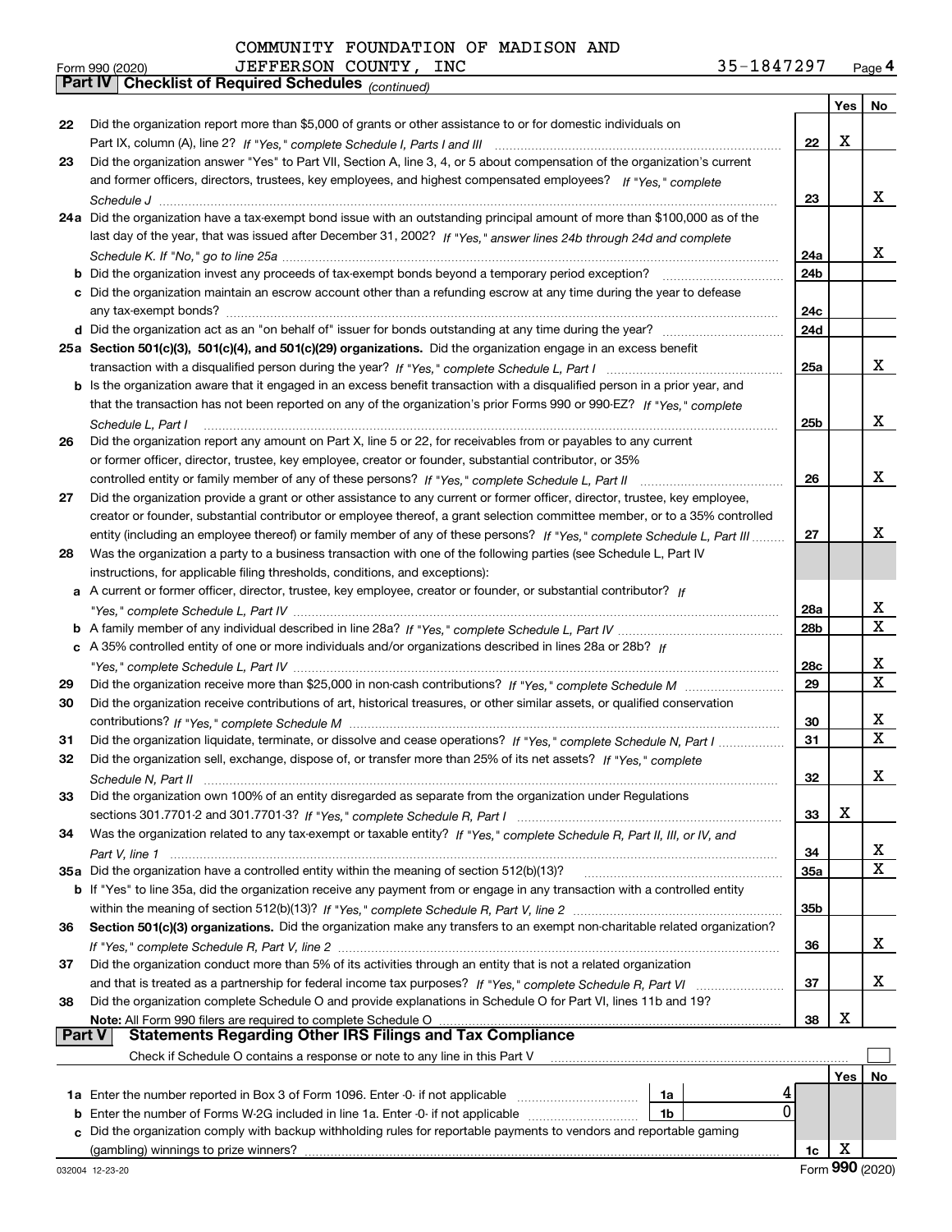COMMUNITY FOUNDATION OF MADISON AND JEFFERSON COUNTY, INC 35-1847297

Form 990 (2020) Page 4

## Part IV Checklist of Required Schedules *(continued)*

| | | | Yes | No |
|---|---|---|---|---|
| 22 | Did the organization report more than $5,000 of grants or other assistance to or for domestic individuals on Part IX, column (A), line 2? *If "Yes," complete Schedule I, Parts I and III* | 22 | X | |
| 23 | Did the organization answer "Yes" to Part VII, Section A, line 3, 4, or 5 about compensation of the organization's current and former officers, directors, trustees, key employees, and highest compensated employees? *If "Yes," complete Schedule J* | 23 | | X |
| 24a | Did the organization have a tax-exempt bond issue with an outstanding principal amount of more than $100,000 as of the last day of the year, that was issued after December 31, 2002? *If "Yes," answer lines 24b through 24d and complete Schedule K. If "No," go to line 25a* | 24a | | X |
| b | Did the organization invest any proceeds of tax-exempt bonds beyond a temporary period exception? | 24b | | |
| c | Did the organization maintain an escrow account other than a refunding escrow at any time during the year to defease any tax-exempt bonds? | 24c | | |
| d | Did the organization act as an "on behalf of" issuer for bonds outstanding at any time during the year? | 24d | | |
| 25a | **Section 501(c)(3), 501(c)(4), and 501(c)(29) organizations.** Did the organization engage in an excess benefit transaction with a disqualified person during the year? *If "Yes," complete Schedule L, Part I* | 25a | | X |
| b | Is the organization aware that it engaged in an excess benefit transaction with a disqualified person in a prior year, and that the transaction has not been reported on any of the organization's prior Forms 990 or 990-EZ? *If "Yes," complete Schedule L, Part I* | 25b | | X |
| 26 | Did the organization report any amount on Part X, line 5 or 22, for receivables from or payables to any current or former officer, director, trustee, key employee, creator or founder, substantial contributor, or 35% controlled entity or family member of any of these persons? *If "Yes," complete Schedule L, Part II* | 26 | | X |
| 27 | Did the organization provide a grant or other assistance to any current or former officer, director, trustee, key employee, creator or founder, substantial contributor or employee thereof, a grant selection committee member, or to a 35% controlled entity (including an employee thereof) or family member of any of these persons? *If "Yes," complete Schedule L, Part III* | 27 | | X |
| 28 | Was the organization a party to a business transaction with one of the following parties (see Schedule L, Part IV instructions, for applicable filing thresholds, conditions, and exceptions): | | | |
| a | A current or former officer, director, trustee, key employee, creator or founder, or substantial contributor? *If "Yes," complete Schedule L, Part IV* | 28a | | X |
| b | A family member of any individual described in line 28a? *If "Yes," complete Schedule L, Part IV* | 28b | | X |
| c | A 35% controlled entity of one or more individuals and/or organizations described in lines 28a or 28b? *If "Yes," complete Schedule L, Part IV* | 28c | | X |
| 29 | Did the organization receive more than $25,000 in non-cash contributions? *If "Yes," complete Schedule M* | 29 | | X |
| 30 | Did the organization receive contributions of art, historical treasures, or other similar assets, or qualified conservation contributions? *If "Yes," complete Schedule M* | 30 | | X |
| 31 | Did the organization liquidate, terminate, or dissolve and cease operations? *If "Yes," complete Schedule N, Part I* | 31 | | X |
| 32 | Did the organization sell, exchange, dispose of, or transfer more than 25% of its net assets? *If "Yes," complete Schedule N, Part II* | 32 | | X |
| 33 | Did the organization own 100% of an entity disregarded as separate from the organization under Regulations sections 301.7701-2 and 301.7701-3? *If "Yes," complete Schedule R, Part I* | 33 | X | |
| 34 | Was the organization related to any tax-exempt or taxable entity? *If "Yes," complete Schedule R, Part II, III, or IV, and Part V, line 1* | 34 | | X |
| 35a | Did the organization have a controlled entity within the meaning of section 512(b)(13)? | 35a | | X |
| b | If "Yes" to line 35a, did the organization receive any payment from or engage in any transaction with a controlled entity within the meaning of section 512(b)(13)? *If "Yes," complete Schedule R, Part V, line 2* | 35b | | |
| 36 | **Section 501(c)(3) organizations.** Did the organization make any transfers to an exempt non-charitable related organization? *If "Yes," complete Schedule R, Part V, line 2* | 36 | | X |
| 37 | Did the organization conduct more than 5% of its activities through an entity that is not a related organization and that is treated as a partnership for federal income tax purposes? *If "Yes," complete Schedule R, Part VI* | 37 | | X |
| 38 | Did the organization complete Schedule O and provide explanations in Schedule O for Part VI, lines 11b and 19? **Note:** All Form 990 filers are required to complete Schedule O | 38 | X | |

## Part V Statements Regarding Other IRS Filings and Tax Compliance

Check if Schedule O contains a response or note to any line in this Part V ☐

| | | | | Yes | No |
|---|---|---|---|---|---|
| 1a | Enter the number reported in Box 3 of Form 1096. Enter -0- if not applicable | 1a | 4 | | |
| b | Enter the number of Forms W-2G included in line 1a. Enter -0- if not applicable | 1b | 0 | | |
| c | Did the organization comply with backup withholding rules for reportable payments to vendors and reportable gaming (gambling) winnings to prize winners? | 1c | | X | |

032004 12-23-20 Form **990** (2020)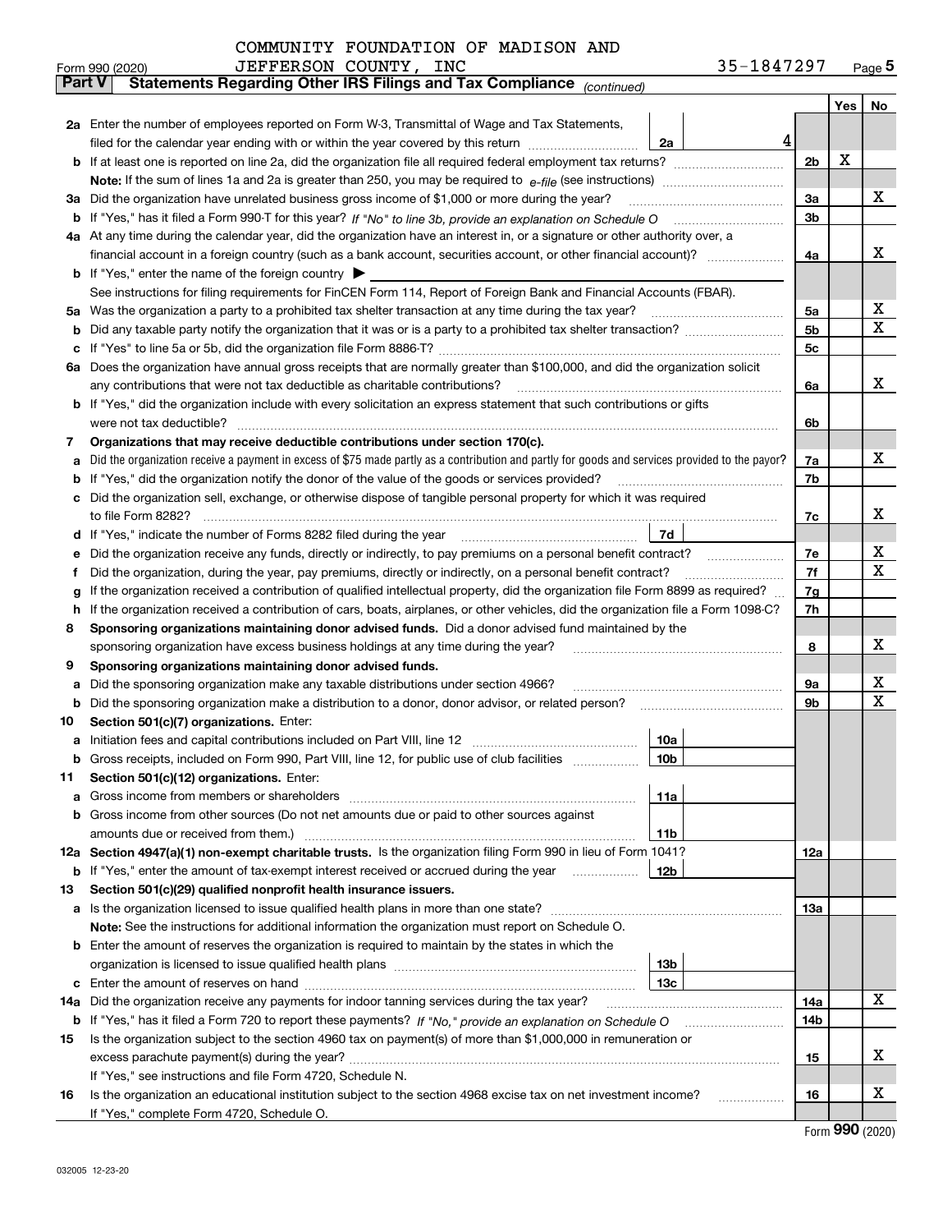COMMUNITY FOUNDATION OF MADISON AND JEFFERSON COUNTY, INC 35-1847297

Form 990 (2020) Page 5

## Part V Statements Regarding Other IRS Filings and Tax Compliance *(continued)*

| | | | | | Yes | No |
|---|---|---|---|---|---|---|
| **2a** | Enter the number of employees reported on Form W-3, Transmittal of Wage and Tax Statements, filed for the calendar year ending with or within the year covered by this return | 2a | 4 | | | |
| **b** | If at least one is reported on line 2a, did the organization file all required federal employment tax returns? | | | 2b | X | |
| | **Note:** If the sum of lines 1a and 2a is greater than 250, you may be required to *e-file* (see instructions) | | | | | |
| **3a** | Did the organization have unrelated business gross income of $1,000 or more during the year? | | | 3a | | X |
| **b** | If "Yes," has it filed a Form 990-T for this year? *If "No" to line 3b, provide an explanation on Schedule O* | | | 3b | | |
| **4a** | At any time during the calendar year, did the organization have an interest in, or a signature or other authority over, a financial account in a foreign country (such as a bank account, securities account, or other financial account)? | | | 4a | | X |
| **b** | If "Yes," enter the name of the foreign country ▶ | | | | | |
| | See instructions for filing requirements for FinCEN Form 114, Report of Foreign Bank and Financial Accounts (FBAR). | | | | | |
| **5a** | Was the organization a party to a prohibited tax shelter transaction at any time during the tax year? | | | 5a | | X |
| **b** | Did any taxable party notify the organization that it was or is a party to a prohibited tax shelter transaction? | | | 5b | | X |
| **c** | If "Yes" to line 5a or 5b, did the organization file Form 8886-T? | | | 5c | | |
| **6a** | Does the organization have annual gross receipts that are normally greater than $100,000, and did the organization solicit any contributions that were not tax deductible as charitable contributions? | | | 6a | | X |
| **b** | If "Yes," did the organization include with every solicitation an express statement that such contributions or gifts were not tax deductible? | | | 6b | | |
| **7** | **Organizations that may receive deductible contributions under section 170(c).** | | | | | |
| **a** | Did the organization receive a payment in excess of $75 made partly as a contribution and partly for goods and services provided to the payor? | | | 7a | | X |
| **b** | If "Yes," did the organization notify the donor of the value of the goods or services provided? | | | 7b | | |
| **c** | Did the organization sell, exchange, or otherwise dispose of tangible personal property for which it was required to file Form 8282? | | | 7c | | X |
| **d** | If "Yes," indicate the number of Forms 8282 filed during the year | 7d | | | | |
| **e** | Did the organization receive any funds, directly or indirectly, to pay premiums on a personal benefit contract? | | | 7e | | X |
| **f** | Did the organization, during the year, pay premiums, directly or indirectly, on a personal benefit contract? | | | 7f | | X |
| **g** | If the organization received a contribution of qualified intellectual property, did the organization file Form 8899 as required? | | | 7g | | |
| **h** | If the organization received a contribution of cars, boats, airplanes, or other vehicles, did the organization file a Form 1098-C? | | | 7h | | |
| **8** | **Sponsoring organizations maintaining donor advised funds.** Did a donor advised fund maintained by the sponsoring organization have excess business holdings at any time during the year? | | | 8 | | X |
| **9** | **Sponsoring organizations maintaining donor advised funds.** | | | | | |
| **a** | Did the sponsoring organization make any taxable distributions under section 4966? | | | 9a | | X |
| **b** | Did the sponsoring organization make a distribution to a donor, donor advisor, or related person? | | | 9b | | X |
| **10** | **Section 501(c)(7) organizations.** Enter: | | | | | |
| **a** | Initiation fees and capital contributions included on Part VIII, line 12 | 10a | | | | |
| **b** | Gross receipts, included on Form 990, Part VIII, line 12, for public use of club facilities | 10b | | | | |
| **11** | **Section 501(c)(12) organizations.** Enter: | | | | | |
| **a** | Gross income from members or shareholders | 11a | | | | |
| **b** | Gross income from other sources (Do not net amounts due or paid to other sources against amounts due or received from them.) | 11b | | | | |
| **12a** | **Section 4947(a)(1) non-exempt charitable trusts.** Is the organization filing Form 990 in lieu of Form 1041? | | | 12a | | |
| **b** | If "Yes," enter the amount of tax-exempt interest received or accrued during the year | 12b | | | | |
| **13** | **Section 501(c)(29) qualified nonprofit health insurance issuers.** | | | | | |
| **a** | Is the organization licensed to issue qualified health plans in more than one state? | | | 13a | | |
| | **Note:** See the instructions for additional information the organization must report on Schedule O. | | | | | |
| **b** | Enter the amount of reserves the organization is required to maintain by the states in which the organization is licensed to issue qualified health plans | 13b | | | | |
| **c** | Enter the amount of reserves on hand | 13c | | | | |
| **14a** | Did the organization receive any payments for indoor tanning services during the tax year? | | | 14a | | X |
| **b** | If "Yes," has it filed a Form 720 to report these payments? *If "No," provide an explanation on Schedule O* | | | 14b | | |
| **15** | Is the organization subject to the section 4960 tax on payment(s) of more than $1,000,000 in remuneration or excess parachute payment(s) during the year? | | | 15 | | X |
| | If "Yes," see instructions and file Form 4720, Schedule N. | | | | | |
| **16** | Is the organization an educational institution subject to the section 4968 excise tax on net investment income? | | | 16 | | X |
| | If "Yes," complete Form 4720, Schedule O. | | | | | |

Form **990** (2020)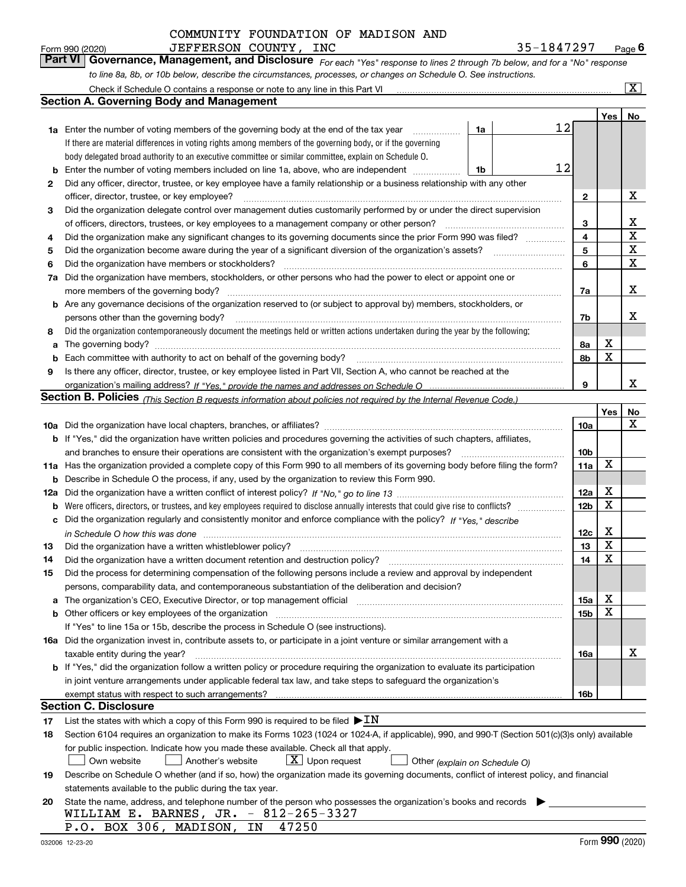COMMUNITY FOUNDATION OF MADISON AND JEFFERSON COUNTY, INC

Form 990 (2020) 35-1847297 Page 6

## Part VI Governance, Management, and Disclosure

*For each "Yes" response to lines 2 through 7b below, and for a "No" response to line 8a, 8b, or 10b below, describe the circumstances, processes, or changes on Schedule O. See instructions.*

Check if Schedule O contains a response or note to any line in this Part VI [X]

### Section A. Governing Body and Management

| | | | | Yes | No |
|---|---|---|---|---|---|
| **1a** | Enter the number of voting members of the governing body at the end of the tax year | 1a | 12 | | |
| | If there are material differences in voting rights among members of the governing body, or if the governing body delegated broad authority to an executive committee or similar committee, explain on Schedule O. | | | | |
| **b** | Enter the number of voting members included on line 1a, above, who are independent | 1b | 12 | | |
| **2** | Did any officer, director, trustee, or key employee have a family relationship or a business relationship with any other officer, director, trustee, or key employee? | 2 | | | X |
| **3** | Did the organization delegate control over management duties customarily performed by or under the direct supervision of officers, directors, trustees, or key employees to a management company or other person? | 3 | | | X |
| **4** | Did the organization make any significant changes to its governing documents since the prior Form 990 was filed? | 4 | | | X |
| **5** | Did the organization become aware during the year of a significant diversion of the organization's assets? | 5 | | | X |
| **6** | Did the organization have members or stockholders? | 6 | | | X |
| **7a** | Did the organization have members, stockholders, or other persons who had the power to elect or appoint one or more members of the governing body? | 7a | | | X |
| **b** | Are any governance decisions of the organization reserved to (or subject to approval by) members, stockholders, or persons other than the governing body? | 7b | | | X |
| **8** | Did the organization contemporaneously document the meetings held or written actions undertaken during the year by the following: | | | | |
| **a** | The governing body? | 8a | | X | |
| **b** | Each committee with authority to act on behalf of the governing body? | 8b | | X | |
| **9** | Is there any officer, director, trustee, or key employee listed in Part VII, Section A, who cannot be reached at the organization's mailing address? *If "Yes," provide the names and addresses on Schedule O* | 9 | | | X |

### Section B. Policies *(This Section B requests information about policies not required by the Internal Revenue Code.)*

| | | | Yes | No |
|---|---|---|---|---|
| **10a** | Did the organization have local chapters, branches, or affiliates? | 10a | | X |
| **b** | If "Yes," did the organization have written policies and procedures governing the activities of such chapters, affiliates, and branches to ensure their operations are consistent with the organization's exempt purposes? | 10b | | |
| **11a** | Has the organization provided a complete copy of this Form 990 to all members of its governing body before filing the form? | 11a | X | |
| **b** | Describe in Schedule O the process, if any, used by the organization to review this Form 990. | | | |
| **12a** | Did the organization have a written conflict of interest policy? *If "No," go to line 13* | 12a | X | |
| **b** | Were officers, directors, or trustees, and key employees required to disclose annually interests that could give rise to conflicts? | 12b | X | |
| **c** | Did the organization regularly and consistently monitor and enforce compliance with the policy? *If "Yes," describe in Schedule O how this was done* | 12c | X | |
| **13** | Did the organization have a written whistleblower policy? | 13 | X | |
| **14** | Did the organization have a written document retention and destruction policy? | 14 | X | |
| **15** | Did the process for determining compensation of the following persons include a review and approval by independent persons, comparability data, and contemporaneous substantiation of the deliberation and decision? | | | |
| **a** | The organization's CEO, Executive Director, or top management official | 15a | X | |
| **b** | Other officers or key employees of the organization | 15b | X | |
| | If "Yes" to line 15a or 15b, describe the process in Schedule O (see instructions). | | | |
| **16a** | Did the organization invest in, contribute assets to, or participate in a joint venture or similar arrangement with a taxable entity during the year? | 16a | | X |
| **b** | If "Yes," did the organization follow a written policy or procedure requiring the organization to evaluate its participation in joint venture arrangements under applicable federal tax law, and take steps to safeguard the organization's exempt status with respect to such arrangements? | 16b | | |

### Section C. Disclosure

**17** List the states with which a copy of this Form 990 is required to be filed ▶ IN

**18** Section 6104 requires an organization to make its Forms 1023 (1024 or 1024-A, if applicable), 990, and 990-T (Section 501(c)(3)s only) available for public inspection. Indicate how you made these available. Check all that apply.

[ ] Own website [ ] Another's website [X] Upon request [ ] Other *(explain on Schedule O)*

**19** Describe on Schedule O whether (and if so, how) the organization made its governing documents, conflict of interest policy, and financial statements available to the public during the tax year.

**20** State the name, address, and telephone number of the person who possesses the organization's books and records ▶

WILLIAM E. BARNES, JR. - 812-265-3327
P.O. BOX 306, MADISON, IN 47250

032006 12-23-20 Form **990** (2020)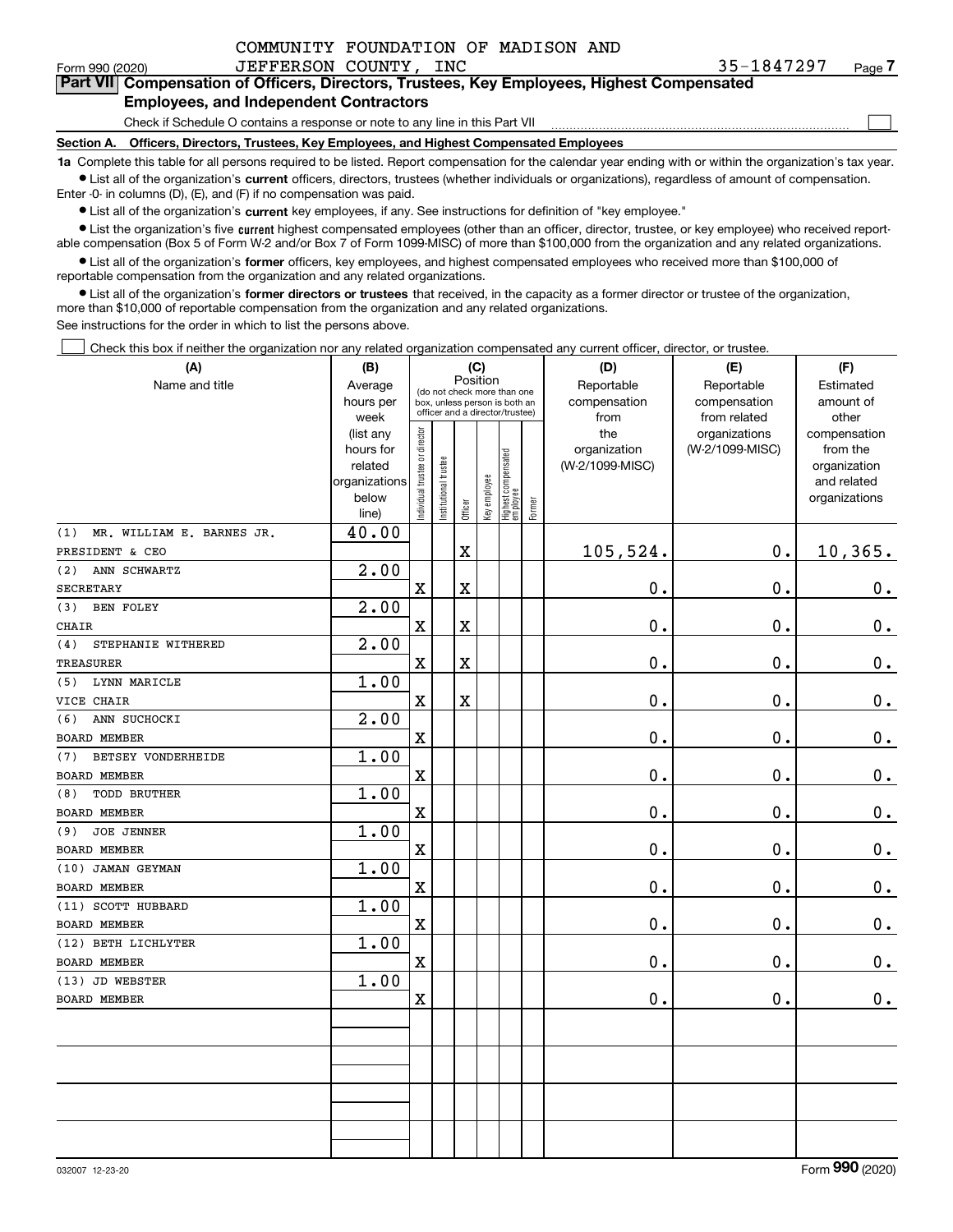COMMUNITY FOUNDATION OF MADISON AND JEFFERSON COUNTY, INC 35-1847297

Form 990 (2020) Page 7

**Part VII Compensation of Officers, Directors, Trustees, Key Employees, Highest Compensated Employees, and Independent Contractors**

Check if Schedule O contains a response or note to any line in this Part VII

**Section A. Officers, Directors, Trustees, Key Employees, and Highest Compensated Employees**

**1a** Complete this table for all persons required to be listed. Report compensation for the calendar year ending with or within the organization's tax year.

- List all of the organization's **current** officers, directors, trustees (whether individuals or organizations), regardless of amount of compensation. Enter -0- in columns (D), (E), and (F) if no compensation was paid.
- List all of the organization's **current** key employees, if any. See instructions for definition of "key employee."
- List the organization's five **current** highest compensated employees (other than an officer, director, trustee, or key employee) who received reportable compensation (Box 5 of Form W-2 and/or Box 7 of Form 1099-MISC) of more than $100,000 from the organization and any related organizations.
- List all of the organization's **former** officers, key employees, and highest compensated employees who received more than $100,000 of reportable compensation from the organization and any related organizations.
- List all of the organization's **former directors or trustees** that received, in the capacity as a former director or trustee of the organization, more than $10,000 of reportable compensation from the organization and any related organizations.

See instructions for the order in which to list the persons above.

Check this box if neither the organization nor any related organization compensated any current officer, director, or trustee.

| (A) Name and title | (B) Average hours per week (list any hours for related organizations below line) | (C) Position: Individual trustee or director | Institutional trustee | Officer | Key employee | Highest compensated employee | Former | (D) Reportable compensation from the organization (W-2/1099-MISC) | (E) Reportable compensation from related organizations (W-2/1099-MISC) | (F) Estimated amount of other compensation from the organization and related organizations |
|---|---|---|---|---|---|---|---|---|---|---|
| (1) MR. WILLIAM E. BARNES JR.<br>PRESIDENT & CEO | 40.00 | | | X | | | | 105,524. | 0. | 10,365. |
| (2) ANN SCHWARTZ<br>SECRETARY | 2.00 | X | | X | | | | 0. | 0. | 0. |
| (3) BEN FOLEY<br>CHAIR | 2.00 | X | | X | | | | 0. | 0. | 0. |
| (4) STEPHANIE WITHERED<br>TREASURER | 2.00 | X | | X | | | | 0. | 0. | 0. |
| (5) LYNN MARICLE<br>VICE CHAIR | 1.00 | X | | X | | | | 0. | 0. | 0. |
| (6) ANN SUCHOCKI<br>BOARD MEMBER | 2.00 | X | | | | | | 0. | 0. | 0. |
| (7) BETSEY VONDERHEIDE<br>BOARD MEMBER | 1.00 | X | | | | | | 0. | 0. | 0. |
| (8) TODD BRUTHER<br>BOARD MEMBER | 1.00 | X | | | | | | 0. | 0. | 0. |
| (9) JOE JENNER<br>BOARD MEMBER | 1.00 | X | | | | | | 0. | 0. | 0. |
| (10) JAMAN GEYMAN<br>BOARD MEMBER | 1.00 | X | | | | | | 0. | 0. | 0. |
| (11) SCOTT HUBBARD<br>BOARD MEMBER | 1.00 | X | | | | | | 0. | 0. | 0. |
| (12) BETH LICHLYTER<br>BOARD MEMBER | 1.00 | X | | | | | | 0. | 0. | 0. |
| (13) JD WEBSTER<br>BOARD MEMBER | 1.00 | X | | | | | | 0. | 0. | 0. |

032007 12-23-20 Form 990 (2020)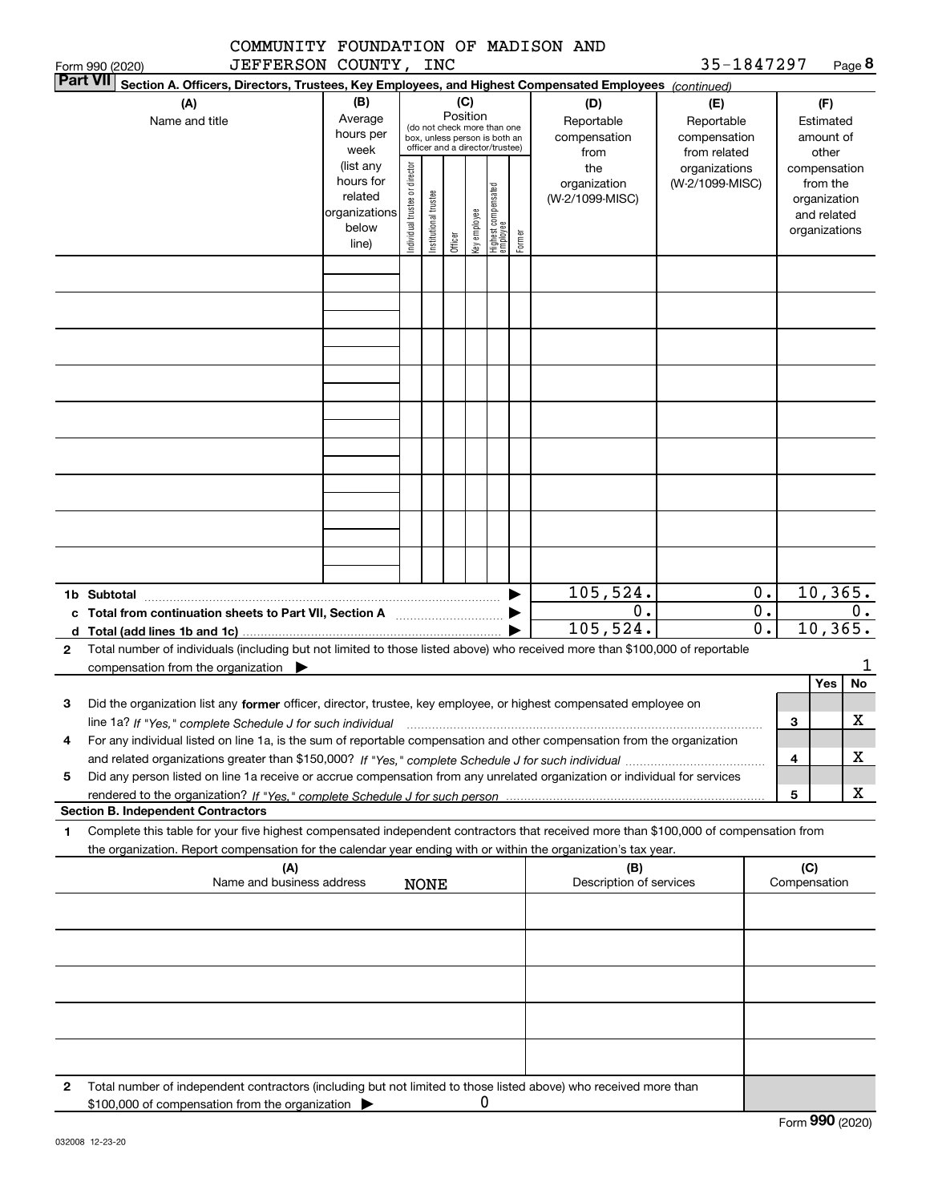COMMUNITY FOUNDATION OF MADISON AND JEFFERSON COUNTY, INC

35-1847297

Form 990 (2020) Page **8**

**Part VII** Section A. Officers, Directors, Trustees, Key Employees, and Highest Compensated Employees *(continued)*

| (A) Name and title | (B) Average hours per week (list any hours for related organizations below line) | (C) Position (do not check more than one box, unless person is both an officer and a director/trustee) Individual trustee or director | Institutional trustee | Officer | Key employee | Highest compensated employee | Former | (D) Reportable compensation from the organization (W-2/1099-MISC) | (E) Reportable compensation from related organizations (W-2/1099-MISC) | (F) Estimated amount of other compensation from the organization and related organizations |
|---|---|---|---|---|---|---|---|---|---|---|
| | | | | | | | | | | |
| | | | | | | | | | | |
| | | | | | | | | | | |
| | | | | | | | | | | |
| | | | | | | | | | | |
| | | | | | | | | | | |
| | | | | | | | | | | |
| | | | | | | | | | | |
| | | | | | | | | | | |
| **1b Subtotal** | | | | | | | | 105,524. | 0. | 10,365. |
| **c Total from continuation sheets to Part VII, Section A** | | | | | | | | 0. | 0. | 0. |
| **d Total (add lines 1b and 1c)** | | | | | | | | 105,524. | 0. | 10,365. |

**2** Total number of individuals (including but not limited to those listed above) who received more than $100,000 of reportable compensation from the organization ▶ 1

| | | Yes | No |
|---|---|---|---|
| **3** Did the organization list any **former** officer, director, trustee, key employee, or highest compensated employee on line 1a? *If "Yes," complete Schedule J for such individual* | 3 | | X |
| **4** For any individual listed on line 1a, is the sum of reportable compensation and other compensation from the organization and related organizations greater than $150,000? *If "Yes," complete Schedule J for such individual* | 4 | | X |
| **5** Did any person listed on line 1a receive or accrue compensation from any unrelated organization or individual for services rendered to the organization? *If "Yes," complete Schedule J for such person* | 5 | | X |

**Section B. Independent Contractors**

**1** Complete this table for your five highest compensated independent contractors that received more than $100,000 of compensation from the organization. Report compensation for the calendar year ending with or within the organization's tax year.

| (A) Name and business address NONE | (B) Description of services | (C) Compensation |
|---|---|---|
| | | |
| | | |
| | | |
| | | |
| | | |

**2** Total number of independent contractors (including but not limited to those listed above) who received more than $100,000 of compensation from the organization ▶ 0

Form **990** (2020)

032008 12-23-20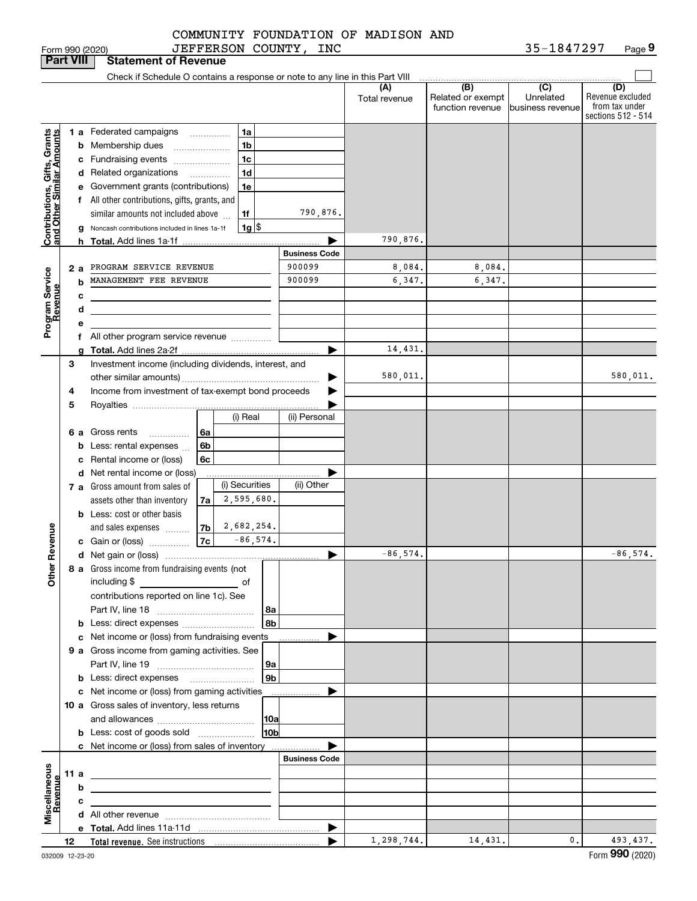COMMUNITY FOUNDATION OF MADISON AND JEFFERSON COUNTY, INC

35-1847297

Form 990 (2020)

## Part VIII Statement of Revenue

Check if Schedule O contains a response or note to any line in this Part VIII ☐

| | | | | (A) Total revenue | (B) Related or exempt function revenue | (C) Unrelated business revenue | (D) Revenue excluded from tax under sections 512 - 514 |
|---|---|---|---|---|---|---|---|
| **Contributions, Gifts, Grants and Other Similar Amounts** | 1 a Federated campaigns | 1a | | | | | |
| | b Membership dues | 1b | | | | | |
| | c Fundraising events | 1c | | | | | |
| | d Related organizations | 1d | | | | | |
| | e Government grants (contributions) | 1e | | | | | |
| | f All other contributions, gifts, grants, and similar amounts not included above | 1f | 790,876. | | | | |
| | g Noncash contributions included in lines 1a-1f | 1g | $ | | | | |
| | h **Total.** Add lines 1a-1f | | ▶ | 790,876. | | | |
| **Program Service Revenue** | | | Business Code | | | | |
| | 2 a PROGRAM SERVICE REVENUE | | 900099 | 8,084. | 8,084. | | |
| | b MANAGEMENT FEE REVENUE | | 900099 | 6,347. | 6,347. | | |
| | c | | | | | | |
| | d | | | | | | |
| | e | | | | | | |
| | f All other program service revenue | | | | | | |
| | g **Total.** Add lines 2a-2f | | ▶ | 14,431. | | | |
| **Other Revenue** | 3 Investment income (including dividends, interest, and other similar amounts) | | ▶ | 580,011. | | | 580,011. |
| | 4 Income from investment of tax-exempt bond proceeds | | ▶ | | | | |
| | 5 Royalties | | ▶ | | | | |
| | | (i) Real | (ii) Personal | | | | |
| | 6 a Gross rents 6a | | | | | | |
| | b Less: rental expenses 6b | | | | | | |
| | c Rental income or (loss) 6c | | | | | | |
| | d Net rental income or (loss) | | ▶ | | | | |
| | | (i) Securities | (ii) Other | | | | |
| | 7 a Gross amount from sales of assets other than inventory 7a | 2,595,680. | | | | | |
| | b Less: cost or other basis and sales expenses 7b | 2,682,254. | | | | | |
| | c Gain or (loss) 7c | -86,574. | | | | | |
| | d Net gain or (loss) | | ▶ | -86,574. | | | -86,574. |
| | 8 a Gross income from fundraising events (not including $ of contributions reported on line 1c). See Part IV, line 18 | 8a | | | | | |
| | b Less: direct expenses | 8b | | | | | |
| | c Net income or (loss) from fundraising events | | ▶ | | | | |
| | 9 a Gross income from gaming activities. See Part IV, line 19 | 9a | | | | | |
| | b Less: direct expenses | 9b | | | | | |
| | c Net income or (loss) from gaming activities | | ▶ | | | | |
| | 10 a Gross sales of inventory, less returns and allowances | 10a | | | | | |
| | b Less: cost of goods sold | 10b | | | | | |
| | c Net income or (loss) from sales of inventory | | ▶ | | | | |
| **Miscellaneous Revenue** | | | Business Code | | | | |
| | 11 a | | | | | | |
| | b | | | | | | |
| | c | | | | | | |
| | d All other revenue | | | | | | |
| | e **Total.** Add lines 11a-11d | | ▶ | | | | |
| | 12 **Total revenue.** See instructions | | ▶ | 1,298,744. | 14,431. | 0. | 493,437. |

032009 12-23-20

Form **990** (2020)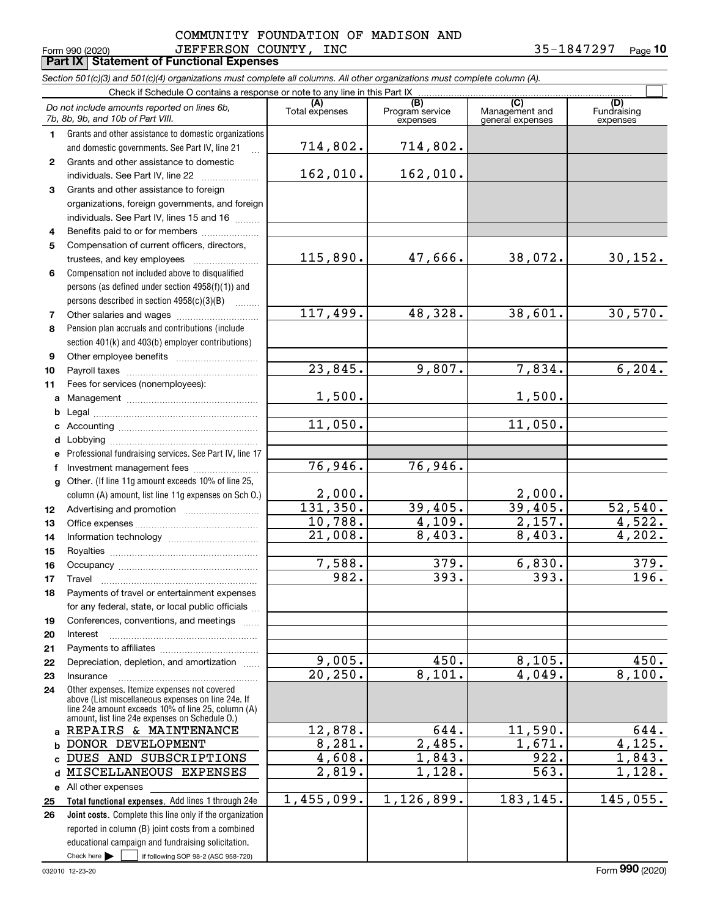COMMUNITY FOUNDATION OF MADISON AND JEFFERSON COUNTY, INC

Form 990 (2020) 35-1847297 Page 10

## Part IX Statement of Functional Expenses

*Section 501(c)(3) and 501(c)(4) organizations must complete all columns. All other organizations must complete column (A).*

Check if Schedule O contains a response or note to any line in this Part IX ☐

| | *Do not include amounts reported on lines 6b, 7b, 8b, 9b, and 10b of Part VIII.* | (A) Total expenses | (B) Program service expenses | (C) Management and general expenses | (D) Fundraising expenses |
|---|---|---|---|---|---|
| 1 | Grants and other assistance to domestic organizations and domestic governments. See Part IV, line 21 | 714,802. | 714,802. | | |
| 2 | Grants and other assistance to domestic individuals. See Part IV, line 22 | 162,010. | 162,010. | | |
| 3 | Grants and other assistance to foreign organizations, foreign governments, and foreign individuals. See Part IV, lines 15 and 16 | | | | |
| 4 | Benefits paid to or for members | | | | |
| 5 | Compensation of current officers, directors, trustees, and key employees | 115,890. | 47,666. | 38,072. | 30,152. |
| 6 | Compensation not included above to disqualified persons (as defined under section 4958(f)(1)) and persons described in section 4958(c)(3)(B) | | | | |
| 7 | Other salaries and wages | 117,499. | 48,328. | 38,601. | 30,570. |
| 8 | Pension plan accruals and contributions (include section 401(k) and 403(b) employer contributions) | | | | |
| 9 | Other employee benefits | | | | |
| 10 | Payroll taxes | 23,845. | 9,807. | 7,834. | 6,204. |
| 11 | Fees for services (nonemployees): | | | | |
| a | Management | 1,500. | | 1,500. | |
| b | Legal | | | | |
| c | Accounting | 11,050. | | 11,050. | |
| d | Lobbying | | | | |
| e | Professional fundraising services. See Part IV, line 17 | | | | |
| f | Investment management fees | 76,946. | 76,946. | | |
| g | Other. (If line 11g amount exceeds 10% of line 25, column (A) amount, list line 11g expenses on Sch O.) | 2,000. | | 2,000. | |
| 12 | Advertising and promotion | 131,350. | 39,405. | 39,405. | 52,540. |
| 13 | Office expenses | 10,788. | 4,109. | 2,157. | 4,522. |
| 14 | Information technology | 21,008. | 8,403. | 8,403. | 4,202. |
| 15 | Royalties | | | | |
| 16 | Occupancy | 7,588. | 379. | 6,830. | 379. |
| 17 | Travel | 982. | 393. | 393. | 196. |
| 18 | Payments of travel or entertainment expenses for any federal, state, or local public officials | | | | |
| 19 | Conferences, conventions, and meetings | | | | |
| 20 | Interest | | | | |
| 21 | Payments to affiliates | | | | |
| 22 | Depreciation, depletion, and amortization | 9,005. | 450. | 8,105. | 450. |
| 23 | Insurance | 20,250. | 8,101. | 4,049. | 8,100. |
| 24 | Other expenses. Itemize expenses not covered above (List miscellaneous expenses on line 24e. If line 24e amount exceeds 10% of line 25, column (A) amount, list line 24e expenses on Schedule O.) | | | | |
| a | REPAIRS & MAINTENANCE | 12,878. | 644. | 11,590. | 644. |
| b | DONOR DEVELOPMENT | 8,281. | 2,485. | 1,671. | 4,125. |
| c | DUES AND SUBSCRIPTIONS | 4,608. | 1,843. | 922. | 1,843. |
| d | MISCELLANEOUS EXPENSES | 2,819. | 1,128. | 563. | 1,128. |
| e | All other expenses | | | | |
| 25 | **Total functional expenses.** Add lines 1 through 24e | 1,455,099. | 1,126,899. | 183,145. | 145,055. |
| 26 | **Joint costs.** Complete this line only if the organization reported in column (B) joint costs from a combined educational campaign and fundraising solicitation. Check here ☐ if following SOP 98-2 (ASC 958-720) | | | | |

032010 12-23-20 Form **990** (2020)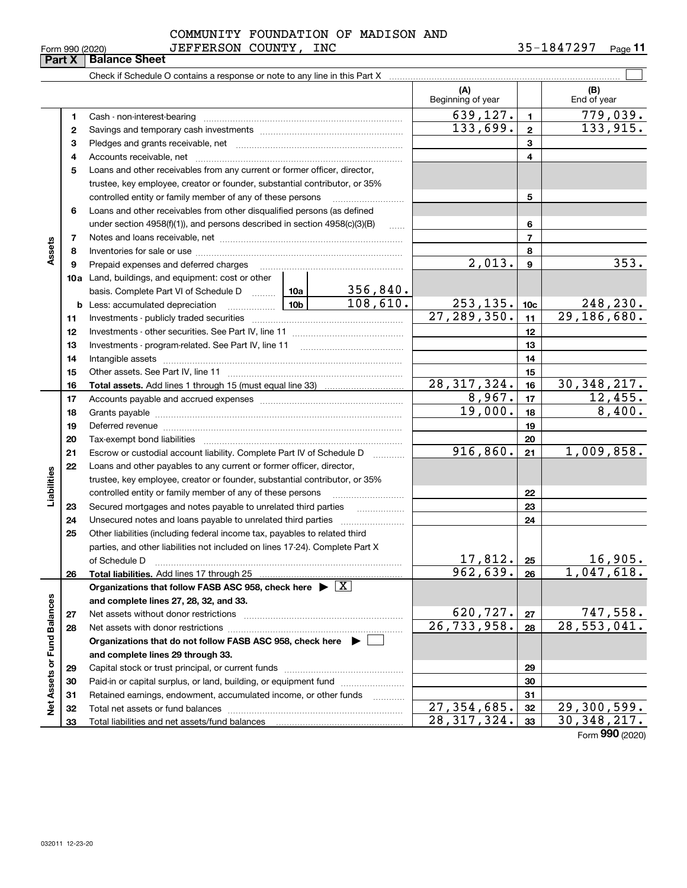COMMUNITY FOUNDATION OF MADISON AND JEFFERSON COUNTY, INC

Form 990 (2020) 35-1847297

**Part X | Balance Sheet**

Check if Schedule O contains a response or note to any line in this Part X

| | | | | (A) Beginning of year | | (B) End of year |
|---|---|---|---|---|---|---|
| Assets | 1 | Cash - non-interest-bearing | | 639,127. | 1 | 779,039. |
| | 2 | Savings and temporary cash investments | | 133,699. | 2 | 133,915. |
| | 3 | Pledges and grants receivable, net | | | 3 | |
| | 4 | Accounts receivable, net | | | 4 | |
| | 5 | Loans and other receivables from any current or former officer, director, trustee, key employee, creator or founder, substantial contributor, or 35% controlled entity or family member of any of these persons | | | 5 | |
| | 6 | Loans and other receivables from other disqualified persons (as defined under section 4958(f)(1)), and persons described in section 4958(c)(3)(B) | | | 6 | |
| | 7 | Notes and loans receivable, net | | | 7 | |
| | 8 | Inventories for sale or use | | | 8 | |
| | 9 | Prepaid expenses and deferred charges | | 2,013. | 9 | 353. |
| | 10a | Land, buildings, and equipment: cost or other basis. Complete Part VI of Schedule D | 10a 356,840. | | | |
| | b | Less: accumulated depreciation | 10b 108,610. | 253,135. | 10c | 248,230. |
| | 11 | Investments - publicly traded securities | | 27,289,350. | 11 | 29,186,680. |
| | 12 | Investments - other securities. See Part IV, line 11 | | | 12 | |
| | 13 | Investments - program-related. See Part IV, line 11 | | | 13 | |
| | 14 | Intangible assets | | | 14 | |
| | 15 | Other assets. See Part IV, line 11 | | | 15 | |
| | 16 | **Total assets.** Add lines 1 through 15 (must equal line 33) | | 28,317,324. | 16 | 30,348,217. |
| Liabilities | 17 | Accounts payable and accrued expenses | | 8,967. | 17 | 12,455. |
| | 18 | Grants payable | | 19,000. | 18 | 8,400. |
| | 19 | Deferred revenue | | | 19 | |
| | 20 | Tax-exempt bond liabilities | | | 20 | |
| | 21 | Escrow or custodial account liability. Complete Part IV of Schedule D | | 916,860. | 21 | 1,009,858. |
| | 22 | Loans and other payables to any current or former officer, director, trustee, key employee, creator or founder, substantial contributor, or 35% controlled entity or family member of any of these persons | | | 22 | |
| | 23 | Secured mortgages and notes payable to unrelated third parties | | | 23 | |
| | 24 | Unsecured notes and loans payable to unrelated third parties | | | 24 | |
| | 25 | Other liabilities (including federal income tax, payables to related third parties, and other liabilities not included on lines 17-24). Complete Part X of Schedule D | | 17,812. | 25 | 16,905. |
| | 26 | **Total liabilities.** Add lines 17 through 25 | | 962,639. | 26 | 1,047,618. |
| Net Assets or Fund Balances | | **Organizations that follow FASB ASC 958, check here** ▶ [X] **and complete lines 27, 28, 32, and 33.** | | | | |
| | 27 | Net assets without donor restrictions | | 620,727. | 27 | 747,558. |
| | 28 | Net assets with donor restrictions | | 26,733,958. | 28 | 28,553,041. |
| | | **Organizations that do not follow FASB ASC 958, check here** ▶ [ ] **and complete lines 29 through 33.** | | | | |
| | 29 | Capital stock or trust principal, or current funds | | | 29 | |
| | 30 | Paid-in or capital surplus, or land, building, or equipment fund | | | 30 | |
| | 31 | Retained earnings, endowment, accumulated income, or other funds | | | 31 | |
| | 32 | Total net assets or fund balances | | 27,354,685. | 32 | 29,300,599. |
| | 33 | Total liabilities and net assets/fund balances | | 28,317,324. | 33 | 30,348,217. |

Form **990** (2020)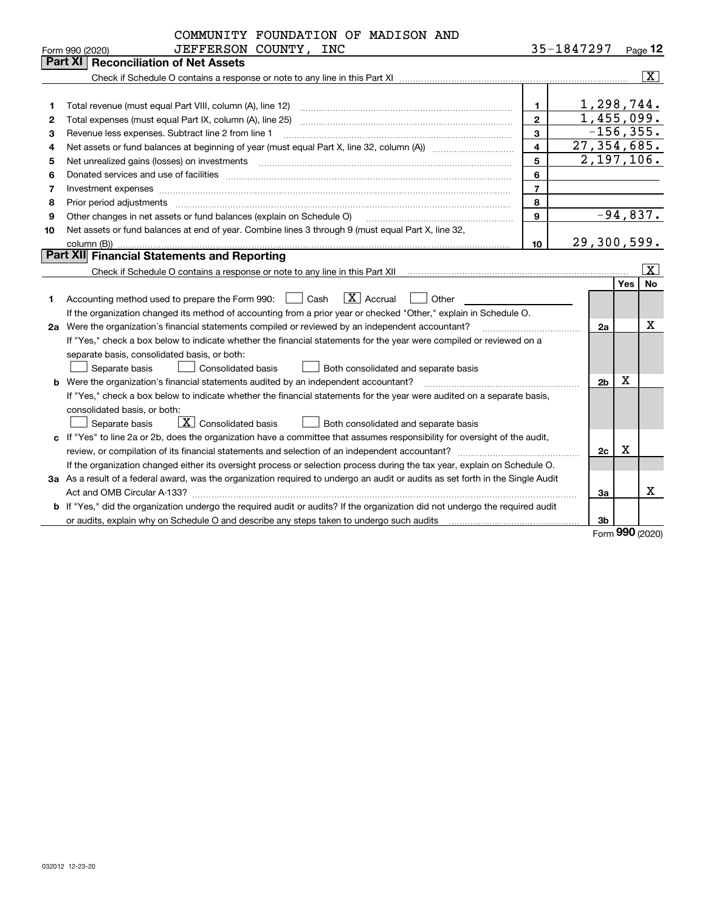COMMUNITY FOUNDATION OF MADISON AND JEFFERSON COUNTY, INC — 35-1847297

Form 990 (2020)

## Part XI Reconciliation of Net Assets

Check if Schedule O contains a response or note to any line in this Part XI ..... [X]

| | | | |
|---|---|---|---|
| 1 | Total revenue (must equal Part VIII, column (A), line 12) | 1 | 1,298,744. |
| 2 | Total expenses (must equal Part IX, column (A), line 25) | 2 | 1,455,099. |
| 3 | Revenue less expenses. Subtract line 2 from line 1 | 3 | -156,355. |
| 4 | Net assets or fund balances at beginning of year (must equal Part X, line 32, column (A)) | 4 | 27,354,685. |
| 5 | Net unrealized gains (losses) on investments | 5 | 2,197,106. |
| 6 | Donated services and use of facilities | 6 | |
| 7 | Investment expenses | 7 | |
| 8 | Prior period adjustments | 8 | |
| 9 | Other changes in net assets or fund balances (explain on Schedule O) | 9 | -94,837. |
| 10 | Net assets or fund balances at end of year. Combine lines 3 through 9 (must equal Part X, line 32, column (B)) | 10 | 29,300,599. |

## Part XII Financial Statements and Reporting

Check if Schedule O contains a response or note to any line in this Part XII ..... [X]

| | | | Yes | No |
|---|---|---|---|---|
| 1 | Accounting method used to prepare the Form 990: [ ] Cash [X] Accrual [ ] Other<br>If the organization changed its method of accounting from a prior year or checked "Other," explain in Schedule O. | | | |
| 2a | Were the organization's financial statements compiled or reviewed by an independent accountant?<br>If "Yes," check a box below to indicate whether the financial statements for the year were compiled or reviewed on a separate basis, consolidated basis, or both:<br>[ ] Separate basis [ ] Consolidated basis [ ] Both consolidated and separate basis | 2a | | X |
| b | Were the organization's financial statements audited by an independent accountant?<br>If "Yes," check a box below to indicate whether the financial statements for the year were audited on a separate basis, consolidated basis, or both:<br>[ ] Separate basis [X] Consolidated basis [ ] Both consolidated and separate basis | 2b | X | |
| c | If "Yes" to line 2a or 2b, does the organization have a committee that assumes responsibility for oversight of the audit, review, or compilation of its financial statements and selection of an independent accountant?<br>If the organization changed either its oversight process or selection process during the tax year, explain on Schedule O. | 2c | X | |
| 3a | As a result of a federal award, was the organization required to undergo an audit or audits as set forth in the Single Audit Act and OMB Circular A-133? | 3a | | X |
| b | If "Yes," did the organization undergo the required audit or audits? If the organization did not undergo the required audit or audits, explain why on Schedule O and describe any steps taken to undergo such audits | 3b | | |

Form 990 (2020)

032012 12-23-20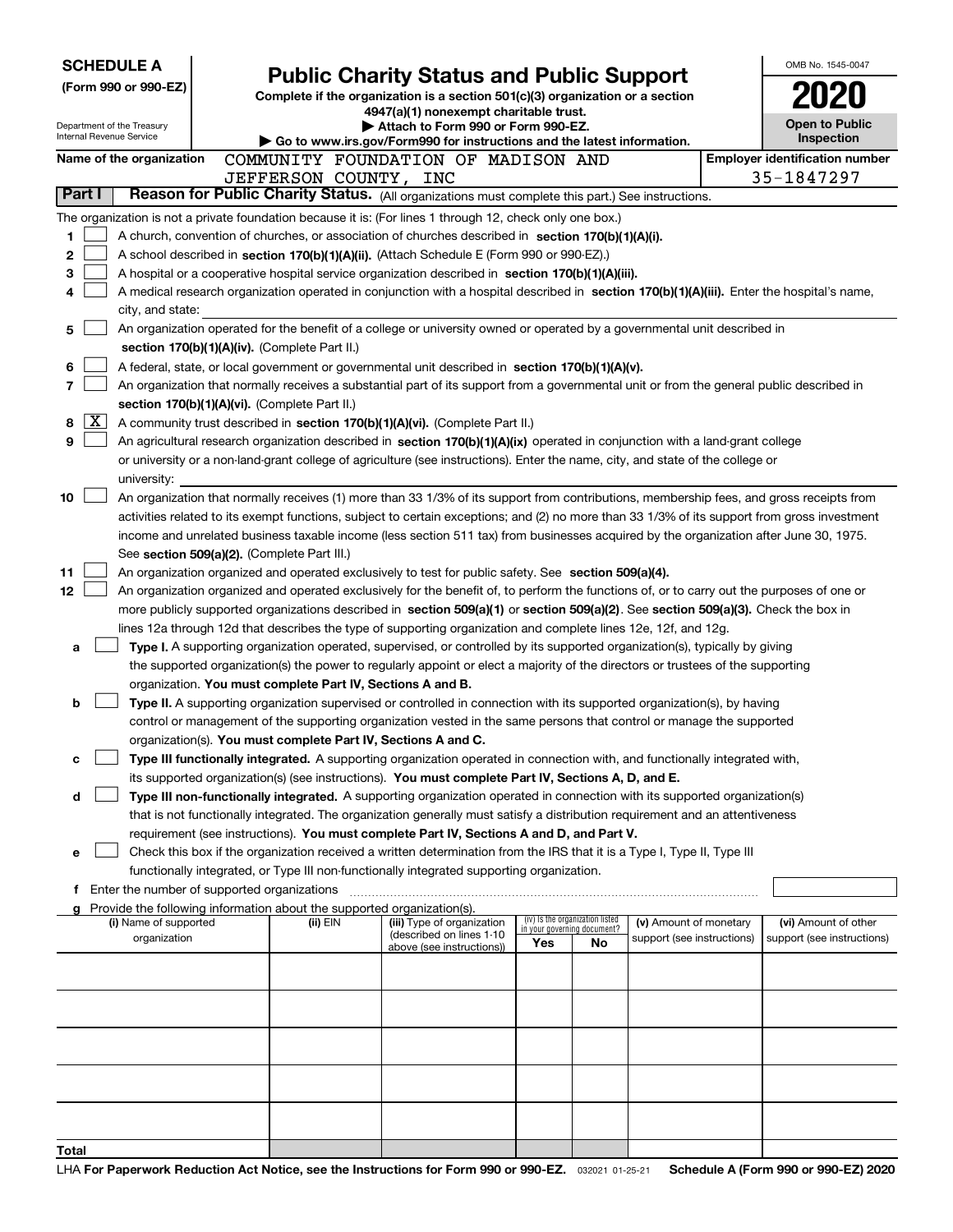**SCHEDULE A**
**(Form 990 or 990-EZ)**

Department of the Treasury
Internal Revenue Service

# Public Charity Status and Public Support

**Complete if the organization is a section 501(c)(3) organization or a section 4947(a)(1) nonexempt charitable trust.**
**▶ Attach to Form 990 or Form 990-EZ.**
**▶ Go to www.irs.gov/Form990 for instructions and the latest information.**

OMB No. 1545-0047

**2020**

**Open to Public Inspection**

**Name of the organization** COMMUNITY FOUNDATION OF MADISON AND JEFFERSON COUNTY, INC

**Employer identification number** 35-1847297

**Part I** **Reason for Public Charity Status.** (All organizations must complete this part.) See instructions.

The organization is not a private foundation because it is: (For lines 1 through 12, check only one box.)

1. [ ] A church, convention of churches, or association of churches described in **section 170(b)(1)(A)(i).**
2. [ ] A school described in **section 170(b)(1)(A)(ii).** (Attach Schedule E (Form 990 or 990-EZ).)
3. [ ] A hospital or a cooperative hospital service organization described in **section 170(b)(1)(A)(iii).**
4. [ ] A medical research organization operated in conjunction with a hospital described in **section 170(b)(1)(A)(iii).** Enter the hospital's name, city, and state:
5. [ ] An organization operated for the benefit of a college or university owned or operated by a governmental unit described in **section 170(b)(1)(A)(iv).** (Complete Part II.)
6. [ ] A federal, state, or local government or governmental unit described in **section 170(b)(1)(A)(v).**
7. [ ] An organization that normally receives a substantial part of its support from a governmental unit or from the general public described in **section 170(b)(1)(A)(vi).** (Complete Part II.)
8. [X] A community trust described in **section 170(b)(1)(A)(vi).** (Complete Part II.)
9. [ ] An agricultural research organization described in **section 170(b)(1)(A)(ix)** operated in conjunction with a land-grant college or university or a non-land-grant college of agriculture (see instructions). Enter the name, city, and state of the college or university:
10. [ ] An organization that normally receives (1) more than 33 1/3% of its support from contributions, membership fees, and gross receipts from activities related to its exempt functions, subject to certain exceptions; and (2) no more than 33 1/3% of its support from gross investment income and unrelated business taxable income (less section 511 tax) from businesses acquired by the organization after June 30, 1975. See **section 509(a)(2).** (Complete Part III.)
11. [ ] An organization organized and operated exclusively to test for public safety. See **section 509(a)(4).**
12. [ ] An organization organized and operated exclusively for the benefit of, to perform the functions of, or to carry out the purposes of one or more publicly supported organizations described in **section 509(a)(1)** or **section 509(a)(2).** See **section 509(a)(3).** Check the box in lines 12a through 12d that describes the type of supporting organization and complete lines 12e, 12f, and 12g.
   - **a** [ ] **Type I.** A supporting organization operated, supervised, or controlled by its supported organization(s), typically by giving the supported organization(s) the power to regularly appoint or elect a majority of the directors or trustees of the supporting organization. **You must complete Part IV, Sections A and B.**
   - **b** [ ] **Type II.** A supporting organization supervised or controlled in connection with its supported organization(s), by having control or management of the supporting organization vested in the same persons that control or manage the supported organization(s). **You must complete Part IV, Sections A and C.**
   - **c** [ ] **Type III functionally integrated.** A supporting organization operated in connection with, and functionally integrated with, its supported organization(s) (see instructions). **You must complete Part IV, Sections A, D, and E.**
   - **d** [ ] **Type III non-functionally integrated.** A supporting organization operated in connection with its supported organization(s) that is not functionally integrated. The organization generally must satisfy a distribution requirement and an attentiveness requirement (see instructions). **You must complete Part IV, Sections A and D, and Part V.**
   - **e** [ ] Check this box if the organization received a written determination from the IRS that it is a Type I, Type II, Type III functionally integrated, or Type III non-functionally integrated supporting organization.
   - **f** Enter the number of supported organizations
   - **g** Provide the following information about the supported organization(s).

| (i) Name of supported organization | (ii) EIN | (iii) Type of organization (described on lines 1-10 above (see instructions)) | (iv) Is the organization listed in your governing document? Yes | No | (v) Amount of monetary support (see instructions) | (vi) Amount of other support (see instructions) |
|---|---|---|---|---|---|---|
| | | | | | | |
| | | | | | | |
| | | | | | | |
| | | | | | | |
| | | | | | | |
| **Total** | | | | | | |

LHA **For Paperwork Reduction Act Notice, see the Instructions for Form 990 or 990-EZ.** 032021 01-25-21 **Schedule A (Form 990 or 990-EZ) 2020**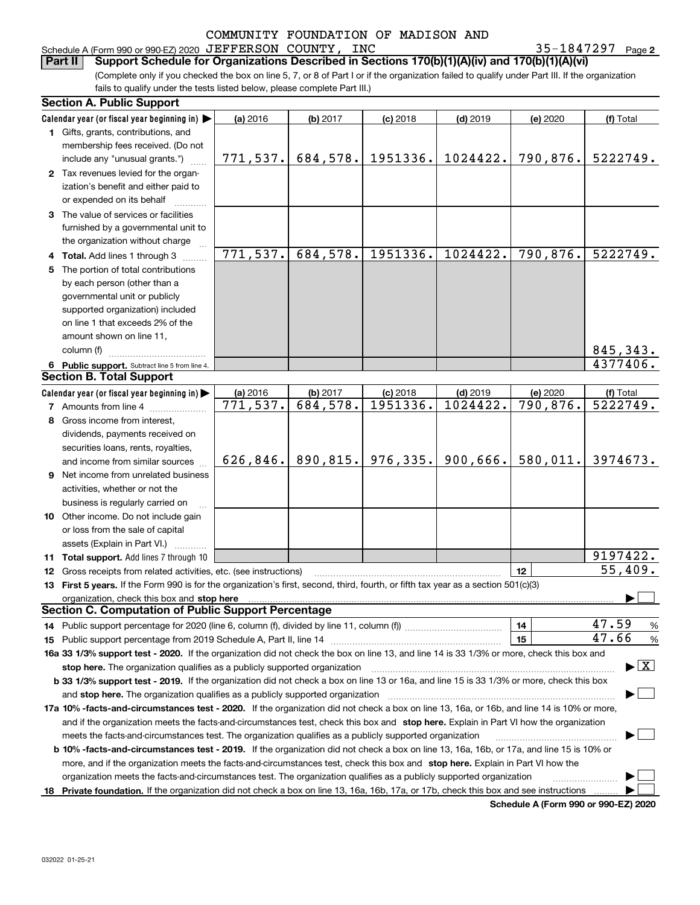COMMUNITY FOUNDATION OF MADISON AND

Schedule A (Form 990 or 990-EZ) 2020 JEFFERSON COUNTY, INC 35-1847297 Page 2

**Part II Support Schedule for Organizations Described in Sections 170(b)(1)(A)(iv) and 170(b)(1)(A)(vi)**

(Complete only if you checked the box on line 5, 7, or 8 of Part I or if the organization failed to qualify under Part III. If the organization fails to qualify under the tests listed below, please complete Part III.)

## Section A. Public Support

| Calendar year (or fiscal year beginning in) ▶ | (a) 2016 | (b) 2017 | (c) 2018 | (d) 2019 | (e) 2020 | (f) Total |
|---|---|---|---|---|---|---|
| **1** Gifts, grants, contributions, and membership fees received. (Do not include any "unusual grants.") | 771,537. | 684,578. | 1951336. | 1024422. | 790,876. | 5222749. |
| **2** Tax revenues levied for the organization's benefit and either paid to or expended on its behalf | | | | | | |
| **3** The value of services or facilities furnished by a governmental unit to the organization without charge | | | | | | |
| **4 Total.** Add lines 1 through 3 | 771,537. | 684,578. | 1951336. | 1024422. | 790,876. | 5222749. |
| **5** The portion of total contributions by each person (other than a governmental unit or publicly supported organization) included on line 1 that exceeds 2% of the amount shown on line 11, column (f) | | | | | | 845,343. |
| **6 Public support.** Subtract line 5 from line 4. | | | | | | 4377406. |

## Section B. Total Support

| Calendar year (or fiscal year beginning in) ▶ | (a) 2016 | (b) 2017 | (c) 2018 | (d) 2019 | (e) 2020 | (f) Total |
|---|---|---|---|---|---|---|
| **7** Amounts from line 4 | 771,537. | 684,578. | 1951336. | 1024422. | 790,876. | 5222749. |
| **8** Gross income from interest, dividends, payments received on securities loans, rents, royalties, and income from similar sources | 626,846. | 890,815. | 976,335. | 900,666. | 580,011. | 3974673. |
| **9** Net income from unrelated business activities, whether or not the business is regularly carried on | | | | | | |
| **10** Other income. Do not include gain or loss from the sale of capital assets (Explain in Part VI.) | | | | | | |
| **11 Total support.** Add lines 7 through 10 | | | | | | 9197422. |

**12** Gross receipts from related activities, etc. (see instructions) | **12** | 55,409.

**13 First 5 years.** If the Form 990 is for the organization's first, second, third, fourth, or fifth tax year as a section 501(c)(3) organization, check this box and **stop here** ▶ ☐

## Section C. Computation of Public Support Percentage

**14** Public support percentage for 2020 (line 6, column (f), divided by line 11, column (f)) | **14** | 47.59 %

**15** Public support percentage from 2019 Schedule A, Part II, line 14 | **15** | 47.66 %

**16a 33 1/3% support test - 2020.** If the organization did not check the box on line 13, and line 14 is 33 1/3% or more, check this box and **stop here.** The organization qualifies as a publicly supported organization ▶ ☒

**b 33 1/3% support test - 2019.** If the organization did not check a box on line 13 or 16a, and line 15 is 33 1/3% or more, check this box and **stop here.** The organization qualifies as a publicly supported organization ▶ ☐

**17a 10% -facts-and-circumstances test - 2020.** If the organization did not check a box on line 13, 16a, or 16b, and line 14 is 10% or more, and if the organization meets the facts-and-circumstances test, check this box and **stop here.** Explain in Part VI how the organization meets the facts-and-circumstances test. The organization qualifies as a publicly supported organization ▶ ☐

**b 10% -facts-and-circumstances test - 2019.** If the organization did not check a box on line 13, 16a, 16b, or 17a, and line 15 is 10% or more, and if the organization meets the facts-and-circumstances test, check this box and **stop here.** Explain in Part VI how the organization meets the facts-and-circumstances test. The organization qualifies as a publicly supported organization ▶ ☐

**18 Private foundation.** If the organization did not check a box on line 13, 16a, 16b, 17a, or 17b, check this box and see instructions ▶ ☐

**Schedule A (Form 990 or 990-EZ) 2020**

032022 01-25-21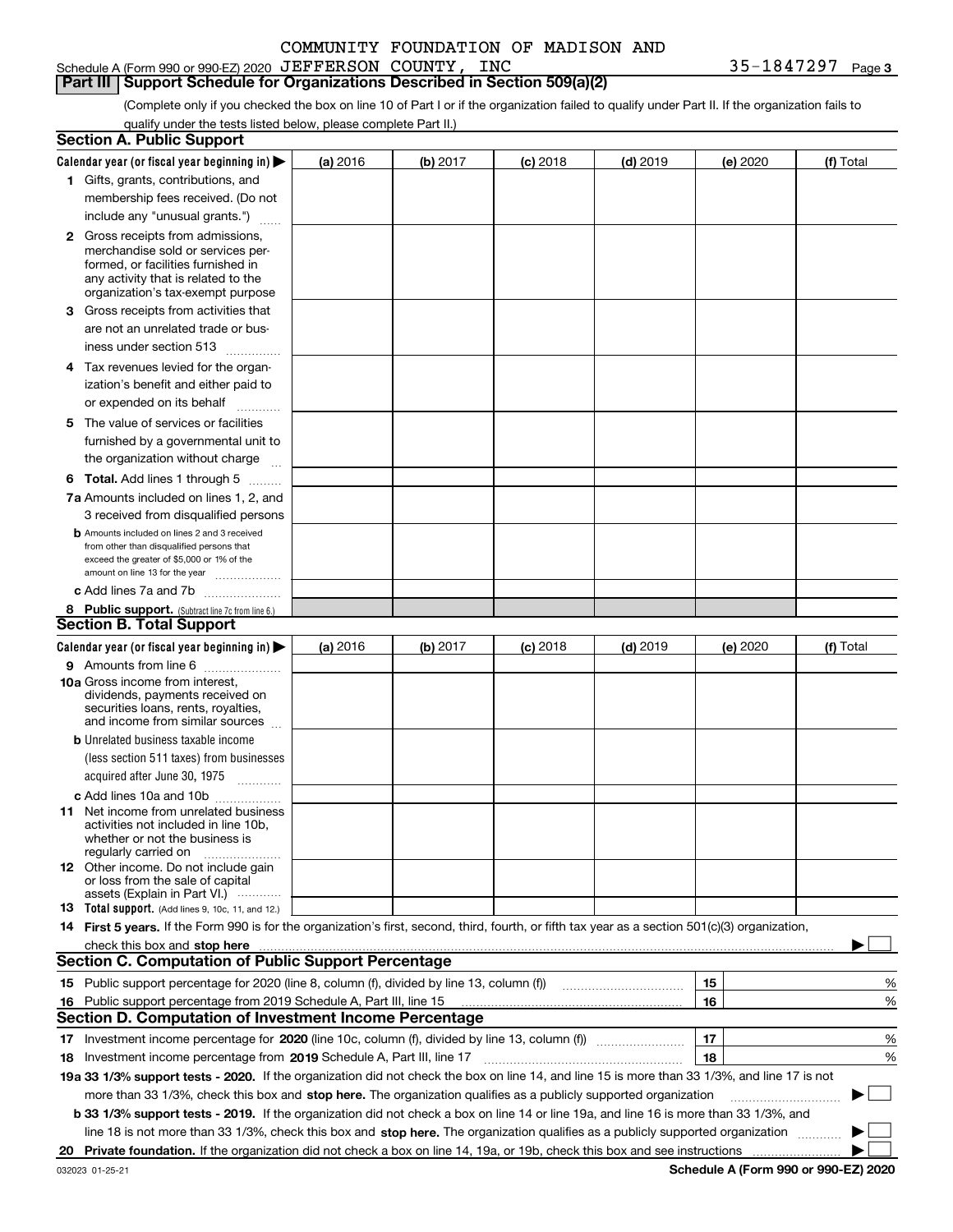COMMUNITY FOUNDATION OF MADISON AND

Schedule A (Form 990 or 990-EZ) 2020 JEFFERSON COUNTY, INC 35-1847297 Page 3

## Part III Support Schedule for Organizations Described in Section 509(a)(2)

(Complete only if you checked the box on line 10 of Part I or if the organization failed to qualify under Part II. If the organization fails to qualify under the tests listed below, please complete Part II.)

### Section A. Public Support

| Calendar year (or fiscal year beginning in) ▶ | (a) 2016 | (b) 2017 | (c) 2018 | (d) 2019 | (e) 2020 | (f) Total |
|---|---|---|---|---|---|---|
| 1 Gifts, grants, contributions, and membership fees received. (Do not include any "unusual grants.") | | | | | | |
| 2 Gross receipts from admissions, merchandise sold or services performed, or facilities furnished in any activity that is related to the organization's tax-exempt purpose | | | | | | |
| 3 Gross receipts from activities that are not an unrelated trade or business under section 513 | | | | | | |
| 4 Tax revenues levied for the organization's benefit and either paid to or expended on its behalf | | | | | | |
| 5 The value of services or facilities furnished by a governmental unit to the organization without charge | | | | | | |
| 6 **Total.** Add lines 1 through 5 | | | | | | |
| 7a Amounts included on lines 1, 2, and 3 received from disqualified persons | | | | | | |
| b Amounts included on lines 2 and 3 received from other than disqualified persons that exceed the greater of $5,000 or 1% of the amount on line 13 for the year | | | | | | |
| c Add lines 7a and 7b | | | | | | |
| 8 **Public support.** (Subtract line 7c from line 6.) | | | | | | |

### Section B. Total Support

| Calendar year (or fiscal year beginning in) ▶ | (a) 2016 | (b) 2017 | (c) 2018 | (d) 2019 | (e) 2020 | (f) Total |
|---|---|---|---|---|---|---|
| 9 Amounts from line 6 | | | | | | |
| 10a Gross income from interest, dividends, payments received on securities loans, rents, royalties, and income from similar sources | | | | | | |
| b Unrelated business taxable income (less section 511 taxes) from businesses acquired after June 30, 1975 | | | | | | |
| c Add lines 10a and 10b | | | | | | |
| 11 Net income from unrelated business activities not included in line 10b, whether or not the business is regularly carried on | | | | | | |
| 12 Other income. Do not include gain or loss from the sale of capital assets (Explain in Part VI.) | | | | | | |
| 13 **Total support.** (Add lines 9, 10c, 11, and 12.) | | | | | | |

14 **First 5 years.** If the Form 990 is for the organization's first, second, third, fourth, or fifth tax year as a section 501(c)(3) organization, check this box and **stop here** ▶ ☐

### Section C. Computation of Public Support Percentage

| | | | |
|---|---|---|---|
| 15 | Public support percentage for 2020 (line 8, column (f), divided by line 13, column (f)) | 15 | % |
| 16 | Public support percentage from 2019 Schedule A, Part III, line 15 | 16 | % |

### Section D. Computation of Investment Income Percentage

| | | | |
|---|---|---|---|
| 17 | Investment income percentage for **2020** (line 10c, column (f), divided by line 13, column (f)) | 17 | % |
| 18 | Investment income percentage from **2019** Schedule A, Part III, line 17 | 18 | % |

**19a 33 1/3% support tests - 2020.** If the organization did not check the box on line 14, and line 15 is more than 33 1/3%, and line 17 is not more than 33 1/3%, check this box and **stop here.** The organization qualifies as a publicly supported organization ▶ ☐

**b 33 1/3% support tests - 2019.** If the organization did not check a box on line 14 or line 19a, and line 16 is more than 33 1/3%, and line 18 is not more than 33 1/3%, check this box and **stop here.** The organization qualifies as a publicly supported organization ▶ ☐

**20 Private foundation.** If the organization did not check a box on line 14, 19a, or 19b, check this box and see instructions ▶ ☐

032023 01-25-21 **Schedule A (Form 990 or 990-EZ) 2020**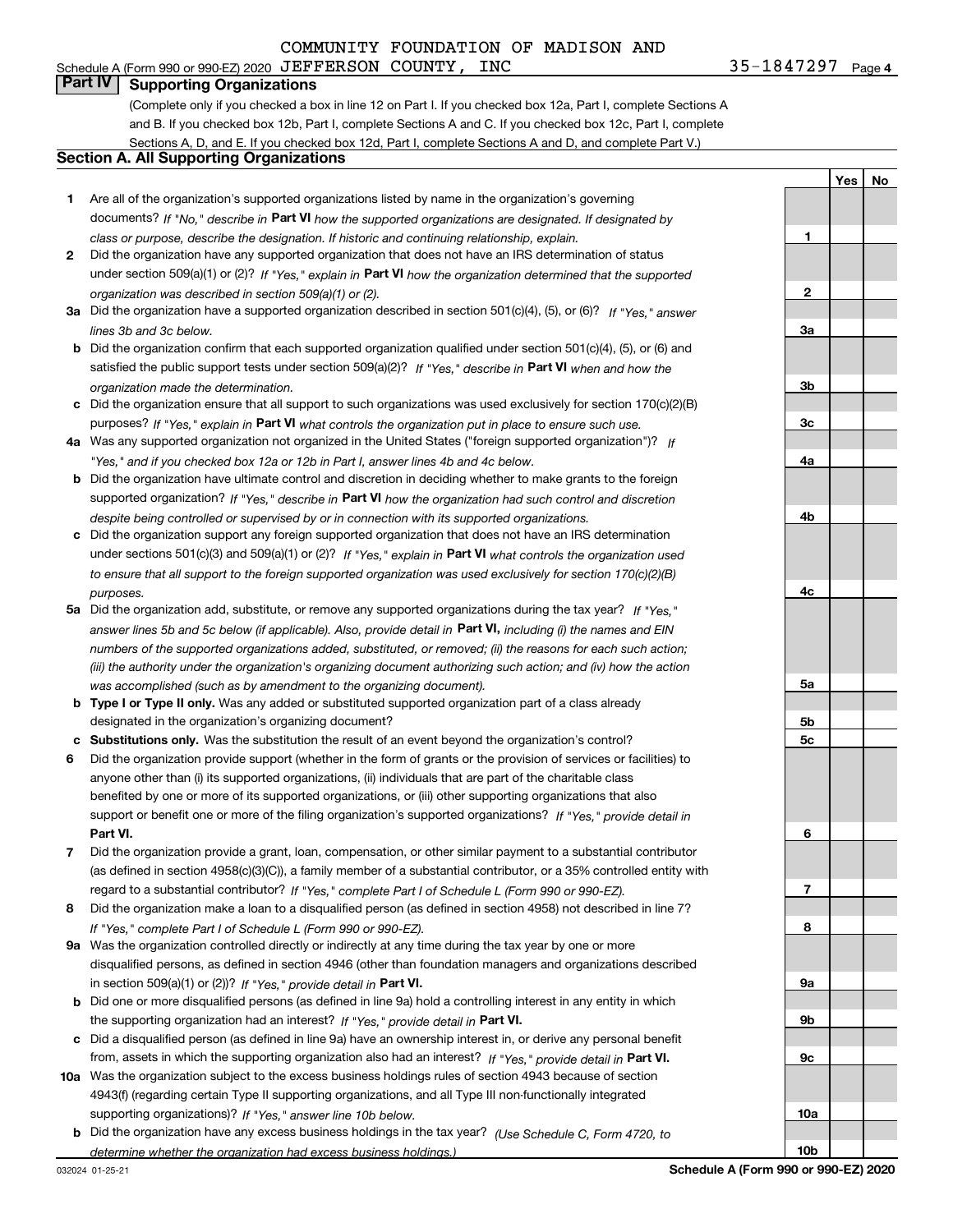COMMUNITY FOUNDATION OF MADISON AND

Schedule A (Form 990 or 990-EZ) 2020 JEFFERSON COUNTY, INC 35-1847297 Page 4

## Part IV Supporting Organizations

(Complete only if you checked a box in line 12 on Part I. If you checked box 12a, Part I, complete Sections A and B. If you checked box 12b, Part I, complete Sections A and C. If you checked box 12c, Part I, complete Sections A, D, and E. If you checked box 12d, Part I, complete Sections A and D, and complete Part V.)

### Section A. All Supporting Organizations

| | | | Yes | No |
|---|---|---|---|---|
| **1** | Are all of the organization's supported organizations listed by name in the organization's governing documents? *If "No," describe in* **Part VI** *how the supported organizations are designated. If designated by class or purpose, describe the designation. If historic and continuing relationship, explain.* | **1** | | |
| **2** | Did the organization have any supported organization that does not have an IRS determination of status under section 509(a)(1) or (2)? *If "Yes," explain in* **Part VI** *how the organization determined that the supported organization was described in section 509(a)(1) or (2).* | **2** | | |
| **3a** | Did the organization have a supported organization described in section 501(c)(4), (5), or (6)? *If "Yes," answer lines 3b and 3c below.* | **3a** | | |
| **b** | Did the organization confirm that each supported organization qualified under section 501(c)(4), (5), or (6) and satisfied the public support tests under section 509(a)(2)? *If "Yes," describe in* **Part VI** *when and how the organization made the determination.* | **3b** | | |
| **c** | Did the organization ensure that all support to such organizations was used exclusively for section 170(c)(2)(B) purposes? *If "Yes," explain in* **Part VI** *what controls the organization put in place to ensure such use.* | **3c** | | |
| **4a** | Was any supported organization not organized in the United States ("foreign supported organization")? *If "Yes," and if you checked box 12a or 12b in Part I, answer lines 4b and 4c below.* | **4a** | | |
| **b** | Did the organization have ultimate control and discretion in deciding whether to make grants to the foreign supported organization? *If "Yes," describe in* **Part VI** *how the organization had such control and discretion despite being controlled or supervised by or in connection with its supported organizations.* | **4b** | | |
| **c** | Did the organization support any foreign supported organization that does not have an IRS determination under sections 501(c)(3) and 509(a)(1) or (2)? *If "Yes," explain in* **Part VI** *what controls the organization used to ensure that all support to the foreign supported organization was used exclusively for section 170(c)(2)(B) purposes.* | **4c** | | |
| **5a** | Did the organization add, substitute, or remove any supported organizations during the tax year? *If "Yes," answer lines 5b and 5c below (if applicable). Also, provide detail in* **Part VI,** *including (i) the names and EIN numbers of the supported organizations added, substituted, or removed; (ii) the reasons for each such action; (iii) the authority under the organization's organizing document authorizing such action; and (iv) how the action was accomplished (such as by amendment to the organizing document).* | **5a** | | |
| **b** | **Type I or Type II only.** Was any added or substituted supported organization part of a class already designated in the organization's organizing document? | **5b** | | |
| **c** | **Substitutions only.** Was the substitution the result of an event beyond the organization's control? | **5c** | | |
| **6** | Did the organization provide support (whether in the form of grants or the provision of services or facilities) to anyone other than (i) its supported organizations, (ii) individuals that are part of the charitable class benefited by one or more of its supported organizations, or (iii) other supporting organizations that also support or benefit one or more of the filing organization's supported organizations? *If "Yes," provide detail in* **Part VI.** | **6** | | |
| **7** | Did the organization provide a grant, loan, compensation, or other similar payment to a substantial contributor (as defined in section 4958(c)(3)(C)), a family member of a substantial contributor, or a 35% controlled entity with regard to a substantial contributor? *If "Yes," complete Part I of Schedule L (Form 990 or 990-EZ).* | **7** | | |
| **8** | Did the organization make a loan to a disqualified person (as defined in section 4958) not described in line 7? *If "Yes," complete Part I of Schedule L (Form 990 or 990-EZ).* | **8** | | |
| **9a** | Was the organization controlled directly or indirectly at any time during the tax year by one or more disqualified persons, as defined in section 4946 (other than foundation managers and organizations described in section 509(a)(1) or (2))? *If "Yes," provide detail in* **Part VI.** | **9a** | | |
| **b** | Did one or more disqualified persons (as defined in line 9a) hold a controlling interest in any entity in which the supporting organization had an interest? *If "Yes," provide detail in* **Part VI.** | **9b** | | |
| **c** | Did a disqualified person (as defined in line 9a) have an ownership interest in, or derive any personal benefit from, assets in which the supporting organization also had an interest? *If "Yes," provide detail in* **Part VI.** | **9c** | | |
| **10a** | Was the organization subject to the excess business holdings rules of section 4943 because of section 4943(f) (regarding certain Type II supporting organizations, and all Type III non-functionally integrated supporting organizations)? *If "Yes," answer line 10b below.* | **10a** | | |
| **b** | Did the organization have any excess business holdings in the tax year? *(Use Schedule C, Form 4720, to determine whether the organization had excess business holdings.)* | **10b** | | |

032024 01-25-21 **Schedule A (Form 990 or 990-EZ) 2020**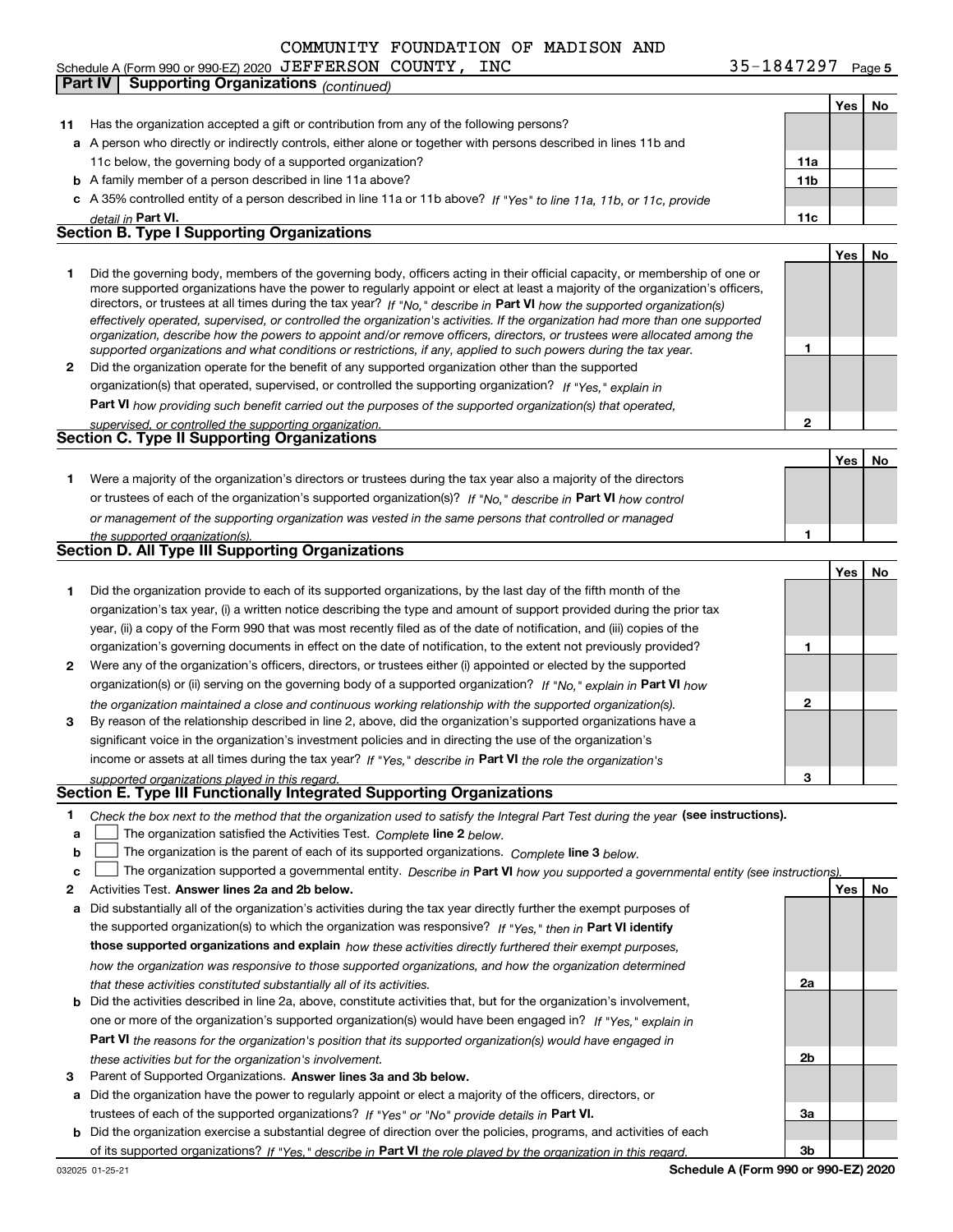COMMUNITY FOUNDATION OF MADISON AND

Schedule A (Form 990 or 990-EZ) 2020 JEFFERSON COUNTY, INC 35-1847297 Page 5

**Part IV | Supporting Organizations** *(continued)*

| | | | Yes | No |
|---|---|---|---|---|
| **11** | Has the organization accepted a gift or contribution from any of the following persons? | | | |
| **a** | A person who directly or indirectly controls, either alone or together with persons described in lines 11b and 11c below, the governing body of a supported organization? | **11a** | | |
| **b** | A family member of a person described in line 11a above? | **11b** | | |
| **c** | A 35% controlled entity of a person described in line 11a or 11b above? *If "Yes" to line 11a, 11b, or 11c, provide detail in* **Part VI.** | **11c** | | |

## Section B. Type I Supporting Organizations

| | | | Yes | No |
|---|---|---|---|---|
| **1** | Did the governing body, members of the governing body, officers acting in their official capacity, or membership of one or more supported organizations have the power to regularly appoint or elect at least a majority of the organization's officers, directors, or trustees at all times during the tax year? *If "No," describe in* **Part VI** *how the supported organization(s) effectively operated, supervised, or controlled the organization's activities. If the organization had more than one supported organization, describe how the powers to appoint and/or remove officers, directors, or trustees were allocated among the supported organizations and what conditions or restrictions, if any, applied to such powers during the tax year.* | **1** | | |
| **2** | Did the organization operate for the benefit of any supported organization other than the supported organization(s) that operated, supervised, or controlled the supporting organization? *If "Yes," explain in* **Part VI** *how providing such benefit carried out the purposes of the supported organization(s) that operated, supervised, or controlled the supporting organization.* | **2** | | |

## Section C. Type II Supporting Organizations

| | | | Yes | No |
|---|---|---|---|---|
| **1** | Were a majority of the organization's directors or trustees during the tax year also a majority of the directors or trustees of each of the organization's supported organization(s)? *If "No," describe in* **Part VI** *how control or management of the supporting organization was vested in the same persons that controlled or managed the supported organization(s).* | **1** | | |

## Section D. All Type III Supporting Organizations

| | | | Yes | No |
|---|---|---|---|---|
| **1** | Did the organization provide to each of its supported organizations, by the last day of the fifth month of the organization's tax year, (i) a written notice describing the type and amount of support provided during the prior tax year, (ii) a copy of the Form 990 that was most recently filed as of the date of notification, and (iii) copies of the organization's governing documents in effect on the date of notification, to the extent not previously provided? | **1** | | |
| **2** | Were any of the organization's officers, directors, or trustees either (i) appointed or elected by the supported organization(s) or (ii) serving on the governing body of a supported organization? *If "No," explain in* **Part VI** *how the organization maintained a close and continuous working relationship with the supported organization(s).* | **2** | | |
| **3** | By reason of the relationship described in line 2, above, did the organization's supported organizations have a significant voice in the organization's investment policies and in directing the use of the organization's income or assets at all times during the tax year? *If "Yes," describe in* **Part VI** *the role the organization's supported organizations played in this regard.* | **3** | | |

## Section E. Type III Functionally Integrated Supporting Organizations

**1** *Check the box next to the method that the organization used to satisfy the Integral Part Test during the year* **(see instructions).**

- **a** ☐ The organization satisfied the Activities Test. *Complete* **line 2** *below.*
- **b** ☐ The organization is the parent of each of its supported organizations. *Complete* **line 3** *below.*
- **c** ☐ The organization supported a governmental entity. *Describe in* **Part VI** *how you supported a governmental entity (see instructions).*

| | | | Yes | No |
|---|---|---|---|---|
| **2** | Activities Test. **Answer lines 2a and 2b below.** | | | |
| **a** | Did substantially all of the organization's activities during the tax year directly further the exempt purposes of the supported organization(s) to which the organization was responsive? *If "Yes," then in* **Part VI identify those supported organizations and explain** *how these activities directly furthered their exempt purposes, how the organization was responsive to those supported organizations, and how the organization determined that these activities constituted substantially all of its activities.* | **2a** | | |
| **b** | Did the activities described in line 2a, above, constitute activities that, but for the organization's involvement, one or more of the organization's supported organization(s) would have been engaged in? *If "Yes," explain in* **Part VI** *the reasons for the organization's position that its supported organization(s) would have engaged in these activities but for the organization's involvement.* | **2b** | | |
| **3** | Parent of Supported Organizations. **Answer lines 3a and 3b below.** | | | |
| **a** | Did the organization have the power to regularly appoint or elect a majority of the officers, directors, or trustees of each of the supported organizations? *If "Yes" or "No" provide details in* **Part VI.** | **3a** | | |
| **b** | Did the organization exercise a substantial degree of direction over the policies, programs, and activities of each of its supported organizations? *If "Yes," describe in* **Part VI** *the role played by the organization in this regard.* | **3b** | | |

032025 01-25-21 **Schedule A (Form 990 or 990-EZ) 2020**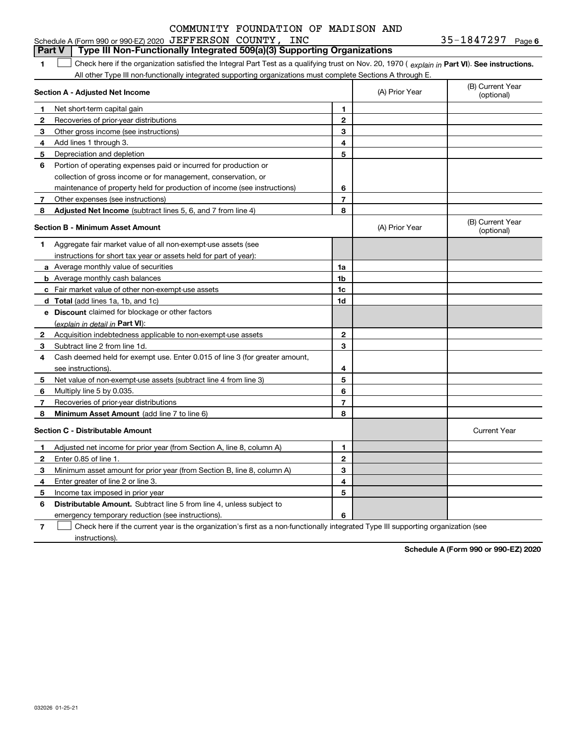COMMUNITY FOUNDATION OF MADISON AND

Schedule A (Form 990 or 990-EZ) 2020 JEFFERSON COUNTY, INC 35-1847297 Page 6

## Part V Type III Non-Functionally Integrated 509(a)(3) Supporting Organizations

**1** ☐ Check here if the organization satisfied the Integral Part Test as a qualifying trust on Nov. 20, 1970 ( *explain in* **Part VI**). **See instructions.** All other Type III non-functionally integrated supporting organizations must complete Sections A through E.

| **Section A - Adjusted Net Income** | | | (A) Prior Year | (B) Current Year (optional) |
|---|---|---|---|---|
| **1** | Net short-term capital gain | **1** | | |
| **2** | Recoveries of prior-year distributions | **2** | | |
| **3** | Other gross income (see instructions) | **3** | | |
| **4** | Add lines 1 through 3. | **4** | | |
| **5** | Depreciation and depletion | **5** | | |
| **6** | Portion of operating expenses paid or incurred for production or collection of gross income or for management, conservation, or maintenance of property held for production of income (see instructions) | **6** | | |
| **7** | Other expenses (see instructions) | **7** | | |
| **8** | **Adjusted Net Income** (subtract lines 5, 6, and 7 from line 4) | **8** | | |

| **Section B - Minimum Asset Amount** | | | (A) Prior Year | (B) Current Year (optional) |
|---|---|---|---|---|
| **1** | Aggregate fair market value of all non-exempt-use assets (see instructions for short tax year or assets held for part of year): | | | |
| **a** | Average monthly value of securities | **1a** | | |
| **b** | Average monthly cash balances | **1b** | | |
| **c** | Fair market value of other non-exempt-use assets | **1c** | | |
| **d** | **Total** (add lines 1a, 1b, and 1c) | **1d** | | |
| **e** | **Discount** claimed for blockage or other factors (*explain in detail in* **Part VI**): | | | |
| **2** | Acquisition indebtedness applicable to non-exempt-use assets | **2** | | |
| **3** | Subtract line 2 from line 1d. | **3** | | |
| **4** | Cash deemed held for exempt use. Enter 0.015 of line 3 (for greater amount, see instructions). | **4** | | |
| **5** | Net value of non-exempt-use assets (subtract line 4 from line 3) | **5** | | |
| **6** | Multiply line 5 by 0.035. | **6** | | |
| **7** | Recoveries of prior-year distributions | **7** | | |
| **8** | **Minimum Asset Amount** (add line 7 to line 6) | **8** | | |

| **Section C - Distributable Amount** | | | | Current Year |
|---|---|---|---|---|
| **1** | Adjusted net income for prior year (from Section A, line 8, column A) | **1** | | |
| **2** | Enter 0.85 of line 1. | **2** | | |
| **3** | Minimum asset amount for prior year (from Section B, line 8, column A) | **3** | | |
| **4** | Enter greater of line 2 or line 3. | **4** | | |
| **5** | Income tax imposed in prior year | **5** | | |
| **6** | **Distributable Amount.** Subtract line 5 from line 4, unless subject to emergency temporary reduction (see instructions). | **6** | | |

**7** ☐ Check here if the current year is the organization's first as a non-functionally integrated Type III supporting organization (see instructions).

**Schedule A (Form 990 or 990-EZ) 2020**

032026 01-25-21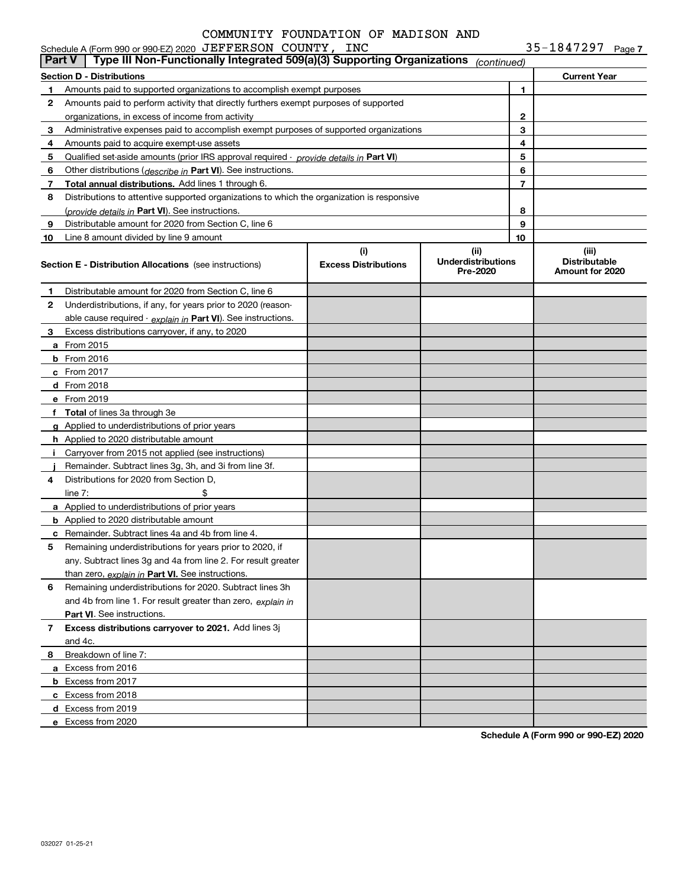COMMUNITY FOUNDATION OF MADISON AND

Schedule A (Form 990 or 990-EZ) 2020 JEFFERSON COUNTY, INC 35-1847297 Page 7

## Part V | Type III Non-Functionally Integrated 509(a)(3) Supporting Organizations *(continued)*

| Section D - Distributions | | | Current Year |
|---|---|---|---|
| 1 | Amounts paid to supported organizations to accomplish exempt purposes | 1 | |
| 2 | Amounts paid to perform activity that directly furthers exempt purposes of supported organizations, in excess of income from activity | 2 | |
| 3 | Administrative expenses paid to accomplish exempt purposes of supported organizations | 3 | |
| 4 | Amounts paid to acquire exempt-use assets | 4 | |
| 5 | Qualified set-aside amounts (prior IRS approval required - *provide details in* **Part VI**) | 5 | |
| 6 | Other distributions (*describe in* **Part VI**). See instructions. | 6 | |
| 7 | **Total annual distributions.** Add lines 1 through 6. | 7 | |
| 8 | Distributions to attentive supported organizations to which the organization is responsive (*provide details in* **Part VI**). See instructions. | 8 | |
| 9 | Distributable amount for 2020 from Section C, line 6 | 9 | |
| 10 | Line 8 amount divided by line 9 amount | 10 | |

| | Section E - Distribution Allocations (see instructions) | (i) Excess Distributions | (ii) Underdistributions Pre-2020 | (iii) Distributable Amount for 2020 |
|---|---|---|---|---|
| 1 | Distributable amount for 2020 from Section C, line 6 | | | |
| 2 | Underdistributions, if any, for years prior to 2020 (reasonable cause required - *explain in* **Part VI**). See instructions. | | | |
| 3 | Excess distributions carryover, if any, to 2020 | | | |
| a | From 2015 | | | |
| b | From 2016 | | | |
| c | From 2017 | | | |
| d | From 2018 | | | |
| e | From 2019 | | | |
| f | **Total** of lines 3a through 3e | | | |
| g | Applied to underdistributions of prior years | | | |
| h | Applied to 2020 distributable amount | | | |
| i | Carryover from 2015 not applied (see instructions) | | | |
| j | Remainder. Subtract lines 3g, 3h, and 3i from line 3f. | | | |
| 4 | Distributions for 2020 from Section D, line 7: $ | | | |
| a | Applied to underdistributions of prior years | | | |
| b | Applied to 2020 distributable amount | | | |
| c | Remainder. Subtract lines 4a and 4b from line 4. | | | |
| 5 | Remaining underdistributions for years prior to 2020, if any. Subtract lines 3g and 4a from line 2. For result greater than zero, *explain in* **Part VI.** See instructions. | | | |
| 6 | Remaining underdistributions for 2020. Subtract lines 3h and 4b from line 1. For result greater than zero, *explain in* **Part VI**. See instructions. | | | |
| 7 | **Excess distributions carryover to 2021.** Add lines 3j and 4c. | | | |
| 8 | Breakdown of line 7: | | | |
| a | Excess from 2016 | | | |
| b | Excess from 2017 | | | |
| c | Excess from 2018 | | | |
| d | Excess from 2019 | | | |
| e | Excess from 2020 | | | |

**Schedule A (Form 990 or 990-EZ) 2020**

032027 01-25-21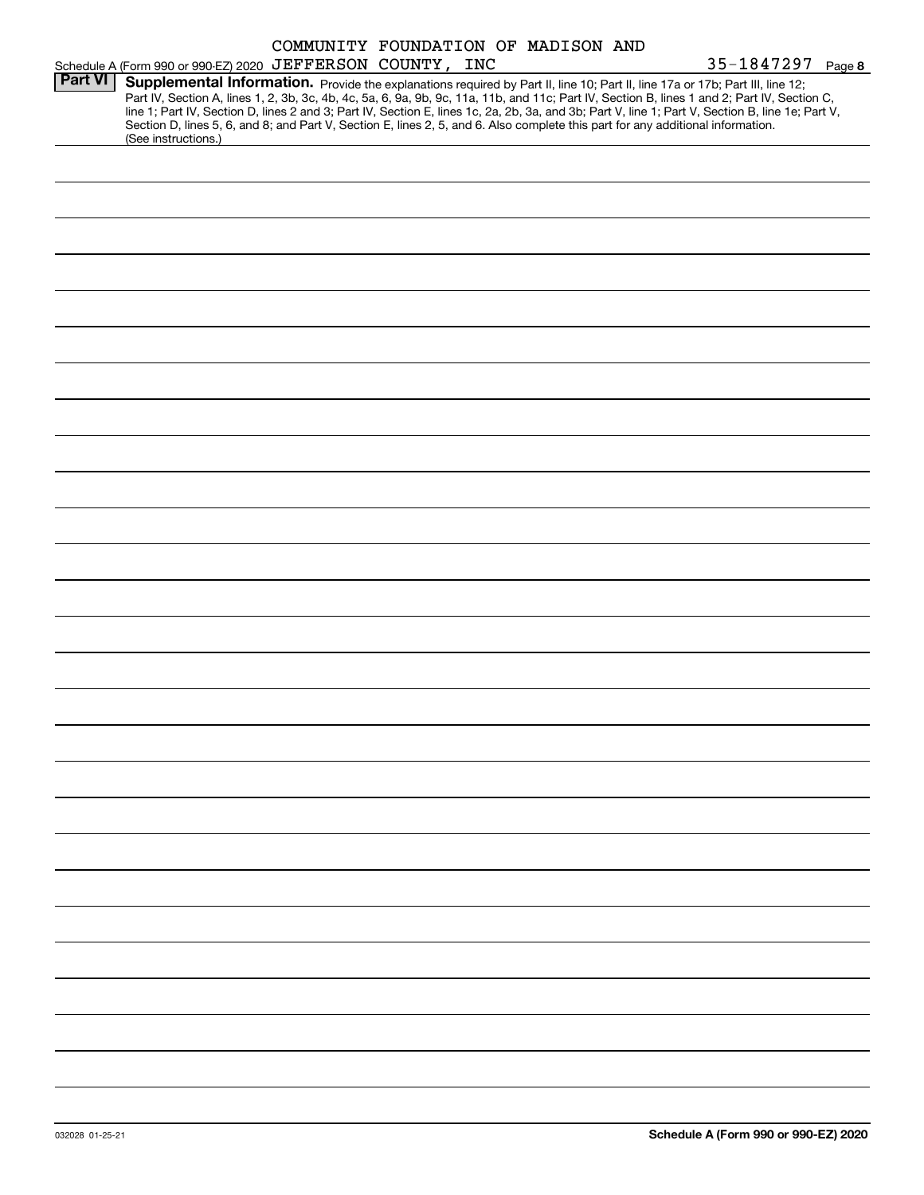Schedule A (Form 990 or 990-EZ) 2020 COMMUNITY FOUNDATION OF MADISON AND JEFFERSON COUNTY, INC 35-1847297 Page 8

**Part VI** **Supplemental Information.** Provide the explanations required by Part II, line 10; Part II, line 17a or 17b; Part III, line 12; Part IV, Section A, lines 1, 2, 3b, 3c, 4b, 4c, 5a, 6, 9a, 9b, 9c, 11a, 11b, and 11c; Part IV, Section B, lines 1 and 2; Part IV, Section C, line 1; Part IV, Section D, lines 2 and 3; Part IV, Section E, lines 1c, 2a, 2b, 3a, and 3b; Part V, line 1; Part V, Section B, line 1e; Part V, Section D, lines 5, 6, and 8; and Part V, Section E, lines 2, 5, and 6. Also complete this part for any additional information. (See instructions.)

032028 01-25-21

**Schedule A (Form 990 or 990-EZ) 2020**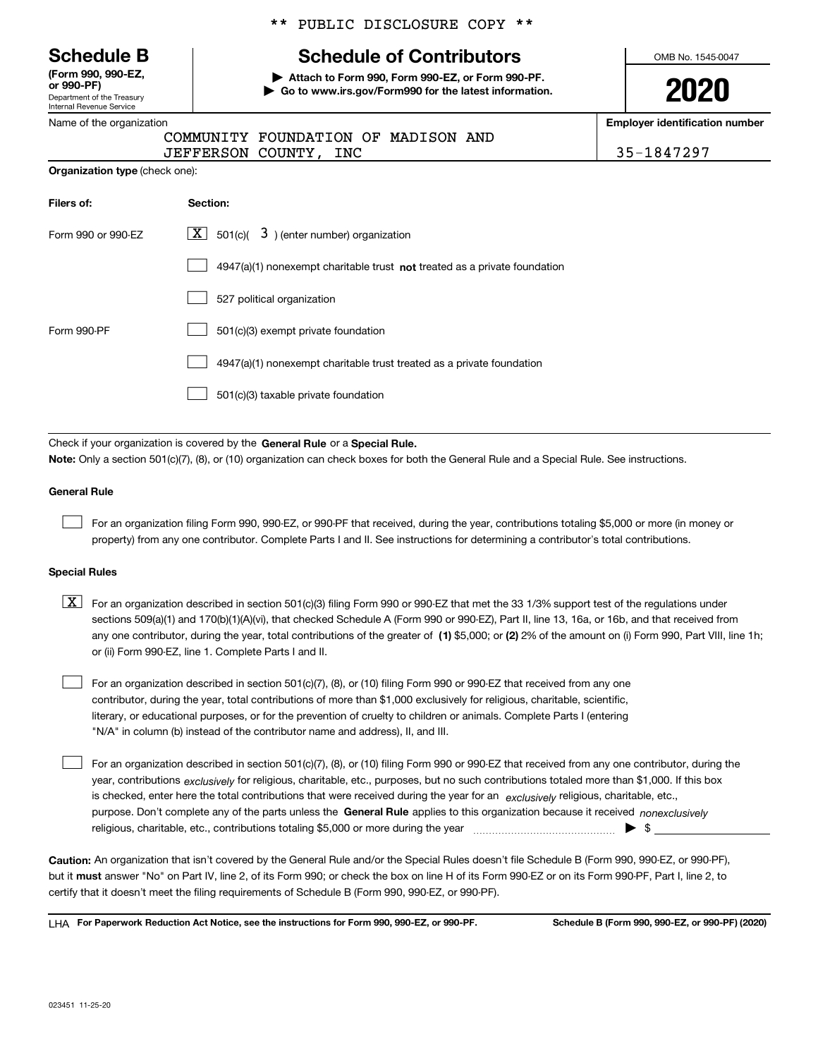** PUBLIC DISCLOSURE COPY **

# Schedule B

**(Form 990, 990-EZ, or 990-PF)**
Department of the Treasury
Internal Revenue Service

## Schedule of Contributors

▶ **Attach to Form 990, Form 990-EZ, or Form 990-PF.**
▶ **Go to www.irs.gov/Form990 for the latest information.**

OMB No. 1545-0047

**2020**

Name of the organization: COMMUNITY FOUNDATION OF MADISON AND JEFFERSON COUNTY, INC

**Employer identification number:** 35-1847297

**Organization type** (check one):

| **Filers of:** | **Section:** |
|---|---|
| Form 990 or 990-EZ | [X] 501(c)( 3 ) (enter number) organization |
| | [ ] 4947(a)(1) nonexempt charitable trust **not** treated as a private foundation |
| | [ ] 527 political organization |
| Form 990-PF | [ ] 501(c)(3) exempt private foundation |
| | [ ] 4947(a)(1) nonexempt charitable trust treated as a private foundation |
| | [ ] 501(c)(3) taxable private foundation |

Check if your organization is covered by the **General Rule** or a **Special Rule.**

**Note:** Only a section 501(c)(7), (8), or (10) organization can check boxes for both the General Rule and a Special Rule. See instructions.

### General Rule

[ ] For an organization filing Form 990, 990-EZ, or 990-PF that received, during the year, contributions totaling $5,000 or more (in money or property) from any one contributor. Complete Parts I and II. See instructions for determining a contributor's total contributions.

### Special Rules

[X] For an organization described in section 501(c)(3) filing Form 990 or 990-EZ that met the 33 1/3% support test of the regulations under sections 509(a)(1) and 170(b)(1)(A)(vi), that checked Schedule A (Form 990 or 990-EZ), Part II, line 13, 16a, or 16b, and that received from any one contributor, during the year, total contributions of the greater of **(1)** $5,000; or **(2)** 2% of the amount on (i) Form 990, Part VIII, line 1h; or (ii) Form 990-EZ, line 1. Complete Parts I and II.

[ ] For an organization described in section 501(c)(7), (8), or (10) filing Form 990 or 990-EZ that received from any one contributor, during the year, total contributions of more than $1,000 exclusively for religious, charitable, scientific, literary, or educational purposes, or for the prevention of cruelty to children or animals. Complete Parts I (entering "N/A" in column (b) instead of the contributor name and address), II, and III.

[ ] For an organization described in section 501(c)(7), (8), or (10) filing Form 990 or 990-EZ that received from any one contributor, during the year, contributions *exclusively* for religious, charitable, etc., purposes, but no such contributions totaled more than $1,000. If this box is checked, enter here the total contributions that were received during the year for an *exclusively* religious, charitable, etc., purpose. Don't complete any of the parts unless the **General Rule** applies to this organization because it received *nonexclusively* religious, charitable, etc., contributions totaling $5,000 or more during the year ▶ $

**Caution:** An organization that isn't covered by the General Rule and/or the Special Rules doesn't file Schedule B (Form 990, 990-EZ, or 990-PF), but it **must** answer "No" on Part IV, line 2, of its Form 990; or check the box on line H of its Form 990-EZ or on its Form 990-PF, Part I, line 2, to certify that it doesn't meet the filing requirements of Schedule B (Form 990, 990-EZ, or 990-PF).

LHA **For Paperwork Reduction Act Notice, see the instructions for Form 990, 990-EZ, or 990-PF.** **Schedule B (Form 990, 990-EZ, or 990-PF) (2020)**

023451 11-25-20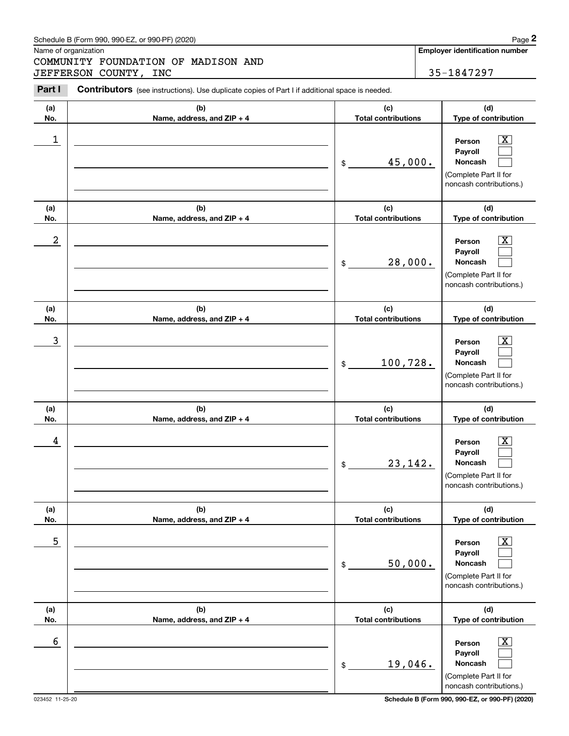Schedule B (Form 990, 990-EZ, or 990-PF) (2020)

Name of organization

COMMUNITY FOUNDATION OF MADISON AND JEFFERSON COUNTY, INC

**Employer identification number**

35-1847297

**Part I** **Contributors** (see instructions). Use duplicate copies of Part I if additional space is needed.

| (a) No. | (b) Name, address, and ZIP + 4 | (c) Total contributions | (d) Type of contribution |
|---|---|---|---|
| 1 | | $ 45,000. | Person [X] Payroll [ ] Noncash [ ] (Complete Part II for noncash contributions.) |
| 2 | | $ 28,000. | Person [X] Payroll [ ] Noncash [ ] (Complete Part II for noncash contributions.) |
| 3 | | $ 100,728. | Person [X] Payroll [ ] Noncash [ ] (Complete Part II for noncash contributions.) |
| 4 | | $ 23,142. | Person [X] Payroll [ ] Noncash [ ] (Complete Part II for noncash contributions.) |
| 5 | | $ 50,000. | Person [X] Payroll [ ] Noncash [ ] (Complete Part II for noncash contributions.) |
| 6 | | $ 19,046. | Person [X] Payroll [ ] Noncash [ ] (Complete Part II for noncash contributions.) |

023452 11-25-20

**Schedule B (Form 990, 990-EZ, or 990-PF) (2020)**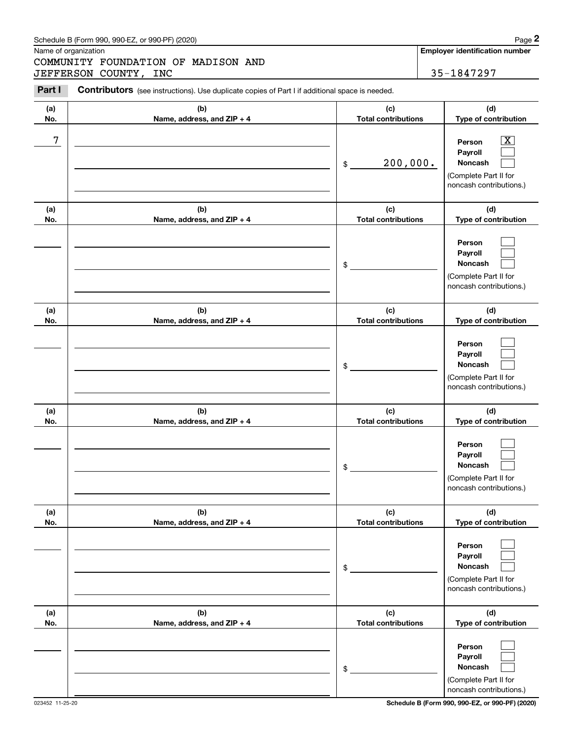Schedule B (Form 990, 990-EZ, or 990-PF) (2020)

Name of organization

COMMUNITY FOUNDATION OF MADISON AND JEFFERSON COUNTY, INC

**Employer identification number**

35-1847297

**Part I** **Contributors** (see instructions). Use duplicate copies of Part I if additional space is needed.

| (a) No. | (b) Name, address, and ZIP + 4 | (c) Total contributions | (d) Type of contribution |
|---|---|---|---|
| 7 | | $ 200,000. | Person [X] Payroll [ ] Noncash [ ] (Complete Part II for noncash contributions.) |
| | | $ | Person [ ] Payroll [ ] Noncash [ ] (Complete Part II for noncash contributions.) |
| | | $ | Person [ ] Payroll [ ] Noncash [ ] (Complete Part II for noncash contributions.) |
| | | $ | Person [ ] Payroll [ ] Noncash [ ] (Complete Part II for noncash contributions.) |
| | | $ | Person [ ] Payroll [ ] Noncash [ ] (Complete Part II for noncash contributions.) |
| | | $ | Person [ ] Payroll [ ] Noncash [ ] (Complete Part II for noncash contributions.) |

023452 11-25-20

**Schedule B (Form 990, 990-EZ, or 990-PF) (2020)**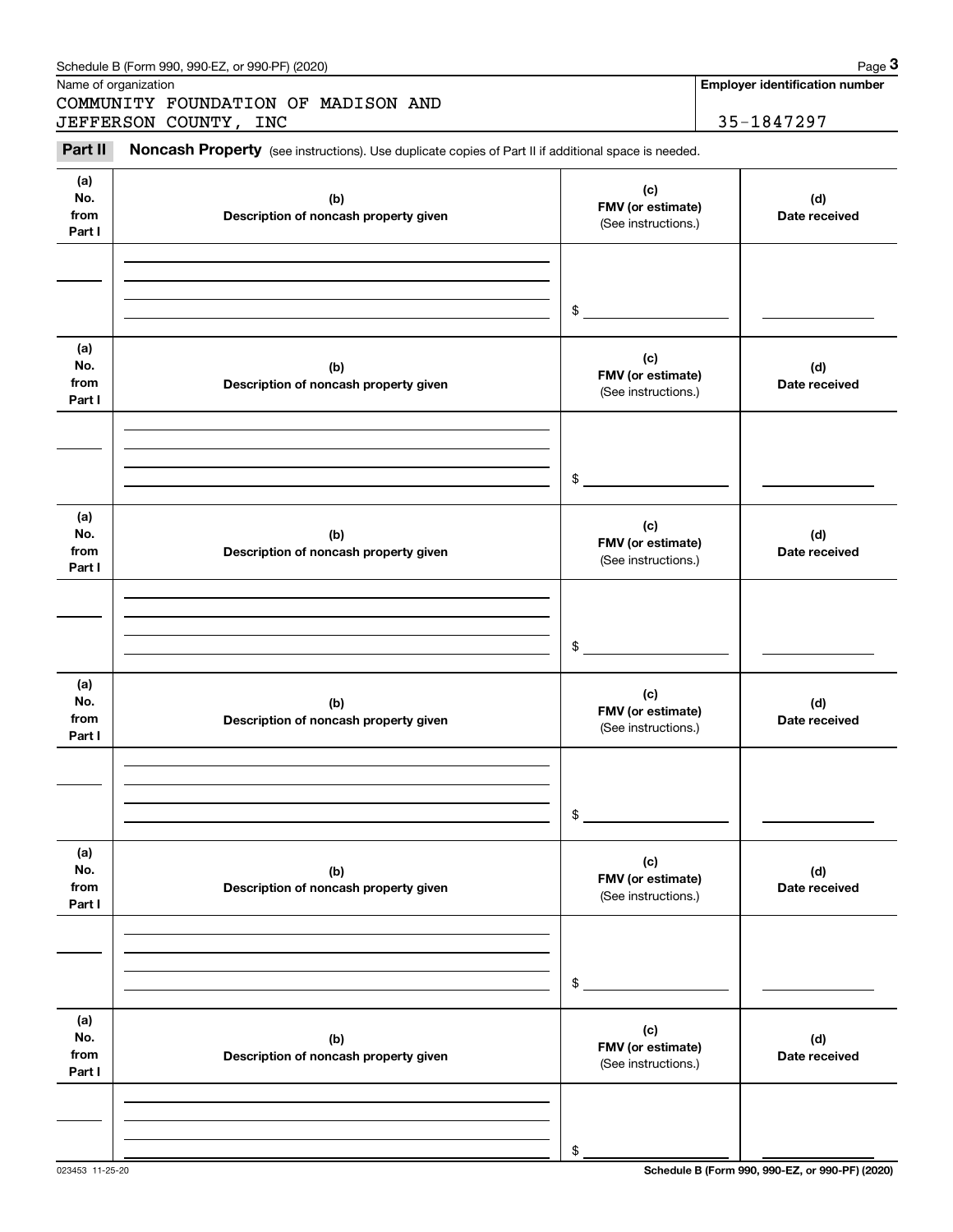Name of organization

COMMUNITY FOUNDATION OF MADISON AND JEFFERSON COUNTY, INC

**Employer identification number**

35-1847297

**Part II** **Noncash Property** (see instructions). Use duplicate copies of Part II if additional space is needed.

| (a) No. from Part I | (b) Description of noncash property given | (c) FMV (or estimate) (See instructions.) | (d) Date received |
|---|---|---|---|
| | | $ | |

| (a) No. from Part I | (b) Description of noncash property given | (c) FMV (or estimate) (See instructions.) | (d) Date received |
|---|---|---|---|
| | | $ | |

| (a) No. from Part I | (b) Description of noncash property given | (c) FMV (or estimate) (See instructions.) | (d) Date received |
|---|---|---|---|
| | | $ | |

| (a) No. from Part I | (b) Description of noncash property given | (c) FMV (or estimate) (See instructions.) | (d) Date received |
|---|---|---|---|
| | | $ | |

| (a) No. from Part I | (b) Description of noncash property given | (c) FMV (or estimate) (See instructions.) | (d) Date received |
|---|---|---|---|
| | | $ | |

| (a) No. from Part I | (b) Description of noncash property given | (c) FMV (or estimate) (See instructions.) | (d) Date received |
|---|---|---|---|
| | | $ | |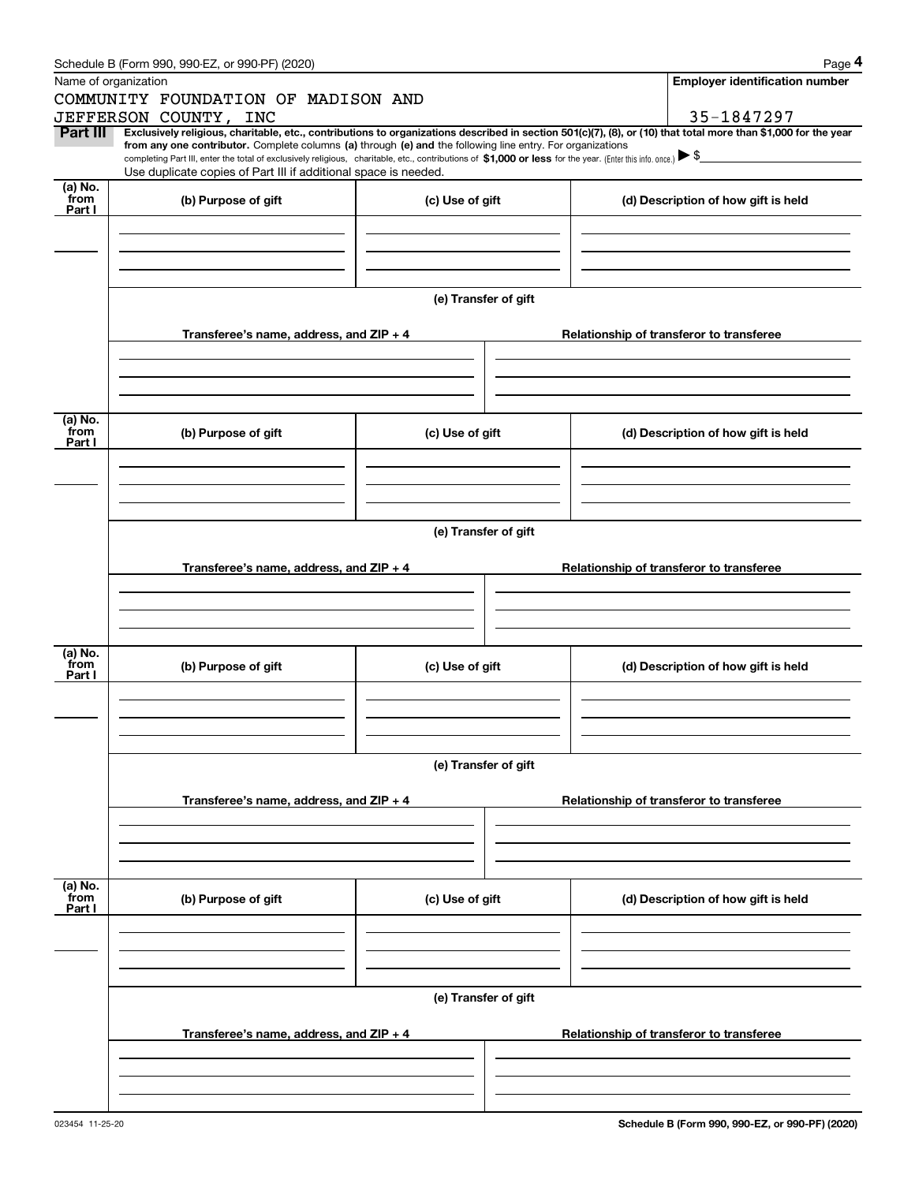Schedule B (Form 990, 990-EZ, or 990-PF) (2020)

Name of organization

COMMUNITY FOUNDATION OF MADISON AND JEFFERSON COUNTY, INC

**Employer identification number**

35-1847297

**Part III** **Exclusively religious, charitable, etc., contributions to organizations described in section 501(c)(7), (8), or (10) that total more than $1,000 for the year from any one contributor.** Complete columns **(a)** through **(e) and** the following line entry. For organizations completing Part III, enter the total of exclusively religious, charitable, etc., contributions of **$1,000 or less** for the year. (Enter this info. once.) ▶ $

Use duplicate copies of Part III if additional space is needed.

| (a) No. from Part I | (b) Purpose of gift | (c) Use of gift | (d) Description of how gift is held |
|---|---|---|---|
| | | | |

(e) Transfer of gift

| Transferee's name, address, and ZIP + 4 | Relationship of transferor to transferee |
|---|---|
| | |

| (a) No. from Part I | (b) Purpose of gift | (c) Use of gift | (d) Description of how gift is held |
|---|---|---|---|
| | | | |

(e) Transfer of gift

| Transferee's name, address, and ZIP + 4 | Relationship of transferor to transferee |
|---|---|
| | |

| (a) No. from Part I | (b) Purpose of gift | (c) Use of gift | (d) Description of how gift is held |
|---|---|---|---|
| | | | |

(e) Transfer of gift

| Transferee's name, address, and ZIP + 4 | Relationship of transferor to transferee |
|---|---|
| | |

| (a) No. from Part I | (b) Purpose of gift | (c) Use of gift | (d) Description of how gift is held |
|---|---|---|---|
| | | | |

(e) Transfer of gift

| Transferee's name, address, and ZIP + 4 | Relationship of transferor to transferee |
|---|---|
| | |

023454 11-25-20

**Schedule B (Form 990, 990-EZ, or 990-PF) (2020)**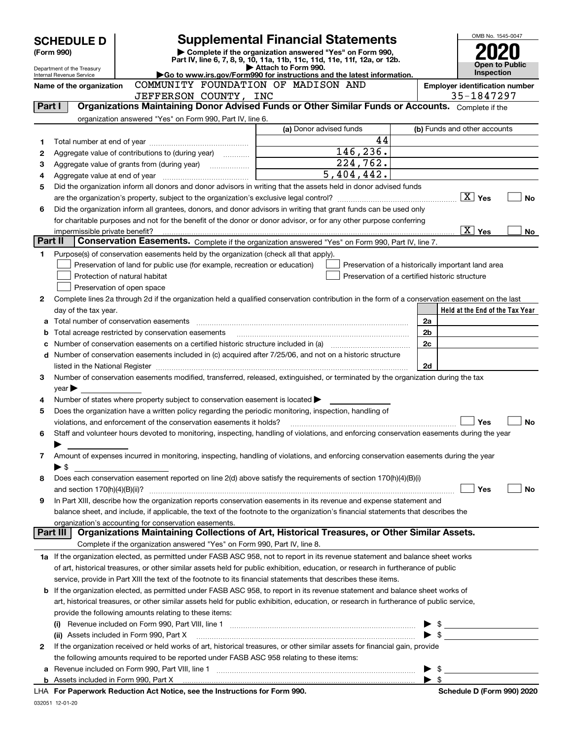# SCHEDULE D (Form 990)

Department of the Treasury
Internal Revenue Service

## Supplemental Financial Statements

▶ Complete if the organization answered "Yes" on Form 990, Part IV, line 6, 7, 8, 9, 10, 11a, 11b, 11c, 11d, 11e, 11f, 12a, or 12b.
▶ Attach to Form 990.
▶Go to www.irs.gov/Form990 for instructions and the latest information.

OMB No. 1545-0047

**2020**

**Open to Public Inspection**

Name of the organization: COMMUNITY FOUNDATION OF MADISON AND JEFFERSON COUNTY, INC

Employer identification number: 35-1847297

**Part I — Organizations Maintaining Donor Advised Funds or Other Similar Funds or Accounts.** Complete if the organization answered "Yes" on Form 990, Part IV, line 6.

| | | (a) Donor advised funds | (b) Funds and other accounts |
|---|---|---|---|
| 1 | Total number at end of year | 44 | |
| 2 | Aggregate value of contributions to (during year) | 146,236. | |
| 3 | Aggregate value of grants from (during year) | 224,762. | |
| 4 | Aggregate value at end of year | 5,404,442. | |

5 Did the organization inform all donors and donor advisors in writing that the assets held in donor advised funds are the organization's property, subject to the organization's exclusive legal control? ☒ Yes ☐ No

6 Did the organization inform all grantees, donors, and donor advisors in writing that grant funds can be used only for charitable purposes and not for the benefit of the donor or donor advisor, or for any other purpose conferring impermissible private benefit? ☒ Yes ☐ No

**Part II — Conservation Easements.** Complete if the organization answered "Yes" on Form 990, Part IV, line 7.

1 Purpose(s) of conservation easements held by the organization (check all that apply).
- ☐ Preservation of land for public use (for example, recreation or education)
- ☐ Protection of natural habitat
- ☐ Preservation of open space
- ☐ Preservation of a historically important land area
- ☐ Preservation of a certified historic structure

2 Complete lines 2a through 2d if the organization held a qualified conservation contribution in the form of a conservation easement on the last day of the tax year.

| | | | Held at the End of the Tax Year |
|---|---|---|---|
| a | Total number of conservation easements | 2a | |
| b | Total acreage restricted by conservation easements | 2b | |
| c | Number of conservation easements on a certified historic structure included in (a) | 2c | |
| d | Number of conservation easements included in (c) acquired after 7/25/06, and not on a historic structure listed in the National Register | 2d | |

3 Number of conservation easements modified, transferred, released, extinguished, or terminated by the organization during the tax year ▶

4 Number of states where property subject to conservation easement is located ▶

5 Does the organization have a written policy regarding the periodic monitoring, inspection, handling of violations, and enforcement of the conservation easements it holds? ☐ Yes ☐ No

6 Staff and volunteer hours devoted to monitoring, inspecting, handling of violations, and enforcing conservation easements during the year ▶

7 Amount of expenses incurred in monitoring, inspecting, handling of violations, and enforcing conservation easements during the year ▶ $

8 Does each conservation easement reported on line 2(d) above satisfy the requirements of section 170(h)(4)(B)(i) and section 170(h)(4)(B)(ii)? ☐ Yes ☐ No

9 In Part XIII, describe how the organization reports conservation easements in its revenue and expense statement and balance sheet, and include, if applicable, the text of the footnote to the organization's financial statements that describes the organization's accounting for conservation easements.

**Part III — Organizations Maintaining Collections of Art, Historical Treasures, or Other Similar Assets.** Complete if the organization answered "Yes" on Form 990, Part IV, line 8.

1a If the organization elected, as permitted under FASB ASC 958, not to report in its revenue statement and balance sheet works of art, historical treasures, or other similar assets held for public exhibition, education, or research in furtherance of public service, provide in Part XIII the text of the footnote to its financial statements that describes these items.

b If the organization elected, as permitted under FASB ASC 958, to report in its revenue statement and balance sheet works of art, historical treasures, or other similar assets held for public exhibition, education, or research in furtherance of public service, provide the following amounts relating to these items:

(i) Revenue included on Form 990, Part VIII, line 1 ▶ $

(ii) Assets included in Form 990, Part X ▶ $

2 If the organization received or held works of art, historical treasures, or other similar assets for financial gain, provide the following amounts required to be reported under FASB ASC 958 relating to these items:

a Revenue included on Form 990, Part VIII, line 1 ▶ $

b Assets included in Form 990, Part X ▶ $

LHA For Paperwork Reduction Act Notice, see the Instructions for Form 990. Schedule D (Form 990) 2020

032051 12-01-20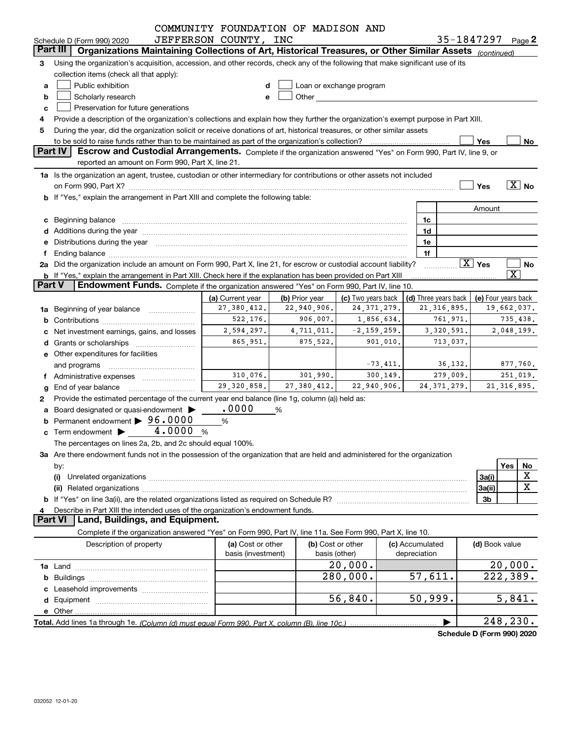COMMUNITY FOUNDATION OF MADISON AND JEFFERSON COUNTY, INC

Schedule D (Form 990) 2020 — 35-1847297 — Page **2**

## Part III — Organizations Maintaining Collections of Art, Historical Treasures, or Other Similar Assets *(continued)*

**3** Using the organization's acquisition, accession, and other records, check any of the following that make significant use of its collection items (check all that apply):

- **a** ☐ Public exhibition
- **b** ☐ Scholarly research
- **c** ☐ Preservation for future generations
- **d** ☐ Loan or exchange program
- **e** ☐ Other

**4** Provide a description of the organization's collections and explain how they further the organization's exempt purpose in Part XIII.

**5** During the year, did the organization solicit or receive donations of art, historical treasures, or other similar assets to be sold to raise funds rather than to be maintained as part of the organization's collection? ☐ Yes ☐ No

## Part IV — Escrow and Custodial Arrangements.

Complete if the organization answered "Yes" on Form 990, Part IV, line 9, or reported an amount on Form 990, Part X, line 21.

**1a** Is the organization an agent, trustee, custodian or other intermediary for contributions or other assets not included on Form 990, Part X? ☐ Yes ☒ No

**b** If "Yes," explain the arrangement in Part XIII and complete the following table:

| | | Amount |
|---|---|---|
| **c** Beginning balance | 1c | |
| **d** Additions during the year | 1d | |
| **e** Distributions during the year | 1e | |
| **f** Ending balance | 1f | |

**2a** Did the organization include an amount on Form 990, Part X, line 21, for escrow or custodial account liability? ☒ Yes ☐ No

**b** If "Yes," explain the arrangement in Part XIII. Check here if the explanation has been provided on Part XIII ☒

## Part V — Endowment Funds.

Complete if the organization answered "Yes" on Form 990, Part IV, line 10.

| | (a) Current year | (b) Prior year | (c) Two years back | (d) Three years back | (e) Four years back |
|---|---|---|---|---|---|
| **1a** Beginning of year balance | 27,380,412. | 22,940,906. | 24,371,279. | 21,316,895. | 19,662,037. |
| **b** Contributions | 522,176. | 906,007. | 1,856,634. | 761,971. | 735,438. |
| **c** Net investment earnings, gains, and losses | 2,594,297. | 4,711,011. | -2,159,259. | 3,320,591. | 2,048,199. |
| **d** Grants or scholarships | 865,951. | 875,522. | 901,010. | 713,037. | |
| **e** Other expenditures for facilities and programs | | | -73,411. | 36,132. | 877,760. |
| **f** Administrative expenses | 310,076. | 301,990. | 300,149. | 279,009. | 251,019. |
| **g** End of year balance | 29,320,858. | 27,380,412. | 22,940,906. | 24,371,279. | 21,316,895. |

**2** Provide the estimated percentage of the current year end balance (line 1g, column (a)) held as:

- **a** Board designated or quasi-endowment ▶ .0000 %
- **b** Permanent endowment ▶ 96.0000 %
- **c** Term endowment ▶ 4.0000 %

The percentages on lines 2a, 2b, and 2c should equal 100%.

**3a** Are there endowment funds not in the possession of the organization that are held and administered for the organization by:

| | | Yes | No |
|---|---|---|---|
| **(i)** Unrelated organizations | 3a(i) | | X |
| **(ii)** Related organizations | 3a(ii) | | X |
| **b** If "Yes" on line 3a(ii), are the related organizations listed as required on Schedule R? | 3b | | |

**4** Describe in Part XIII the intended uses of the organization's endowment funds.

## Part VI — Land, Buildings, and Equipment.

Complete if the organization answered "Yes" on Form 990, Part IV, line 11a. See Form 990, Part X, line 10.

| Description of property | (a) Cost or other basis (investment) | (b) Cost or other basis (other) | (c) Accumulated depreciation | (d) Book value |
|---|---|---|---|---|
| **1a** Land | | 20,000. | | 20,000. |
| **b** Buildings | | 280,000. | 57,611. | 222,389. |
| **c** Leasehold improvements | | | | |
| **d** Equipment | | 56,840. | 50,999. | 5,841. |
| **e** Other | | | | |
| **Total.** Add lines 1a through 1e. *(Column (d) must equal Form 990, Part X, column (B), line 10c.)* | | | | 248,230. |

**Schedule D (Form 990) 2020**

032052 12-01-20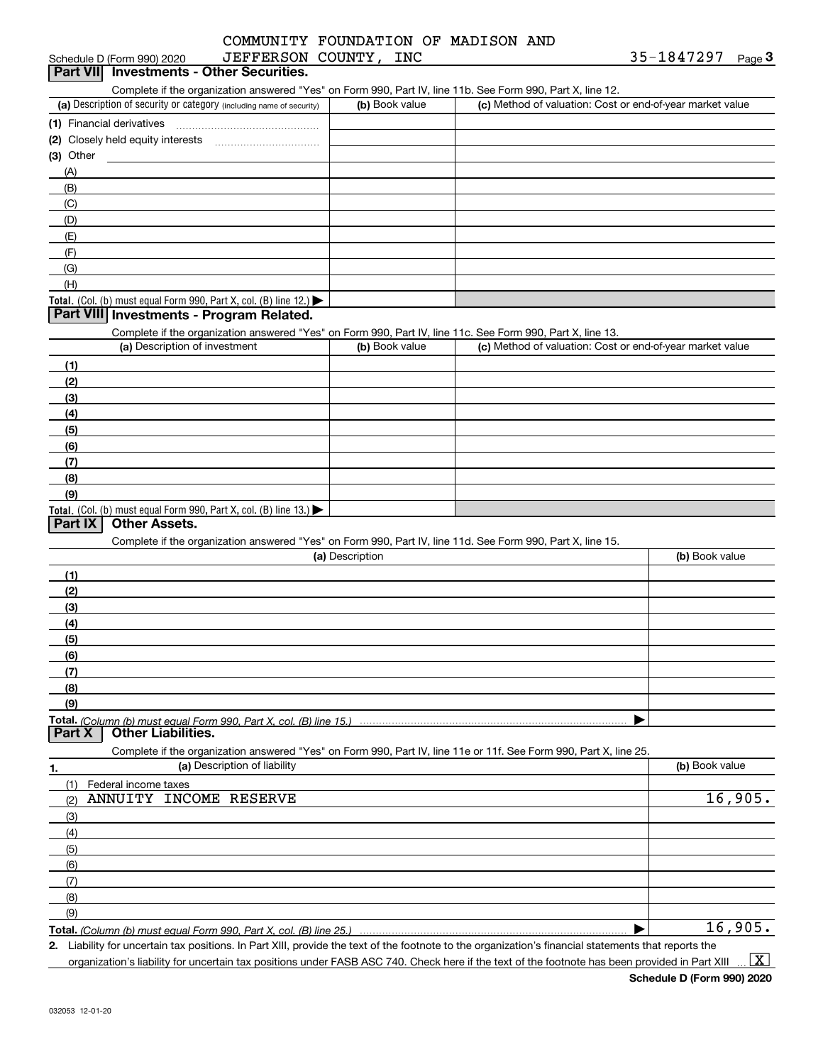COMMUNITY FOUNDATION OF MADISON AND JEFFERSON COUNTY, INC — 35-1847297

Schedule D (Form 990) 2020

## Part VII Investments - Other Securities.

Complete if the organization answered "Yes" on Form 990, Part IV, line 11b. See Form 990, Part X, line 12.

| (a) Description of security or category (including name of security) | (b) Book value | (c) Method of valuation: Cost or end-of-year market value |
|---|---|---|
| (1) Financial derivatives | | |
| (2) Closely held equity interests | | |
| (3) Other | | |
| (A) | | |
| (B) | | |
| (C) | | |
| (D) | | |
| (E) | | |
| (F) | | |
| (G) | | |
| (H) | | |
| **Total.** (Col. (b) must equal Form 990, Part X, col. (B) line 12.) | | |

## Part VIII Investments - Program Related.

Complete if the organization answered "Yes" on Form 990, Part IV, line 11c. See Form 990, Part X, line 13.

| (a) Description of investment | (b) Book value | (c) Method of valuation: Cost or end-of-year market value |
|---|---|---|
| (1) | | |
| (2) | | |
| (3) | | |
| (4) | | |
| (5) | | |
| (6) | | |
| (7) | | |
| (8) | | |
| (9) | | |
| **Total.** (Col. (b) must equal Form 990, Part X, col. (B) line 13.) | | |

## Part IX Other Assets.

Complete if the organization answered "Yes" on Form 990, Part IV, line 11d. See Form 990, Part X, line 15.

| (a) Description | (b) Book value |
|---|---|
| (1) | |
| (2) | |
| (3) | |
| (4) | |
| (5) | |
| (6) | |
| (7) | |
| (8) | |
| (9) | |
| **Total.** *(Column (b) must equal Form 990, Part X, col. (B) line 15.)* | |

## Part X Other Liabilities.

Complete if the organization answered "Yes" on Form 990, Part IV, line 11e or 11f. See Form 990, Part X, line 25.

| 1. (a) Description of liability | (b) Book value |
|---|---|
| (1) Federal income taxes | |
| (2) ANNUITY INCOME RESERVE | 16,905. |
| (3) | |
| (4) | |
| (5) | |
| (6) | |
| (7) | |
| (8) | |
| (9) | |
| **Total.** *(Column (b) must equal Form 990, Part X, col. (B) line 25.)* | 16,905. |

2. Liability for uncertain tax positions. In Part XIII, provide the text of the footnote to the organization's financial statements that reports the organization's liability for uncertain tax positions under FASB ASC 740. Check here if the text of the footnote has been provided in Part XIII ... [X]

Schedule D (Form 990) 2020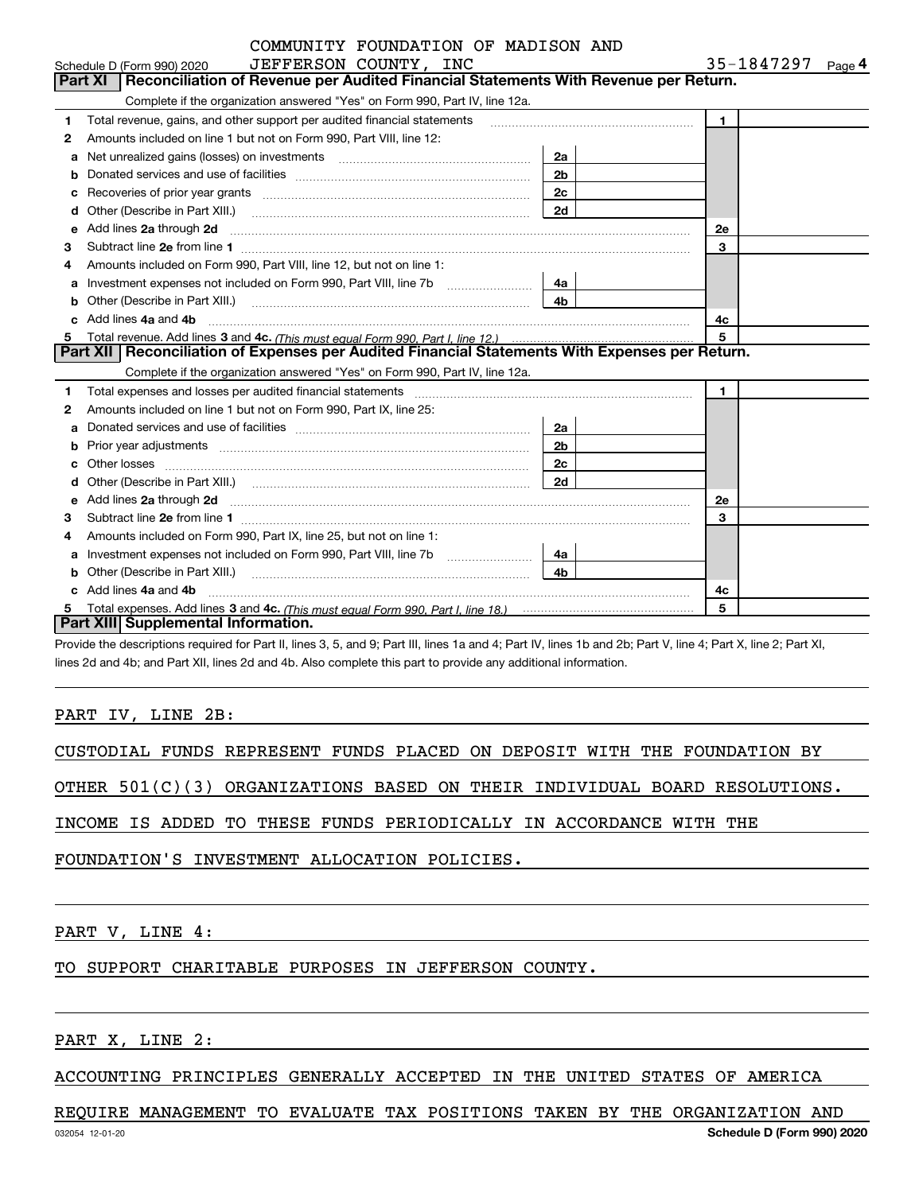COMMUNITY FOUNDATION OF MADISON AND JEFFERSON COUNTY, INC

Schedule D (Form 990) 2020 — 35-1847297 — Page 4

## Part XI Reconciliation of Revenue per Audited Financial Statements With Revenue per Return.

Complete if the organization answered "Yes" on Form 990, Part IV, line 12a.

| | | | | | |
|---|---|---|---|---|---|
| 1 | Total revenue, gains, and other support per audited financial statements | | | 1 | |
| 2 | Amounts included on line 1 but not on Form 990, Part VIII, line 12: | | | | |
| a | Net unrealized gains (losses) on investments | 2a | | | |
| b | Donated services and use of facilities | 2b | | | |
| c | Recoveries of prior year grants | 2c | | | |
| d | Other (Describe in Part XIII.) | 2d | | | |
| e | Add lines **2a** through **2d** | | | 2e | |
| 3 | Subtract line **2e** from line **1** | | | 3 | |
| 4 | Amounts included on Form 990, Part VIII, line 12, but not on line 1: | | | | |
| a | Investment expenses not included on Form 990, Part VIII, line 7b | 4a | | | |
| b | Other (Describe in Part XIII.) | 4b | | | |
| c | Add lines **4a** and **4b** | | | 4c | |
| 5 | Total revenue. Add lines **3** and **4c.** *(This must equal Form 990, Part I, line 12.)* | | | 5 | |

## Part XII Reconciliation of Expenses per Audited Financial Statements With Expenses per Return.

Complete if the organization answered "Yes" on Form 990, Part IV, line 12a.

| | | | | | |
|---|---|---|---|---|---|
| 1 | Total expenses and losses per audited financial statements | | | 1 | |
| 2 | Amounts included on line 1 but not on Form 990, Part IX, line 25: | | | | |
| a | Donated services and use of facilities | 2a | | | |
| b | Prior year adjustments | 2b | | | |
| c | Other losses | 2c | | | |
| d | Other (Describe in Part XIII.) | 2d | | | |
| e | Add lines **2a** through **2d** | | | 2e | |
| 3 | Subtract line **2e** from line **1** | | | 3 | |
| 4 | Amounts included on Form 990, Part IX, line 25, but not on line 1: | | | | |
| a | Investment expenses not included on Form 990, Part VIII, line 7b | 4a | | | |
| b | Other (Describe in Part XIII.) | 4b | | | |
| c | Add lines **4a** and **4b** | | | 4c | |
| 5 | Total expenses. Add lines **3** and **4c.** *(This must equal Form 990, Part I, line 18.)* | | | 5 | |

## Part XIII Supplemental Information.

Provide the descriptions required for Part II, lines 3, 5, and 9; Part III, lines 1a and 4; Part IV, lines 1b and 2b; Part V, line 4; Part X, line 2; Part XI, lines 2d and 4b; and Part XII, lines 2d and 4b. Also complete this part to provide any additional information.

PART IV, LINE 2B:

CUSTODIAL FUNDS REPRESENT FUNDS PLACED ON DEPOSIT WITH THE FOUNDATION BY OTHER 501(C)(3) ORGANIZATIONS BASED ON THEIR INDIVIDUAL BOARD RESOLUTIONS. INCOME IS ADDED TO THESE FUNDS PERIODICALLY IN ACCORDANCE WITH THE FOUNDATION'S INVESTMENT ALLOCATION POLICIES.

PART V, LINE 4:

TO SUPPORT CHARITABLE PURPOSES IN JEFFERSON COUNTY.

PART X, LINE 2:

ACCOUNTING PRINCIPLES GENERALLY ACCEPTED IN THE UNITED STATES OF AMERICA REQUIRE MANAGEMENT TO EVALUATE TAX POSITIONS TAKEN BY THE ORGANIZATION AND

032054 12-01-20 Schedule D (Form 990) 2020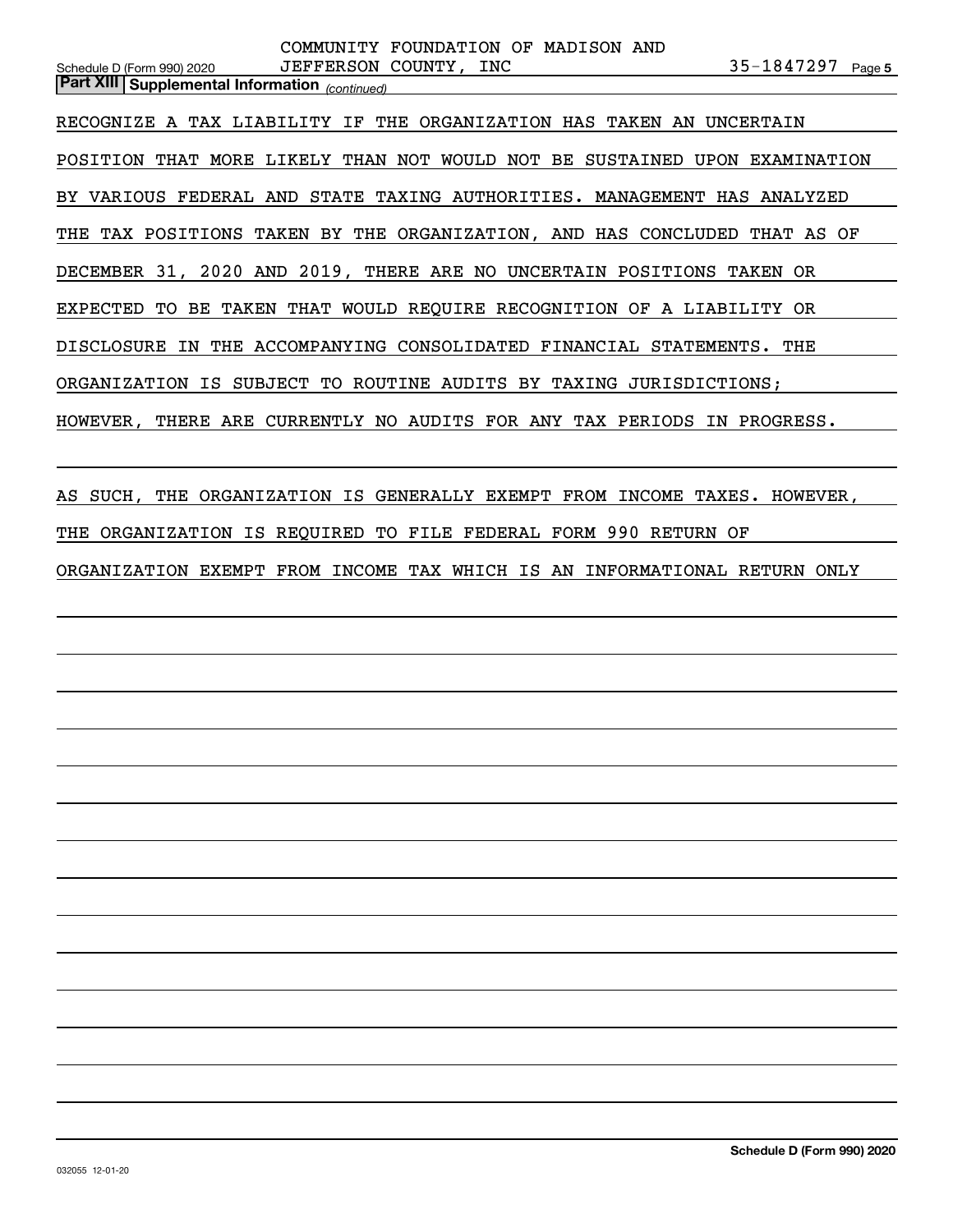**Part XIII | Supplemental Information** *(continued)*

RECOGNIZE A TAX LIABILITY IF THE ORGANIZATION HAS TAKEN AN UNCERTAIN POSITION THAT MORE LIKELY THAN NOT WOULD NOT BE SUSTAINED UPON EXAMINATION BY VARIOUS FEDERAL AND STATE TAXING AUTHORITIES. MANAGEMENT HAS ANALYZED THE TAX POSITIONS TAKEN BY THE ORGANIZATION, AND HAS CONCLUDED THAT AS OF DECEMBER 31, 2020 AND 2019, THERE ARE NO UNCERTAIN POSITIONS TAKEN OR EXPECTED TO BE TAKEN THAT WOULD REQUIRE RECOGNITION OF A LIABILITY OR DISCLOSURE IN THE ACCOMPANYING CONSOLIDATED FINANCIAL STATEMENTS. THE ORGANIZATION IS SUBJECT TO ROUTINE AUDITS BY TAXING JURISDICTIONS; HOWEVER, THERE ARE CURRENTLY NO AUDITS FOR ANY TAX PERIODS IN PROGRESS.

AS SUCH, THE ORGANIZATION IS GENERALLY EXEMPT FROM INCOME TAXES. HOWEVER, THE ORGANIZATION IS REQUIRED TO FILE FEDERAL FORM 990 RETURN OF ORGANIZATION EXEMPT FROM INCOME TAX WHICH IS AN INFORMATIONAL RETURN ONLY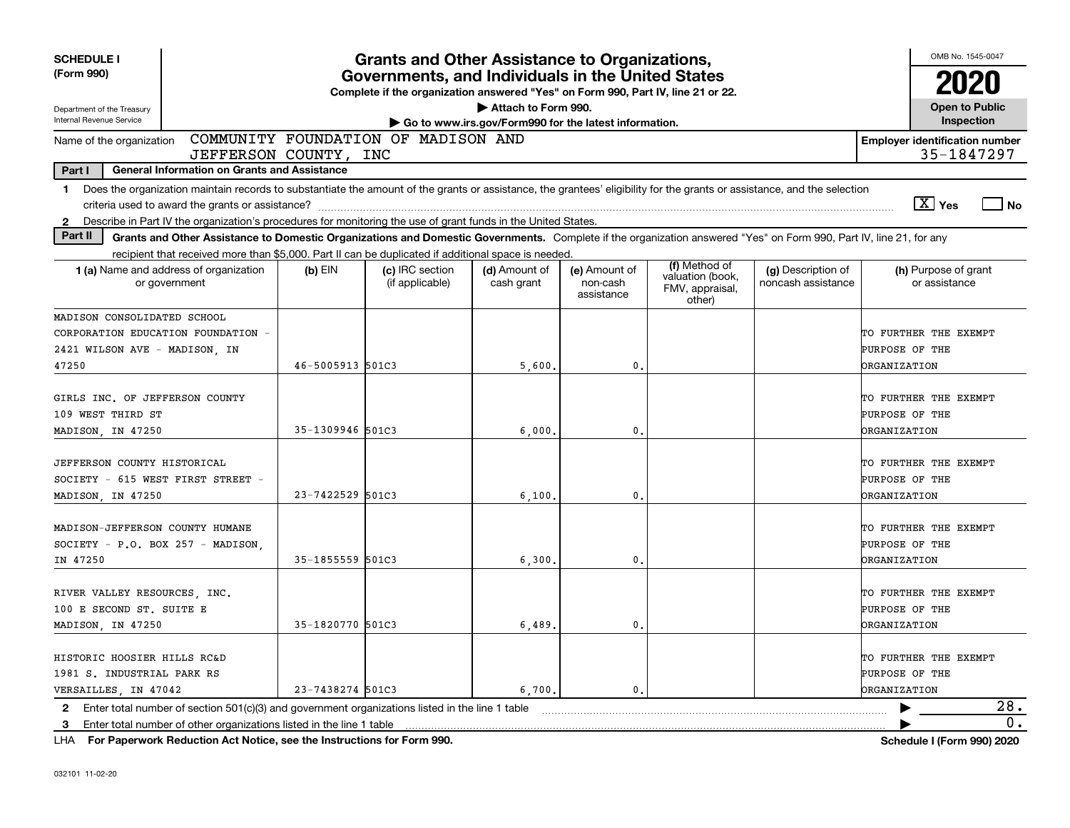**SCHEDULE I (Form 990)**

Department of the Treasury
Internal Revenue Service

# Grants and Other Assistance to Organizations, Governments, and Individuals in the United States

**Complete if the organization answered "Yes" on Form 990, Part IV, line 21 or 22.**

▶ Attach to Form 990.

▶ Go to www.irs.gov/Form990 for the latest information.

OMB No. 1545-0047

**2020**

**Open to Public Inspection**

Name of the organization: COMMUNITY FOUNDATION OF MADISON AND JEFFERSON COUNTY, INC

**Employer identification number** 35-1847297

**Part I General Information on Grants and Assistance**

1 Does the organization maintain records to substantiate the amount of the grants or assistance, the grantees' eligibility for the grants or assistance, and the selection criteria used to award the grants or assistance? [X] Yes [ ] No

2 Describe in Part IV the organization's procedures for monitoring the use of grant funds in the United States.

**Part II Grants and Other Assistance to Domestic Organizations and Domestic Governments.** Complete if the organization answered "Yes" on Form 990, Part IV, line 21, for any recipient that received more than $5,000. Part II can be duplicated if additional space is needed.

| 1 (a) Name and address of organization or government | (b) EIN | (c) IRC section (if applicable) | (d) Amount of cash grant | (e) Amount of non-cash assistance | (f) Method of valuation (book, FMV, appraisal, other) | (g) Description of noncash assistance | (h) Purpose of grant or assistance |
|---|---|---|---|---|---|---|---|
| MADISON CONSOLIDATED SCHOOL CORPORATION EDUCATION FOUNDATION - 2421 WILSON AVE - MADISON, IN 47250 | 46-5005913 | 501C3 | 5,600. | 0. | | | TO FURTHER THE EXEMPT PURPOSE OF THE ORGANIZATION |
| GIRLS INC. OF JEFFERSON COUNTY 109 WEST THIRD ST MADISON, IN 47250 | 35-1309946 | 501C3 | 6,000. | 0. | | | TO FURTHER THE EXEMPT PURPOSE OF THE ORGANIZATION |
| JEFFERSON COUNTY HISTORICAL SOCIETY - 615 WEST FIRST STREET - MADISON, IN 47250 | 23-7422529 | 501C3 | 6,100. | 0. | | | TO FURTHER THE EXEMPT PURPOSE OF THE ORGANIZATION |
| MADISON-JEFFERSON COUNTY HUMANE SOCIETY - P.O. BOX 257 - MADISON, IN 47250 | 35-1855559 | 501C3 | 6,300. | 0. | | | TO FURTHER THE EXEMPT PURPOSE OF THE ORGANIZATION |
| RIVER VALLEY RESOURCES, INC. 100 E SECOND ST. SUITE E MADISON, IN 47250 | 35-1820770 | 501C3 | 6,489. | 0. | | | TO FURTHER THE EXEMPT PURPOSE OF THE ORGANIZATION |
| HISTORIC HOOSIER HILLS RC&D 1981 S. INDUSTRIAL PARK RS VERSAILLES, IN 47042 | 23-7438274 | 501C3 | 6,700. | 0. | | | TO FURTHER THE EXEMPT PURPOSE OF THE ORGANIZATION |

2 Enter total number of section 501(c)(3) and government organizations listed in the line 1 table ▶ 28.

3 Enter total number of other organizations listed in the line 1 table ▶ 0.

LHA **For Paperwork Reduction Act Notice, see the Instructions for Form 990.** **Schedule I (Form 990) 2020**

032101 11-02-20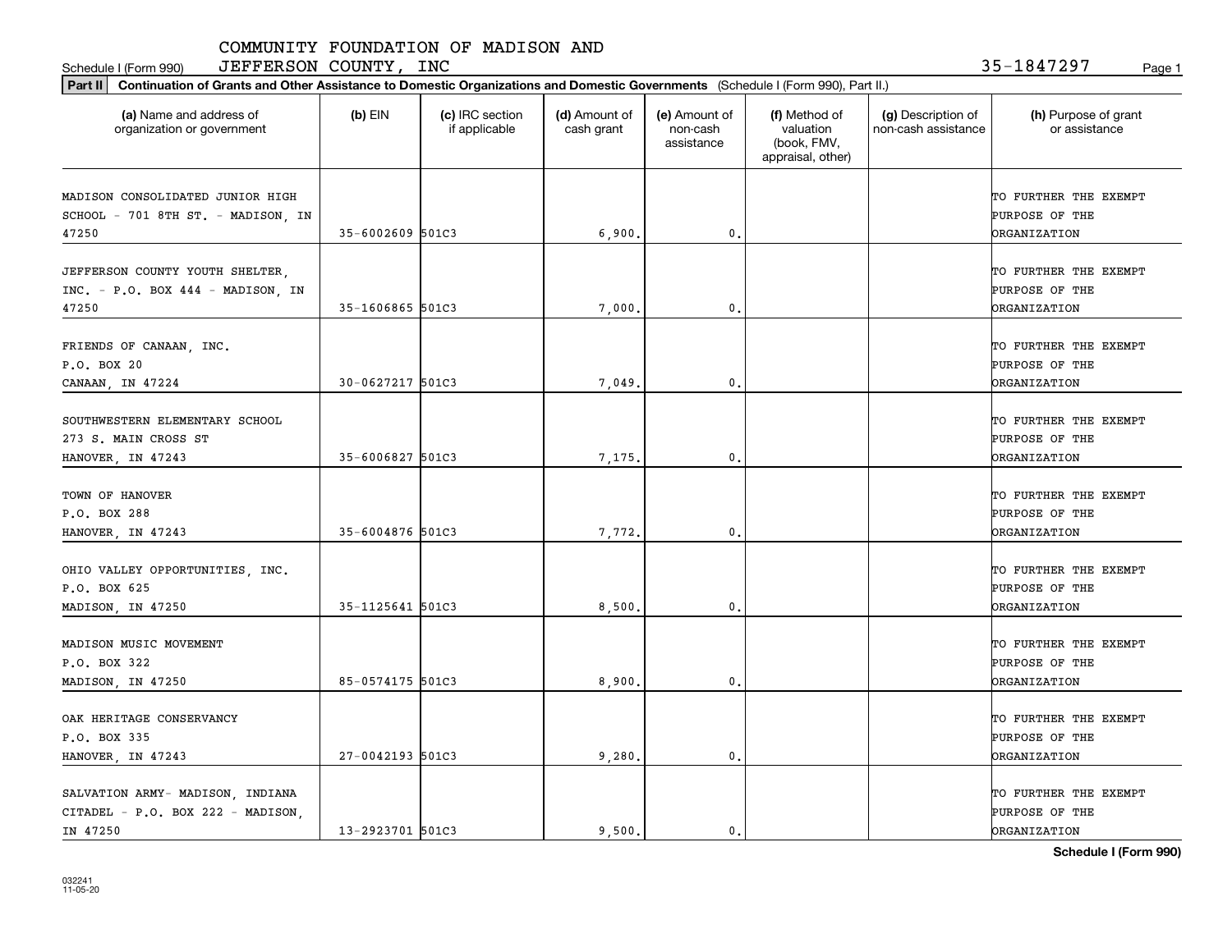COMMUNITY FOUNDATION OF MADISON AND JEFFERSON COUNTY, INC

Schedule I (Form 990) 35-1847297

**Part II Continuation of Grants and Other Assistance to Domestic Organizations and Domestic Governments** (Schedule I (Form 990), Part II.)

| (a) Name and address of organization or government | (b) EIN | (c) IRC section if applicable | (d) Amount of cash grant | (e) Amount of non-cash assistance | (f) Method of valuation (book, FMV, appraisal, other) | (g) Description of non-cash assistance | (h) Purpose of grant or assistance |
|---|---|---|---|---|---|---|---|
| MADISON CONSOLIDATED JUNIOR HIGH SCHOOL - 701 8TH ST. - MADISON, IN 47250 | 35-6002609 | 501C3 | 6,900. | 0. | | | TO FURTHER THE EXEMPT PURPOSE OF THE ORGANIZATION |
| JEFFERSON COUNTY YOUTH SHELTER, INC. - P.O. BOX 444 - MADISON, IN 47250 | 35-1606865 | 501C3 | 7,000. | 0. | | | TO FURTHER THE EXEMPT PURPOSE OF THE ORGANIZATION |
| FRIENDS OF CANAAN, INC. P.O. BOX 20 CANAAN, IN 47224 | 30-0627217 | 501C3 | 7,049. | 0. | | | TO FURTHER THE EXEMPT PURPOSE OF THE ORGANIZATION |
| SOUTHWESTERN ELEMENTARY SCHOOL 273 S. MAIN CROSS ST HANOVER, IN 47243 | 35-6006827 | 501C3 | 7,175. | 0. | | | TO FURTHER THE EXEMPT PURPOSE OF THE ORGANIZATION |
| TOWN OF HANOVER P.O. BOX 288 HANOVER, IN 47243 | 35-6004876 | 501C3 | 7,772. | 0. | | | TO FURTHER THE EXEMPT PURPOSE OF THE ORGANIZATION |
| OHIO VALLEY OPPORTUNITIES, INC. P.O. BOX 625 MADISON, IN 47250 | 35-1125641 | 501C3 | 8,500. | 0. | | | TO FURTHER THE EXEMPT PURPOSE OF THE ORGANIZATION |
| MADISON MUSIC MOVEMENT P.O. BOX 322 MADISON, IN 47250 | 85-0574175 | 501C3 | 8,900. | 0. | | | TO FURTHER THE EXEMPT PURPOSE OF THE ORGANIZATION |
| OAK HERITAGE CONSERVANCY P.O. BOX 335 HANOVER, IN 47243 | 27-0042193 | 501C3 | 9,280. | 0. | | | TO FURTHER THE EXEMPT PURPOSE OF THE ORGANIZATION |
| SALVATION ARMY- MADISON, INDIANA CITADEL - P.O. BOX 222 - MADISON, IN 47250 | 13-2923701 | 501C3 | 9,500. | 0. | | | TO FURTHER THE EXEMPT PURPOSE OF THE ORGANIZATION |

**Schedule I (Form 990)**

032241
11-05-20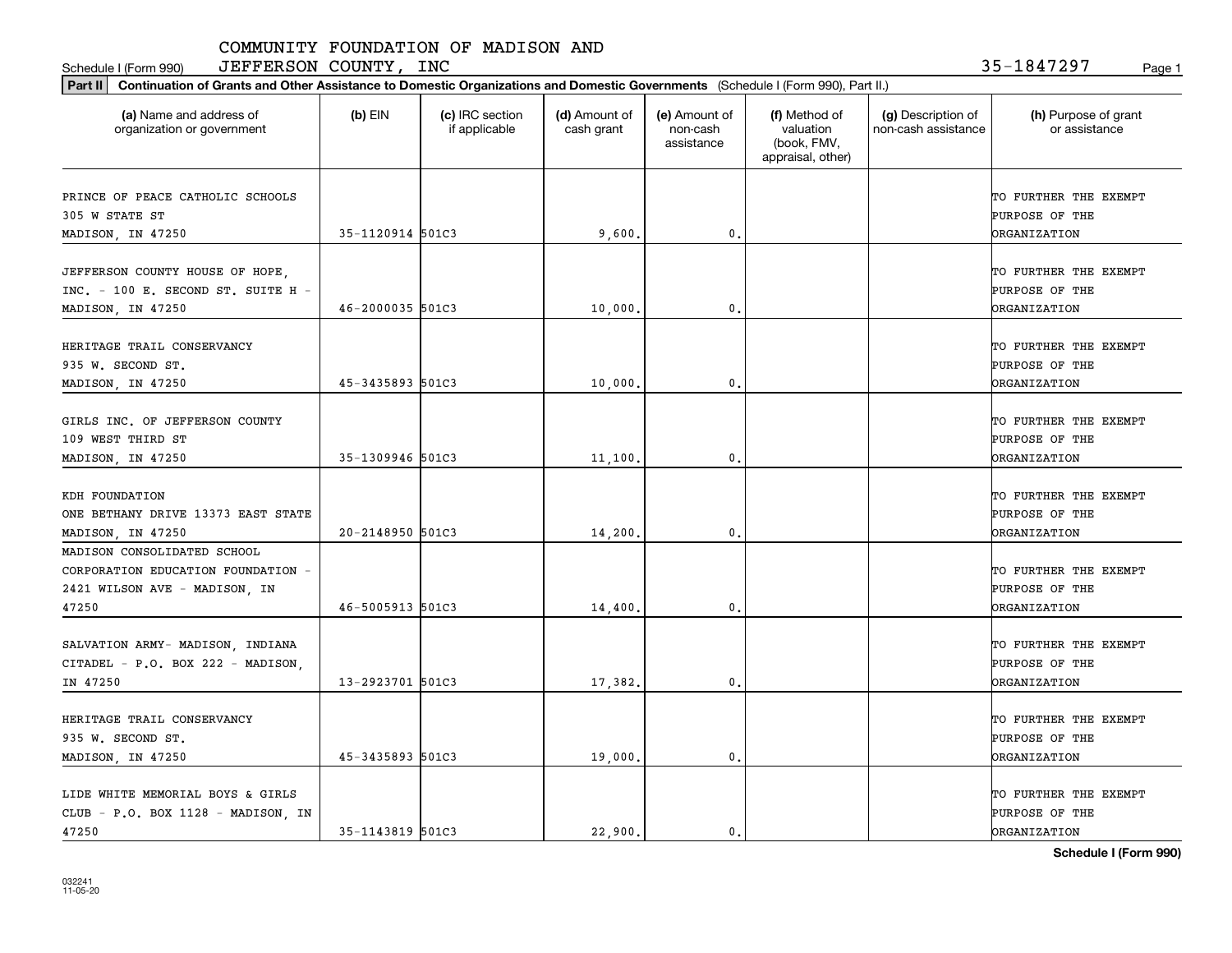COMMUNITY FOUNDATION OF MADISON AND JEFFERSON COUNTY, INC

Schedule I (Form 990) 35-1847297 Page 1

**Part II** **Continuation of Grants and Other Assistance to Domestic Organizations and Domestic Governments** (Schedule I (Form 990), Part II.)

| (a) Name and address of organization or government | (b) EIN | (c) IRC section if applicable | (d) Amount of cash grant | (e) Amount of non-cash assistance | (f) Method of valuation (book, FMV, appraisal, other) | (g) Description of non-cash assistance | (h) Purpose of grant or assistance |
|---|---|---|---|---|---|---|---|
| PRINCE OF PEACE CATHOLIC SCHOOLS 305 W STATE ST MADISON, IN 47250 | 35-1120914 | 501C3 | 9,600. | 0. | | | TO FURTHER THE EXEMPT PURPOSE OF THE ORGANIZATION |
| JEFFERSON COUNTY HOUSE OF HOPE, INC. - 100 E. SECOND ST. SUITE H - MADISON, IN 47250 | 46-2000035 | 501C3 | 10,000. | 0. | | | TO FURTHER THE EXEMPT PURPOSE OF THE ORGANIZATION |
| HERITAGE TRAIL CONSERVANCY 935 W. SECOND ST. MADISON, IN 47250 | 45-3435893 | 501C3 | 10,000. | 0. | | | TO FURTHER THE EXEMPT PURPOSE OF THE ORGANIZATION |
| GIRLS INC. OF JEFFERSON COUNTY 109 WEST THIRD ST MADISON, IN 47250 | 35-1309946 | 501C3 | 11,100. | 0. | | | TO FURTHER THE EXEMPT PURPOSE OF THE ORGANIZATION |
| KDH FOUNDATION ONE BETHANY DRIVE 13373 EAST STATE MADISON, IN 47250 | 20-2148950 | 501C3 | 14,200. | 0. | | | TO FURTHER THE EXEMPT PURPOSE OF THE ORGANIZATION |
| MADISON CONSOLIDATED SCHOOL CORPORATION EDUCATION FOUNDATION - 2421 WILSON AVE - MADISON, IN 47250 | 46-5005913 | 501C3 | 14,400. | 0. | | | TO FURTHER THE EXEMPT PURPOSE OF THE ORGANIZATION |
| SALVATION ARMY- MADISON, INDIANA CITADEL - P.O. BOX 222 - MADISON, IN 47250 | 13-2923701 | 501C3 | 17,382. | 0. | | | TO FURTHER THE EXEMPT PURPOSE OF THE ORGANIZATION |
| HERITAGE TRAIL CONSERVANCY 935 W. SECOND ST. MADISON, IN 47250 | 45-3435893 | 501C3 | 19,000. | 0. | | | TO FURTHER THE EXEMPT PURPOSE OF THE ORGANIZATION |
| LIDE WHITE MEMORIAL BOYS & GIRLS CLUB - P.O. BOX 1128 - MADISON, IN 47250 | 35-1143819 | 501C3 | 22,900. | 0. | | | TO FURTHER THE EXEMPT PURPOSE OF THE ORGANIZATION |

**Schedule I (Form 990)**

032241 11-05-20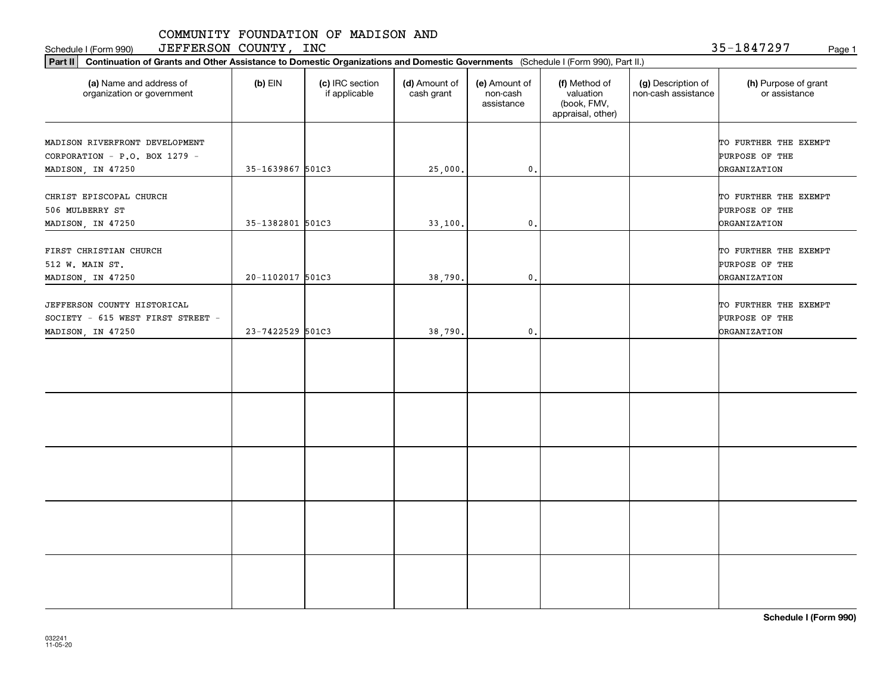COMMUNITY FOUNDATION OF MADISON AND JEFFERSON COUNTY, INC

Schedule I (Form 990) 35-1847297

**Part II** **Continuation of Grants and Other Assistance to Domestic Organizations and Domestic Governments** (Schedule I (Form 990), Part II.)

| (a) Name and address of organization or government | (b) EIN | (c) IRC section if applicable | (d) Amount of cash grant | (e) Amount of non-cash assistance | (f) Method of valuation (book, FMV, appraisal, other) | (g) Description of non-cash assistance | (h) Purpose of grant or assistance |
|---|---|---|---|---|---|---|---|
| MADISON RIVERFRONT DEVELOPMENT CORPORATION - P.O. BOX 1279 - MADISON, IN 47250 | 35-1639867 | 501C3 | 25,000. | 0. | | | TO FURTHER THE EXEMPT PURPOSE OF THE ORGANIZATION |
| CHRIST EPISCOPAL CHURCH 506 MULBERRY ST MADISON, IN 47250 | 35-1382801 | 501C3 | 33,100. | 0. | | | TO FURTHER THE EXEMPT PURPOSE OF THE ORGANIZATION |
| FIRST CHRISTIAN CHURCH 512 W. MAIN ST. MADISON, IN 47250 | 20-1102017 | 501C3 | 38,790. | 0. | | | TO FURTHER THE EXEMPT PURPOSE OF THE ORGANIZATION |
| JEFFERSON COUNTY HISTORICAL SOCIETY - 615 WEST FIRST STREET - MADISON, IN 47250 | 23-7422529 | 501C3 | 38,790. | 0. | | | TO FURTHER THE EXEMPT PURPOSE OF THE ORGANIZATION |
| | | | | | | | |
| | | | | | | | |
| | | | | | | | |
| | | | | | | | |
| | | | | | | | |

**Schedule I (Form 990)**

032241 11-05-20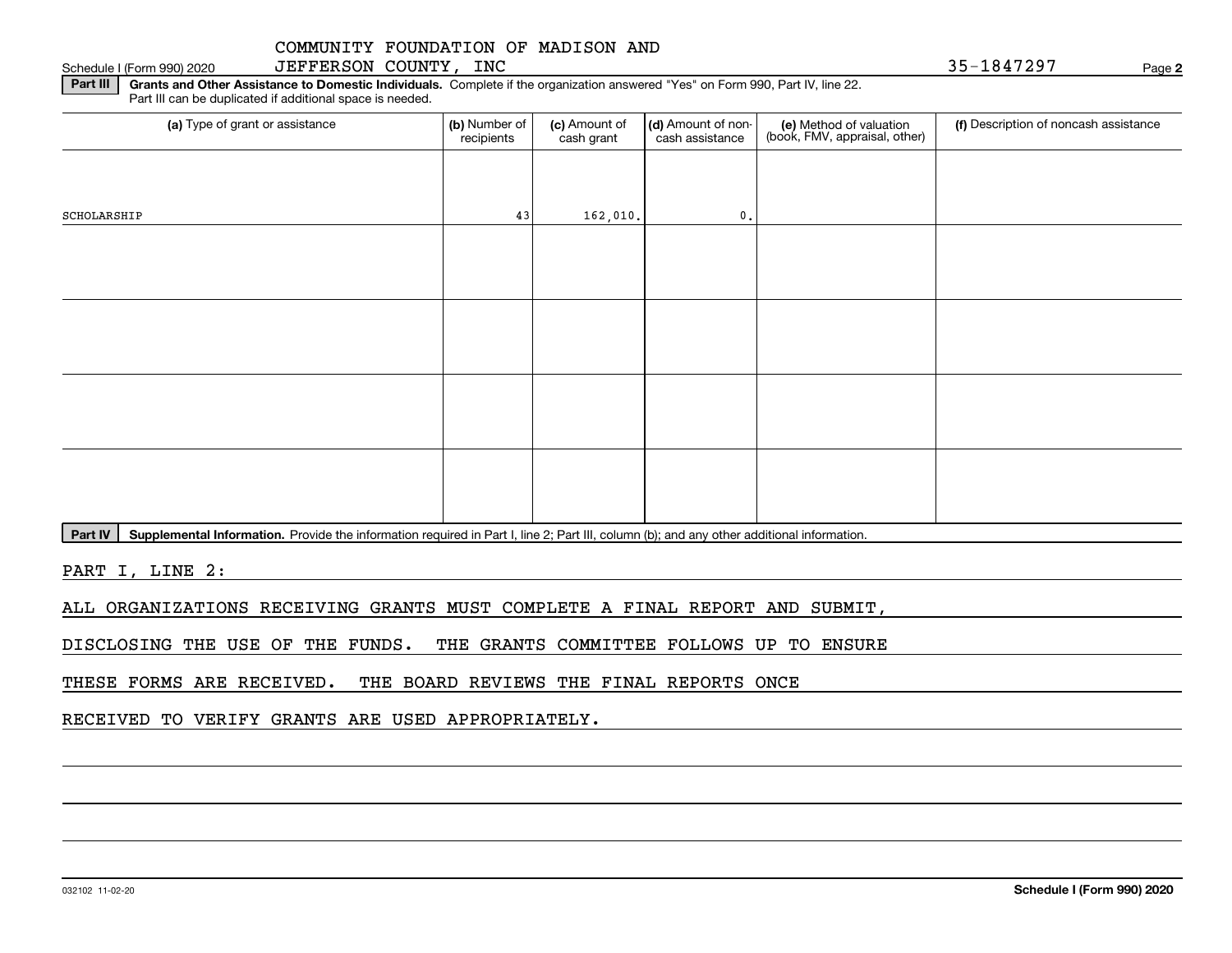COMMUNITY FOUNDATION OF MADISON AND JEFFERSON COUNTY, INC — 35-1847297

Schedule I (Form 990) 2020

**Part III** **Grants and Other Assistance to Domestic Individuals.** Complete if the organization answered "Yes" on Form 990, Part IV, line 22. Part III can be duplicated if additional space is needed.

| (a) Type of grant or assistance | (b) Number of recipients | (c) Amount of cash grant | (d) Amount of non-cash assistance | (e) Method of valuation (book, FMV, appraisal, other) | (f) Description of noncash assistance |
|---|---|---|---|---|---|
| SCHOLARSHIP | 43 | 162,010. | 0. | | |
| | | | | | |
| | | | | | |
| | | | | | |
| | | | | | |

**Part IV** **Supplemental Information.** Provide the information required in Part I, line 2; Part III, column (b); and any other additional information.

PART I, LINE 2:

ALL ORGANIZATIONS RECEIVING GRANTS MUST COMPLETE A FINAL REPORT AND SUBMIT, DISCLOSING THE USE OF THE FUNDS. THE GRANTS COMMITTEE FOLLOWS UP TO ENSURE THESE FORMS ARE RECEIVED. THE BOARD REVIEWS THE FINAL REPORTS ONCE RECEIVED TO VERIFY GRANTS ARE USED APPROPRIATELY.

032102 11-02-20 **Schedule I (Form 990) 2020**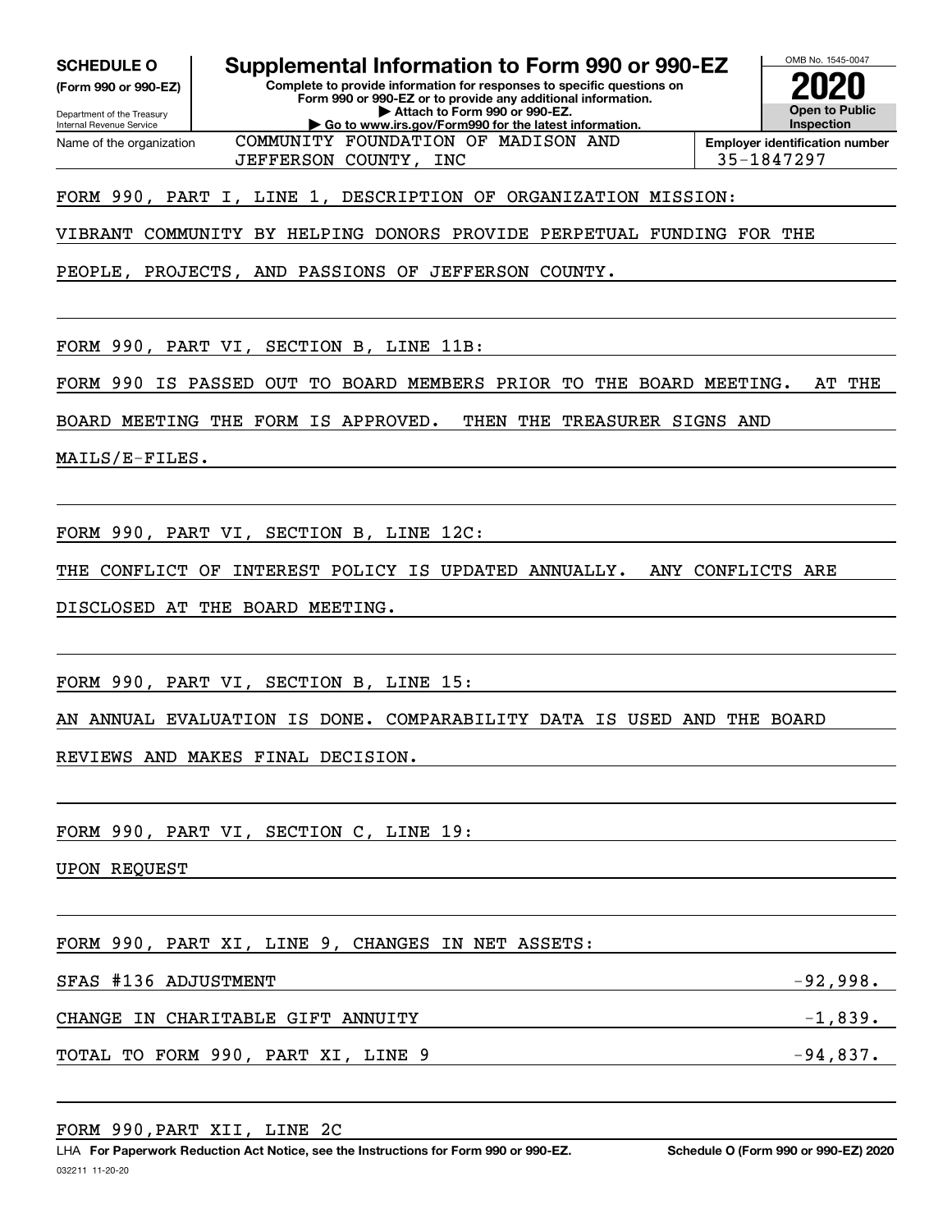**SCHEDULE O**
**(Form 990 or 990-EZ)**

Department of the Treasury
Internal Revenue Service

# Supplemental Information to Form 990 or 990-EZ

**Complete to provide information for responses to specific questions on Form 990 or 990-EZ or to provide any additional information.**
**▶ Attach to Form 990 or 990-EZ.**
**▶ Go to www.irs.gov/Form990 for the latest information.**

OMB No. 1545-0047

**2020**

**Open to Public Inspection**

| Name of the organization | Employer identification number |
|---|---|
| COMMUNITY FOUNDATION OF MADISON AND JEFFERSON COUNTY, INC | 35-1847297 |

FORM 990, PART I, LINE 1, DESCRIPTION OF ORGANIZATION MISSION:

VIBRANT COMMUNITY BY HELPING DONORS PROVIDE PERPETUAL FUNDING FOR THE PEOPLE, PROJECTS, AND PASSIONS OF JEFFERSON COUNTY.

FORM 990, PART VI, SECTION B, LINE 11B:

FORM 990 IS PASSED OUT TO BOARD MEMBERS PRIOR TO THE BOARD MEETING. AT THE BOARD MEETING THE FORM IS APPROVED. THEN THE TREASURER SIGNS AND MAILS/E-FILES.

FORM 990, PART VI, SECTION B, LINE 12C:

THE CONFLICT OF INTEREST POLICY IS UPDATED ANNUALLY. ANY CONFLICTS ARE DISCLOSED AT THE BOARD MEETING.

FORM 990, PART VI, SECTION B, LINE 15:

AN ANNUAL EVALUATION IS DONE. COMPARABILITY DATA IS USED AND THE BOARD REVIEWS AND MAKES FINAL DECISION.

FORM 990, PART VI, SECTION C, LINE 19:

UPON REQUEST

FORM 990, PART XI, LINE 9, CHANGES IN NET ASSETS:

| | |
|---|---|
| SFAS #136 ADJUSTMENT | -92,998. |
| CHANGE IN CHARITABLE GIFT ANNUITY | -1,839. |
| TOTAL TO FORM 990, PART XI, LINE 9 | -94,837. |

FORM 990,PART XII, LINE 2C

LHA **For Paperwork Reduction Act Notice, see the Instructions for Form 990 or 990-EZ.** **Schedule O (Form 990 or 990-EZ) 2020**

032211 11-20-20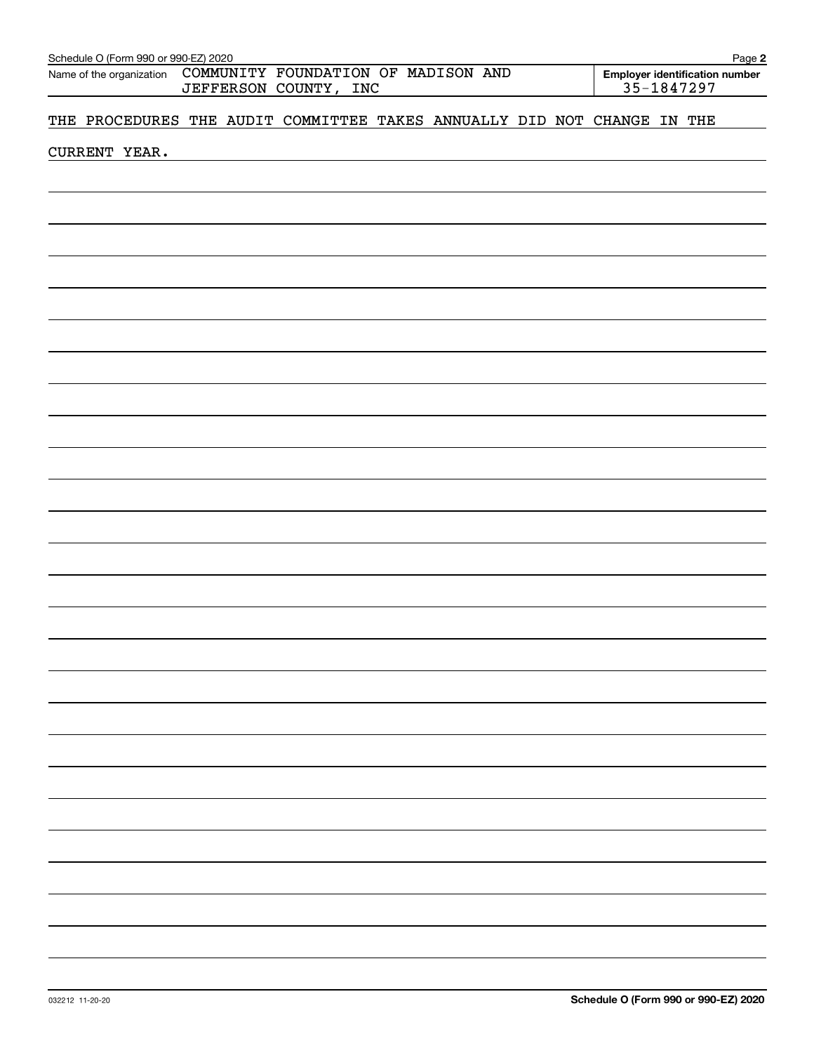Name of the organization COMMUNITY FOUNDATION OF MADISON AND JEFFERSON COUNTY, INC

**Employer identification number** 35-1847297

THE PROCEDURES THE AUDIT COMMITTEE TAKES ANNUALLY DID NOT CHANGE IN THE CURRENT YEAR.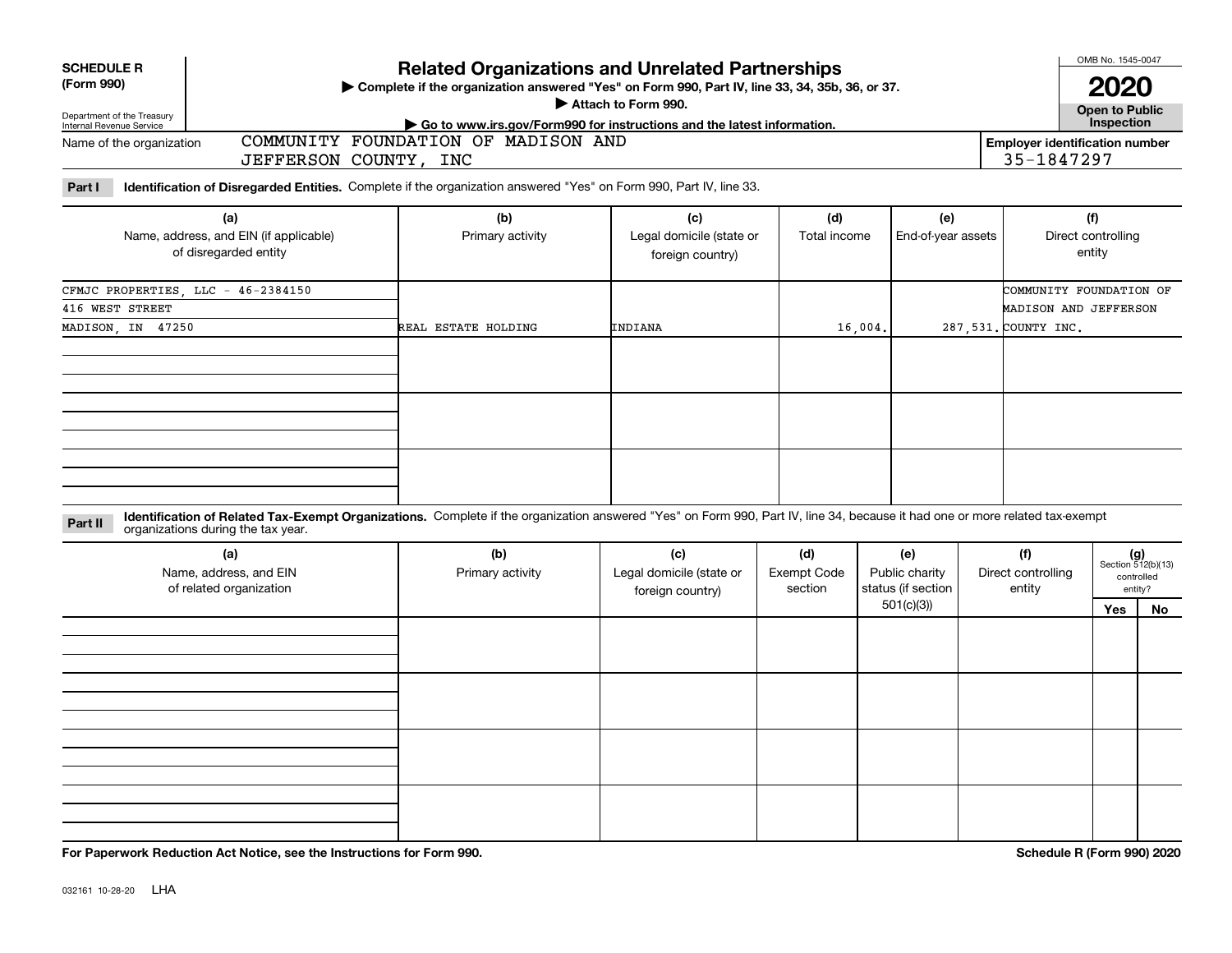**SCHEDULE R (Form 990)**

Department of the Treasury
Internal Revenue Service

# Related Organizations and Unrelated Partnerships

▶ Complete if the organization answered "Yes" on Form 990, Part IV, line 33, 34, 35b, 36, or 37.
▶ Attach to Form 990.
▶ Go to www.irs.gov/Form990 for instructions and the latest information.

OMB No. 1545-0047

**2020**

**Open to Public Inspection**

Name of the organization: COMMUNITY FOUNDATION OF MADISON AND JEFFERSON COUNTY, INC

Employer identification number: 35-1847297

**Part I** **Identification of Disregarded Entities.** Complete if the organization answered "Yes" on Form 990, Part IV, line 33.

| (a) Name, address, and EIN (if applicable) of disregarded entity | (b) Primary activity | (c) Legal domicile (state or foreign country) | (d) Total income | (e) End-of-year assets | (f) Direct controlling entity |
|---|---|---|---|---|---|
| CFMJC PROPERTIES, LLC - 46-2384150 416 WEST STREET MADISON, IN 47250 | REAL ESTATE HOLDING | INDIANA | 16,004. | 287,531. | COMMUNITY FOUNDATION OF MADISON AND JEFFERSON COUNTY INC. |
| | | | | | |
| | | | | | |
| | | | | | |

**Part II** **Identification of Related Tax-Exempt Organizations.** Complete if the organization answered "Yes" on Form 990, Part IV, line 34, because it had one or more related tax-exempt organizations during the tax year.

| (a) Name, address, and EIN of related organization | (b) Primary activity | (c) Legal domicile (state or foreign country) | (d) Exempt Code section | (e) Public charity status (if section 501(c)(3)) | (f) Direct controlling entity | (g) Section 512(b)(13) controlled entity? Yes | No |
|---|---|---|---|---|---|---|---|
| | | | | | | | |
| | | | | | | | |
| | | | | | | | |
| | | | | | | | |

**For Paperwork Reduction Act Notice, see the Instructions for Form 990.**

**Schedule R (Form 990) 2020**

032161 10-28-20 LHA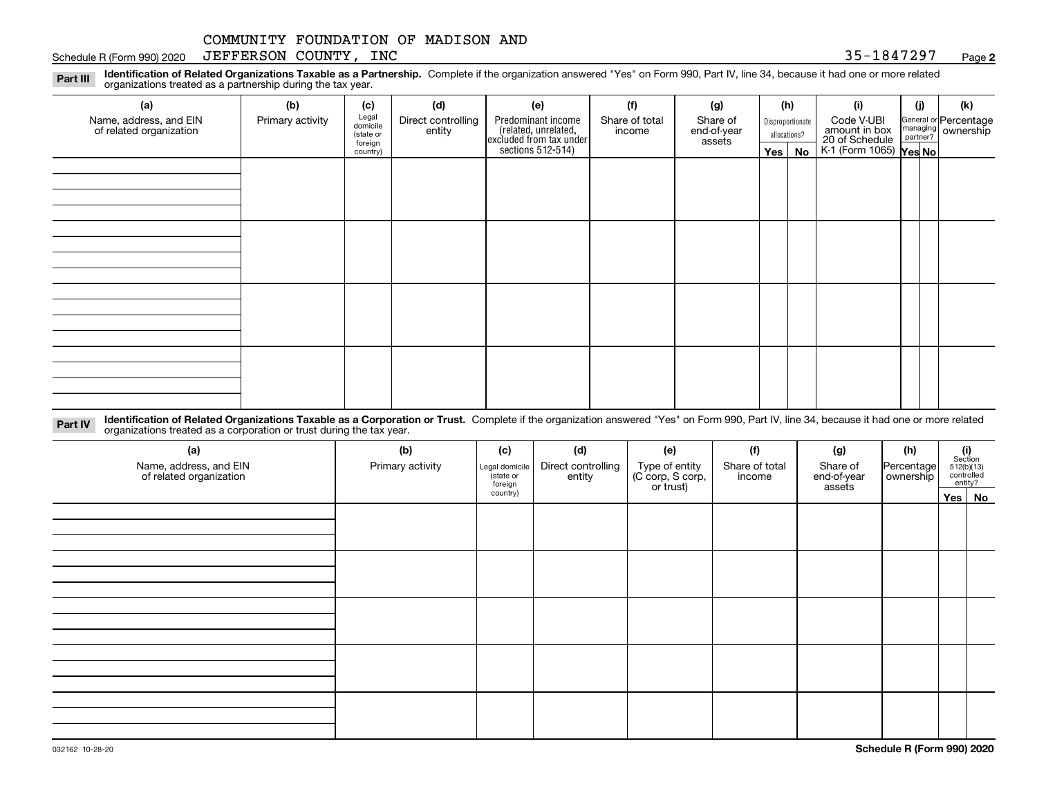COMMUNITY FOUNDATION OF MADISON AND JEFFERSON COUNTY, INC 35-1847297

Schedule R (Form 990) 2020 Page 2

**Part III** **Identification of Related Organizations Taxable as a Partnership.** Complete if the organization answered "Yes" on Form 990, Part IV, line 34, because it had one or more related organizations treated as a partnership during the tax year.

| (a) Name, address, and EIN of related organization | (b) Primary activity | (c) Legal domicile (state or foreign country) | (d) Direct controlling entity | (e) Predominant income (related, unrelated, excluded from tax under sections 512-514) | (f) Share of total income | (g) Share of end-of-year assets | (h) Disproportionate allocations? | | (i) Code V-UBI amount in box 20 of Schedule K-1 (Form 1065) | (j) General or managing partner? | | (k) Percentage ownership |
|---|---|---|---|---|---|---|---|---|---|---|---|---|
| | | | | | | | Yes | No | | Yes | No | |
| | | | | | | | | | | | | |
| | | | | | | | | | | | | |
| | | | | | | | | | | | | |
| | | | | | | | | | | | | |

**Part IV** **Identification of Related Organizations Taxable as a Corporation or Trust.** Complete if the organization answered "Yes" on Form 990, Part IV, line 34, because it had one or more related organizations treated as a corporation or trust during the tax year.

| (a) Name, address, and EIN of related organization | (b) Primary activity | (c) Legal domicile (state or foreign country) | (d) Direct controlling entity | (e) Type of entity (C corp, S corp, or trust) | (f) Share of total income | (g) Share of end-of-year assets | (h) Percentage ownership | (i) Section 512(b)(13) controlled entity? | |
|---|---|---|---|---|---|---|---|---|---|
| | | | | | | | | Yes | No |
| | | | | | | | | | |
| | | | | | | | | | |
| | | | | | | | | | |
| | | | | | | | | | |
| | | | | | | | | | |

032162 10-28-20 **Schedule R (Form 990) 2020**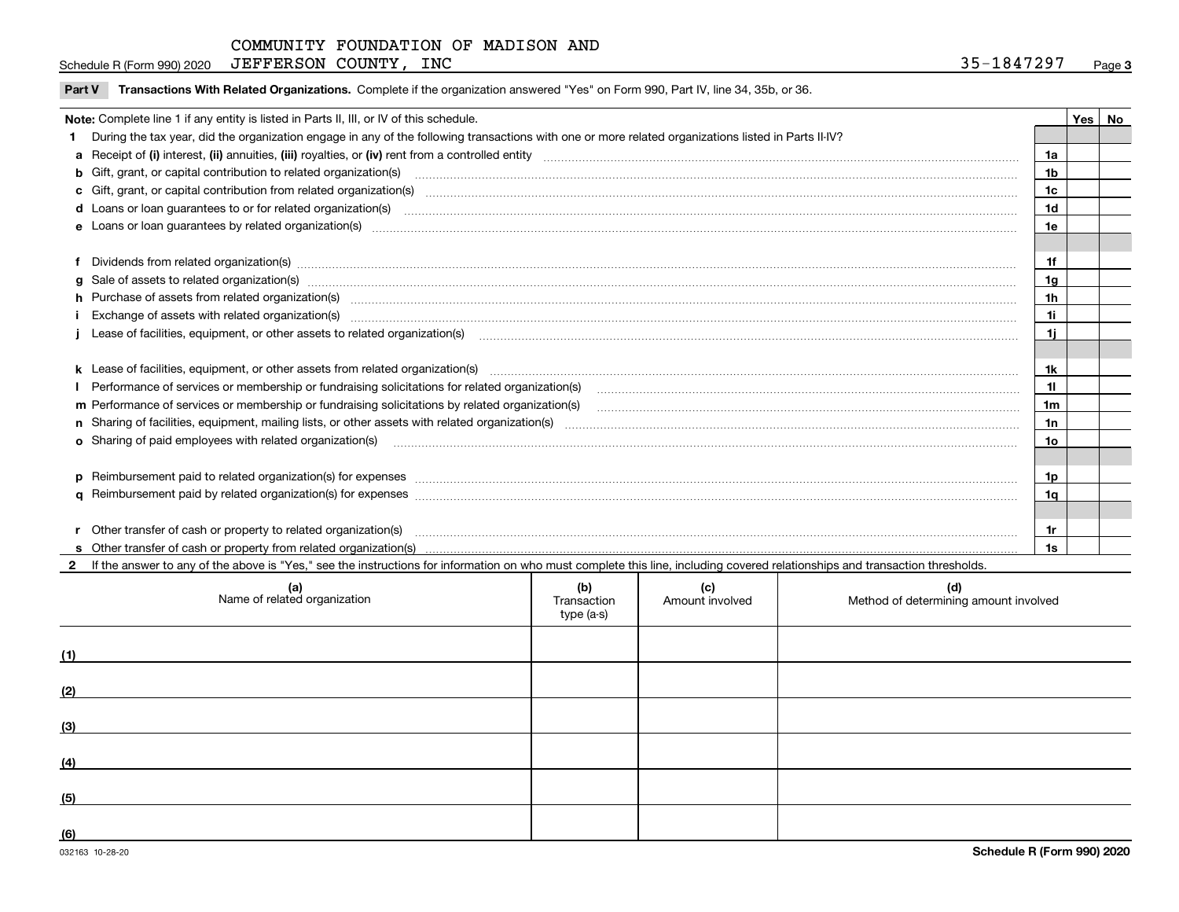COMMUNITY FOUNDATION OF MADISON AND JEFFERSON COUNTY, INC 35-1847297

Schedule R (Form 990) 2020

## Part V Transactions With Related Organizations.

Complete if the organization answered "Yes" on Form 990, Part IV, line 34, 35b, or 36.

**Note:** Complete line 1 if any entity is listed in Parts II, III, or IV of this schedule.

| | | Line | Yes | No |
|---|---|---|---|---|
| **1** | During the tax year, did the organization engage in any of the following transactions with one or more related organizations listed in Parts II-IV? | | | |
| **a** | Receipt of **(i)** interest, **(ii)** annuities, **(iii)** royalties, or **(iv)** rent from a controlled entity | 1a | | |
| **b** | Gift, grant, or capital contribution to related organization(s) | 1b | | |
| **c** | Gift, grant, or capital contribution from related organization(s) | 1c | | |
| **d** | Loans or loan guarantees to or for related organization(s) | 1d | | |
| **e** | Loans or loan guarantees by related organization(s) | 1e | | |
| **f** | Dividends from related organization(s) | 1f | | |
| **g** | Sale of assets to related organization(s) | 1g | | |
| **h** | Purchase of assets from related organization(s) | 1h | | |
| **i** | Exchange of assets with related organization(s) | 1i | | |
| **j** | Lease of facilities, equipment, or other assets to related organization(s) | 1j | | |
| **k** | Lease of facilities, equipment, or other assets from related organization(s) | 1k | | |
| **l** | Performance of services or membership or fundraising solicitations for related organization(s) | 1l | | |
| **m** | Performance of services or membership or fundraising solicitations by related organization(s) | 1m | | |
| **n** | Sharing of facilities, equipment, mailing lists, or other assets with related organization(s) | 1n | | |
| **o** | Sharing of paid employees with related organization(s) | 1o | | |
| **p** | Reimbursement paid to related organization(s) for expenses | 1p | | |
| **q** | Reimbursement paid by related organization(s) for expenses | 1q | | |
| **r** | Other transfer of cash or property to related organization(s) | 1r | | |
| **s** | Other transfer of cash or property from related organization(s) | 1s | | |

**2** If the answer to any of the above is "Yes," see the instructions for information on who must complete this line, including covered relationships and transaction thresholds.

| | (a) Name of related organization | (b) Transaction type (a-s) | (c) Amount involved | (d) Method of determining amount involved |
|---|---|---|---|---|
| (1) | | | | |
| (2) | | | | |
| (3) | | | | |
| (4) | | | | |
| (5) | | | | |
| (6) | | | | |

032163 10-28-20

**Schedule R (Form 990) 2020**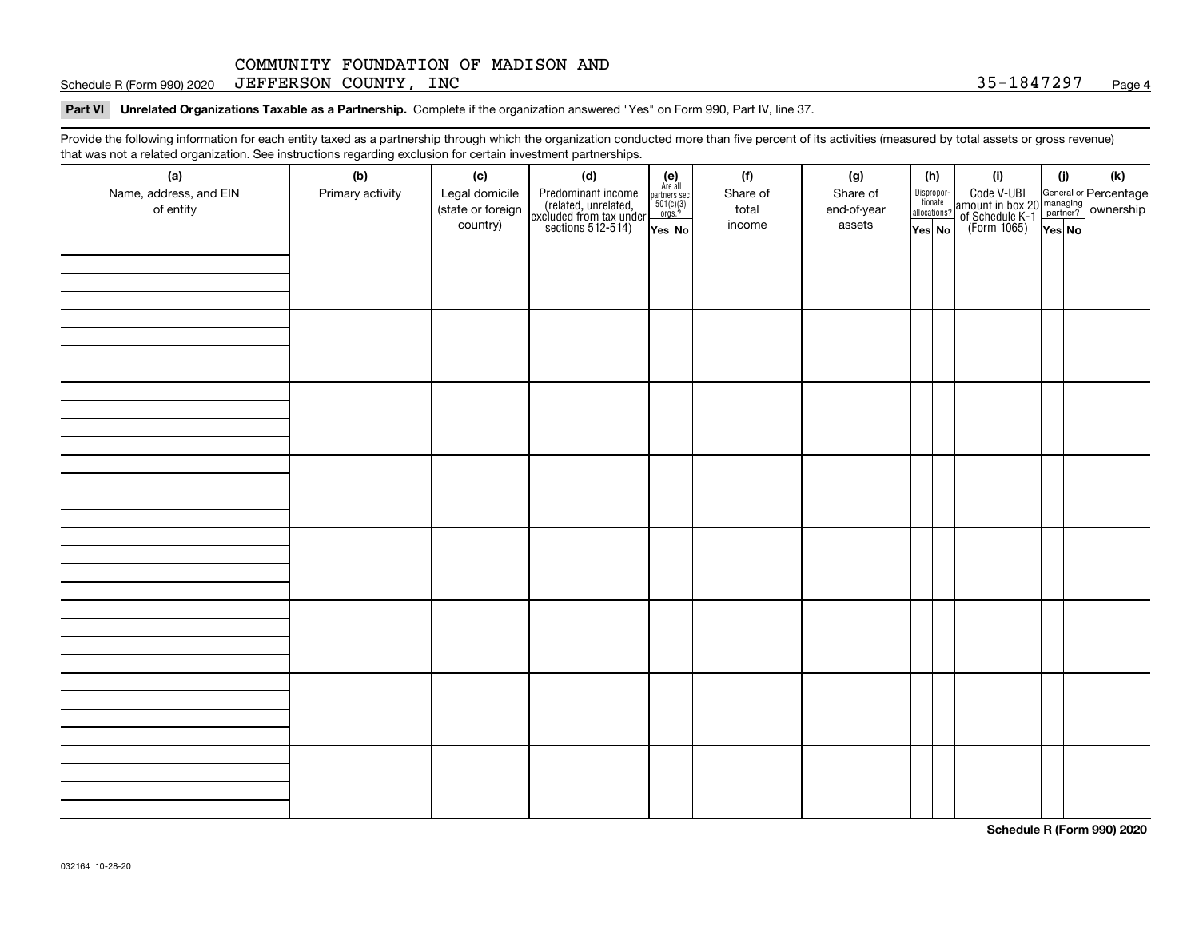COMMUNITY FOUNDATION OF MADISON AND JEFFERSON COUNTY, INC

Schedule R (Form 990) 2020 35-1847297 Page **4**

**Part VI Unrelated Organizations Taxable as a Partnership.** Complete if the organization answered "Yes" on Form 990, Part IV, line 37.

Provide the following information for each entity taxed as a partnership through which the organization conducted more than five percent of its activities (measured by total assets or gross revenue) that was not a related organization. See instructions regarding exclusion for certain investment partnerships.

| (a) Name, address, and EIN of entity | (b) Primary activity | (c) Legal domicile (state or foreign country) | (d) Predominant income (related, unrelated, excluded from tax under sections 512-514) | (e) Are all partners sec. 501(c)(3) orgs.? | | (f) Share of total income | (g) Share of end-of-year assets | (h) Disproportionate allocations? | | (i) Code V-UBI amount in box 20 of Schedule K-1 (Form 1065) | (j) General or managing partner? | | (k) Percentage ownership |
|---|---|---|---|---|---|---|---|---|---|---|---|---|---|
| | | | | Yes | No | | | Yes | No | | Yes | No | |
| | | | | | | | | | | | | | |
| | | | | | | | | | | | | | |
| | | | | | | | | | | | | | |
| | | | | | | | | | | | | | |
| | | | | | | | | | | | | | |
| | | | | | | | | | | | | | |
| | | | | | | | | | | | | | |
| | | | | | | | | | | | | | |

**Schedule R (Form 990) 2020**

032164 10-28-20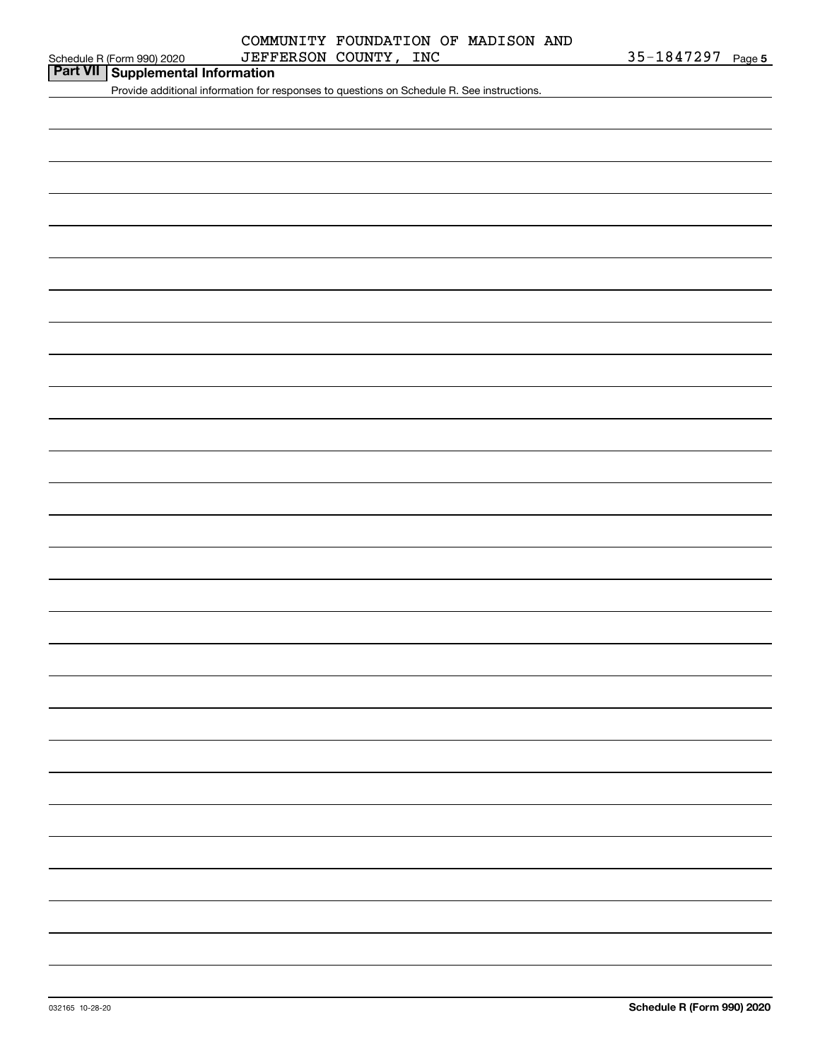COMMUNITY FOUNDATION OF MADISON AND JEFFERSON COUNTY, INC

35-1847297

## Part VII Supplemental Information

Provide additional information for responses to questions on Schedule R. See instructions.

032165 10-28-20

**Schedule R (Form 990) 2020**